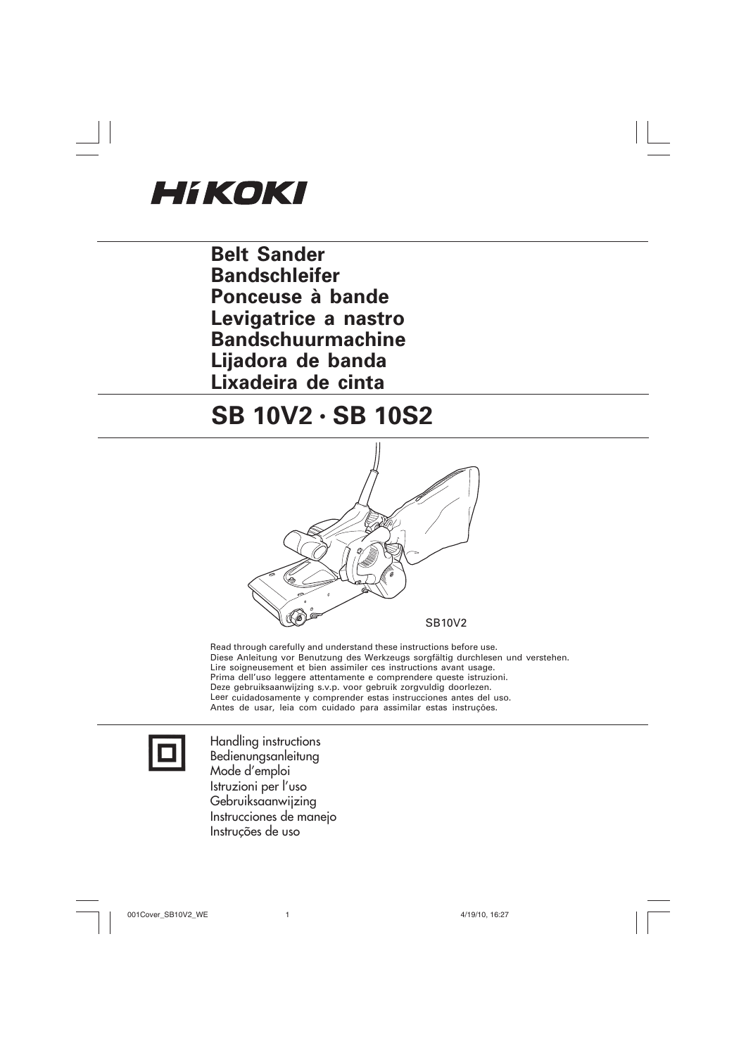# HiKOKI

**Belt Sander**
**Bandschleifer**
**Ponceuse à bande**
**Levigatrice a nastro**
**Bandschuurmachine**
**Lijadora de banda**
**Lixadeira de cinta**

## SB 10V2 · SB 10S2

SB10V2

Read through carefully and understand these instructions before use.
Diese Anleitung vor Benutzung des Werkzeugs sorgfältig durchlesen und verstehen.
Lire soigneusement et bien assimiler ces instructions avant usage.
Prima dell'uso leggere attentamente e comprendere queste istruzioni.
Deze gebruiksaanwijzing s.v.p. voor gebruik zorgvuldig doorlezen.
Leer cuidadosamente y comprender estas instrucciones antes del uso.
Antes de usar, leia com cuidado para assimilar estas instruções.

Handling instructions
Bedienungsanleitung
Mode d'emploi
Istruzioni per l'uso
Gebruiksaanwijzing
Instrucciones de manejo
Instruções de uso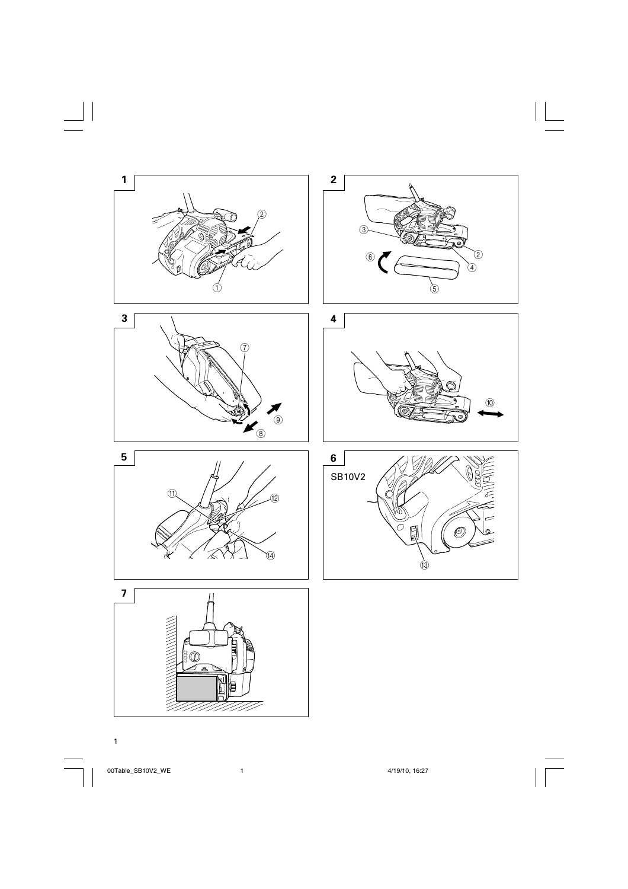1

2

3

4

5

6

SB10V2

7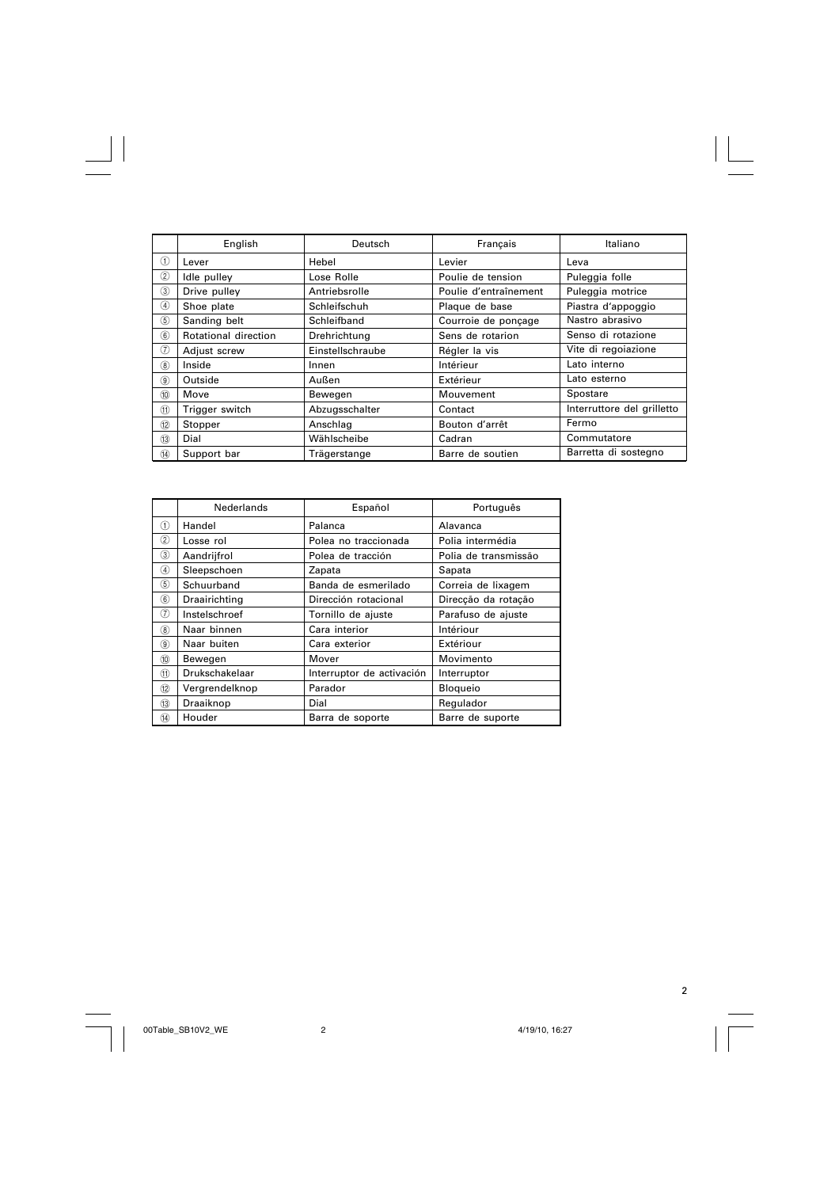| | English | Deutsch | Français | Italiano |
|---|---|---|---|---|
| ① | Lever | Hebel | Levier | Leva |
| ② | Idle pulley | Lose Rolle | Poulie de tension | Puleggia folle |
| ③ | Drive pulley | Antriebsrolle | Poulie d'entraînement | Puleggia motrice |
| ④ | Shoe plate | Schleifschuh | Plaque de base | Piastra d'appoggio |
| ⑤ | Sanding belt | Schleifband | Courroie de ponçage | Nastro abrasivo |
| ⑥ | Rotational direction | Drehrichtung | Sens de rotarion | Senso di rotazione |
| ⑦ | Adjust screw | Einstellschraube | Régler la vis | Vite di regoiazione |
| ⑧ | Inside | Innen | Intérieur | Lato interno |
| ⑨ | Outside | Außen | Extérieur | Lato esterno |
| ⑩ | Move | Bewegen | Mouvement | Spostare |
| ⑪ | Trigger switch | Abzugsschalter | Contact | Interruttore del grilletto |
| ⑫ | Stopper | Anschlag | Bouton d'arrêt | Fermo |
| ⑬ | Dial | Wählscheibe | Cadran | Commutatore |
| ⑭ | Support bar | Trägerstange | Barre de soutien | Barretta di sostegno |

| | Nederlands | Español | Português |
|---|---|---|---|
| ① | Handel | Palanca | Alavanca |
| ② | Losse rol | Polea no traccionada | Polia intermédia |
| ③ | Aandrijfrol | Polea de tracción | Polia de transmissão |
| ④ | Sleepschoen | Zapata | Sapata |
| ⑤ | Schuurband | Banda de esmerilado | Correia de lixagem |
| ⑥ | Draairichting | Dirección rotacional | Direcção da rotação |
| ⑦ | Instelschroef | Tornillo de ajuste | Parafuso de ajuste |
| ⑧ | Naar binnen | Cara interior | Intériour |
| ⑨ | Naar buiten | Cara exterior | Extériour |
| ⑩ | Bewegen | Mover | Movimento |
| ⑪ | Drukschakelaar | Interruptor de activación | Interruptor |
| ⑫ | Vergrendelknop | Parador | Bloqueio |
| ⑬ | Draaiknop | Dial | Regulador |
| ⑭ | Houder | Barra de soporte | Barre de suporte |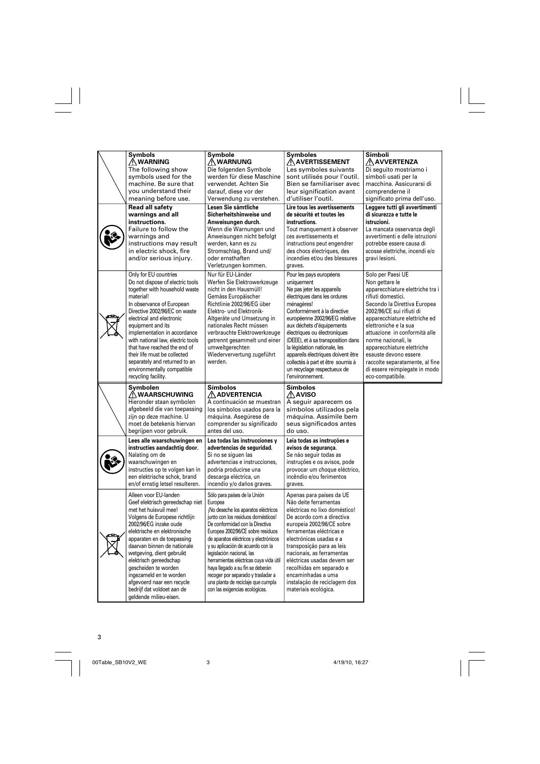| | **Symbols** ⚠ **WARNING** The following show symbols used for the machine. Be sure that you understand their meaning before use. | **Symbole** ⚠ **WARNUNG** Die folgenden Symbole werden für diese Maschine verwendet. Achten Sie darauf, diese vor der Verwendung zu verstehen. | **Symboles** ⚠ **AVERTISSEMENT** Les symboles suivants sont utilisés pour l'outil. Bien se familiariser avec leur signification avant d'utiliser l'outil. | **Simboli** ⚠ **AVVERTENZA** Di seguito mostriamo i simboli usati per la macchina. Assicurarsi di comprenderne il significato prima dell'uso. |
|---|---|---|---|---|
| | **Read all safety warnings and all instructions.** Failure to follow the warnings and instructions may result in electric shock, fire and/or serious injury. | **Lesen Sie sämtliche Sicherheitshinweise und Anweisungen durch.** Wenn die Warnungen und Anweisungen nicht befolgt werden, kann es zu Stromschlag, Brand und/oder ernsthaften Verletzungen kommen. | **Lire tous les avertissements de sécurité et toutes les instructions.** Tout manquement à observer ces avertissements et instructions peut engendrer des chocs électriques, des incendies et/ou des blessures graves. | **Leggere tutti gli avvertimenti di sicurezza e tutte le istruzioni.** La mancata osservanza degli avvertimenti e delle istruzioni potrebbe essere causa di scosse elettriche, incendi e/o gravi lesioni. |
| | Only for EU countries Do not dispose of electric tools together with household waste material! In observance of European Directive 2002/96/EC on waste electrical and electronic equipment and its implementation in accordance with national law, electric tools that have reached the end of their life must be collected separately and returned to an environmentally compatible recycling facility. | Nur für EU-Länder Werfen Sie Elektrowerkzeuge nicht in den Hausmüll! Gemäss Europäischer Richtlinie 2002/96/EG über Elektro- und Elektronik-Altgeräte und Umsetzung in nationales Recht müssen verbrauchte Elektrowerkzeuge getrennt gesammelt und einer umweltgerechten Wiederverwertung zugeführt werden. | Pour les pays européens uniquement Ne pas jeter les appareils électriques dans les ordures ménagères! Conformément à la directive européenne 2002/96/EG relative aux déchets d'équipements électriques ou électroniques (DEEE), et à sa transposition dans la législation nationale, les appareils électriques doivent être collectés à part et être soumis à un recyclage respectueux de l'environnement. | Solo per Paesi UE Non gettare le apparecchiature elettriche tra i rifiuti domestici. Secondo la Direttiva Europea 2002/96/CE sui rifiuti di apparecchiature elettriche ed elettroniche e la sua attuazione in conformità alle norme nazionali, le apparecchiature elettriche esauste devono essere raccolte separatamente, al fine di essere reimpiegate in modo eco-compatibile. |

| | **Symbolen** ⚠ **WAARSCHUWING** Hieronder staan symbolen afgebeeld die van toepassing zijn op deze machine. U moet de betekenis hiervan begrijpen voor gebruik. | **Símbolos** ⚠ **ADVERTENCIA** A continuación se muestran los símbolos usados para la máquina. Asegúrese de comprender su significado antes del uso. | **Símbolos** ⚠ **AVISO** A seguir aparecem os símbolos utilizados pela máquina. Assimile bem seus significados antes do uso. |
|---|---|---|---|
| | **Lees alle waarschuwingen en instructies aandachtig door.** Nalating om de waarschuwingen en instructies op te volgen kan in een elektrische schok, brand en/of ernstig letsel resulteren. | **Lea todas las instrucciones y advertencias de seguridad.** Si no se siguen las advertencias e instrucciones, podría producirse una descarga eléctrica, un incendio y/o daños graves. | **Leia todas as instruções e avisos de segurança.** Se não seguir todas as instruções e os avisos, pode provocar um choque eléctrico, incêndio e/ou ferimentos graves. |
| | Alleen voor EU-landen Geef elektrisch gereedschap niet met het huisvuil mee! Volgens de Europese richtlijn 2002/96/EG inzake oude elektrische en elektronische apparaten en de toepassing daarvan binnen de nationale wetgeving, dient gebruikt elektrisch gereedschap gescheiden te worden ingezameld en te worden afgevoerd naar een recycle bedrijf dat voldoet aan de geldende milieu-eisen. | Sólo para países de la Unión Europea ¡No deseche los aparatos eléctricos junto con los residuos domésticos! De conformidad con la Directiva Europea 2002/96/CE sobre residuos de aparatos eléctricos y electrónicos y su aplicación de acuerdo con la legislación nacional, las herramientas eléctricas cuya vida útil haya llegado a su fin se deberán recoger por separado y trasladar a una planta de reciclaje que cumpla con las exigencias ecológicas. | Apenas para países da UE Não deite ferramentas eléctricas no lixo doméstico! De acordo com a directiva europeia 2002/96/CE sobre ferramentas eléctricas e electrónicas usadas e a transposição para as leis nacionais, as ferramentas eléctricas usadas devem ser recolhidas em separado e encaminhadas a uma instalação de reciclagem dos materiais ecológica. |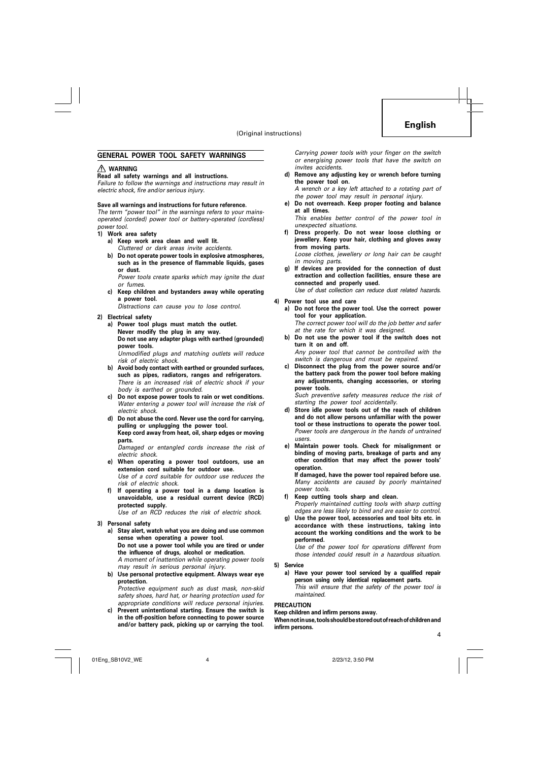(Original instructions)

## GENERAL POWER TOOL SAFETY WARNINGS

⚠ **WARNING**

**Read all safety warnings and all instructions.**
*Failure to follow the warnings and instructions may result in electric shock, fire and/or serious injury.*

**Save all warnings and instructions for future reference.**
*The term "power tool" in the warnings refers to your mains-operated (corded) power tool or battery-operated (cordless) power tool.*

1) **Work area safety**
   a) **Keep work area clean and well lit.**
      *Cluttered or dark areas invite accidents.*
   b) **Do not operate power tools in explosive atmospheres, such as in the presence of flammable liquids, gases or dust.**
      *Power tools create sparks which may ignite the dust or fumes.*
   c) **Keep children and bystanders away while operating a power tool.**
      *Distractions can cause you to lose control.*

2) **Electrical safety**
   a) **Power tool plugs must match the outlet. Never modify the plug in any way. Do not use any adapter plugs with earthed (grounded) power tools.**
      *Unmodified plugs and matching outlets will reduce risk of electric shock.*
   b) **Avoid body contact with earthed or grounded surfaces, such as pipes, radiators, ranges and refrigerators.**
      *There is an increased risk of electric shock if your body is earthed or grounded.*
   c) **Do not expose power tools to rain or wet conditions.**
      *Water entering a power tool will increase the risk of electric shock.*
   d) **Do not abuse the cord. Never use the cord for carrying, pulling or unplugging the power tool. Keep cord away from heat, oil, sharp edges or moving parts.**
      *Damaged or entangled cords increase the risk of electric shock.*
   e) **When operating a power tool outdoors, use an extension cord suitable for outdoor use.**
      *Use of a cord suitable for outdoor use reduces the risk of electric shock.*
   f) **If operating a power tool in a damp location is unavoidable, use a residual current device (RCD) protected supply.**
      *Use of an RCD reduces the risk of electric shock.*

3) **Personal safety**
   a) **Stay alert, watch what you are doing and use common sense when operating a power tool. Do not use a power tool while you are tired or under the influence of drugs, alcohol or medication.**
      *A moment of inattention while operating power tools may result in serious personal injury.*
   b) **Use personal protective equipment. Always wear eye protection.**
      *Protective equipment such as dust mask, non-skid safety shoes, hard hat, or hearing protection used for appropriate conditions will reduce personal injuries.*
   c) **Prevent unintentional starting. Ensure the switch is in the off-position before connecting to power source and/or battery pack, picking up or carrying the tool.**
      *Carrying power tools with your finger on the switch or energising power tools that have the switch on invites accidents.*
   d) **Remove any adjusting key or wrench before turning the power tool on.**
      *A wrench or a key left attached to a rotating part of the power tool may result in personal injury.*
   e) **Do not overreach. Keep proper footing and balance at all times.**
      *This enables better control of the power tool in unexpected situations.*
   f) **Dress properly. Do not wear loose clothing or jewellery. Keep your hair, clothing and gloves away from moving parts.**
      *Loose clothes, jewellery or long hair can be caught in moving parts.*
   g) **If devices are provided for the connection of dust extraction and collection facilities, ensure these are connected and properly used.**
      *Use of dust collection can reduce dust related hazards.*

4) **Power tool use and care**
   a) **Do not force the power tool. Use the correct power tool for your application.**
      *The correct power tool will do the job better and safer at the rate for which it was designed.*
   b) **Do not use the power tool if the switch does not turn it on and off.**
      *Any power tool that cannot be controlled with the switch is dangerous and must be repaired.*
   c) **Disconnect the plug from the power source and/or the battery pack from the power tool before making any adjustments, changing accessories, or storing power tools.**
      *Such preventive safety measures reduce the risk of starting the power tool accidentally.*
   d) **Store idle power tools out of the reach of children and do not allow persons unfamiliar with the power tool or these instructions to operate the power tool.**
      *Power tools are dangerous in the hands of untrained users.*
   e) **Maintain power tools. Check for misalignment or binding of moving parts, breakage of parts and any other condition that may affect the power tools' operation. If damaged, have the power tool repaired before use.**
      *Many accidents are caused by poorly maintained power tools.*
   f) **Keep cutting tools sharp and clean.**
      *Properly maintained cutting tools with sharp cutting edges are less likely to bind and are easier to control.*
   g) **Use the power tool, accessories and tool bits etc. in accordance with these instructions, taking into account the working conditions and the work to be performed.**
      *Use of the power tool for operations different from those intended could result in a hazardous situation.*

5) **Service**
   a) **Have your power tool serviced by a qualified repair person using only identical replacement parts.**
      *This will ensure that the safety of the power tool is maintained.*

**PRECAUTION**

**Keep children and infirm persons away.**

**When not in use, tools should be stored out of reach of children and infirm persons.**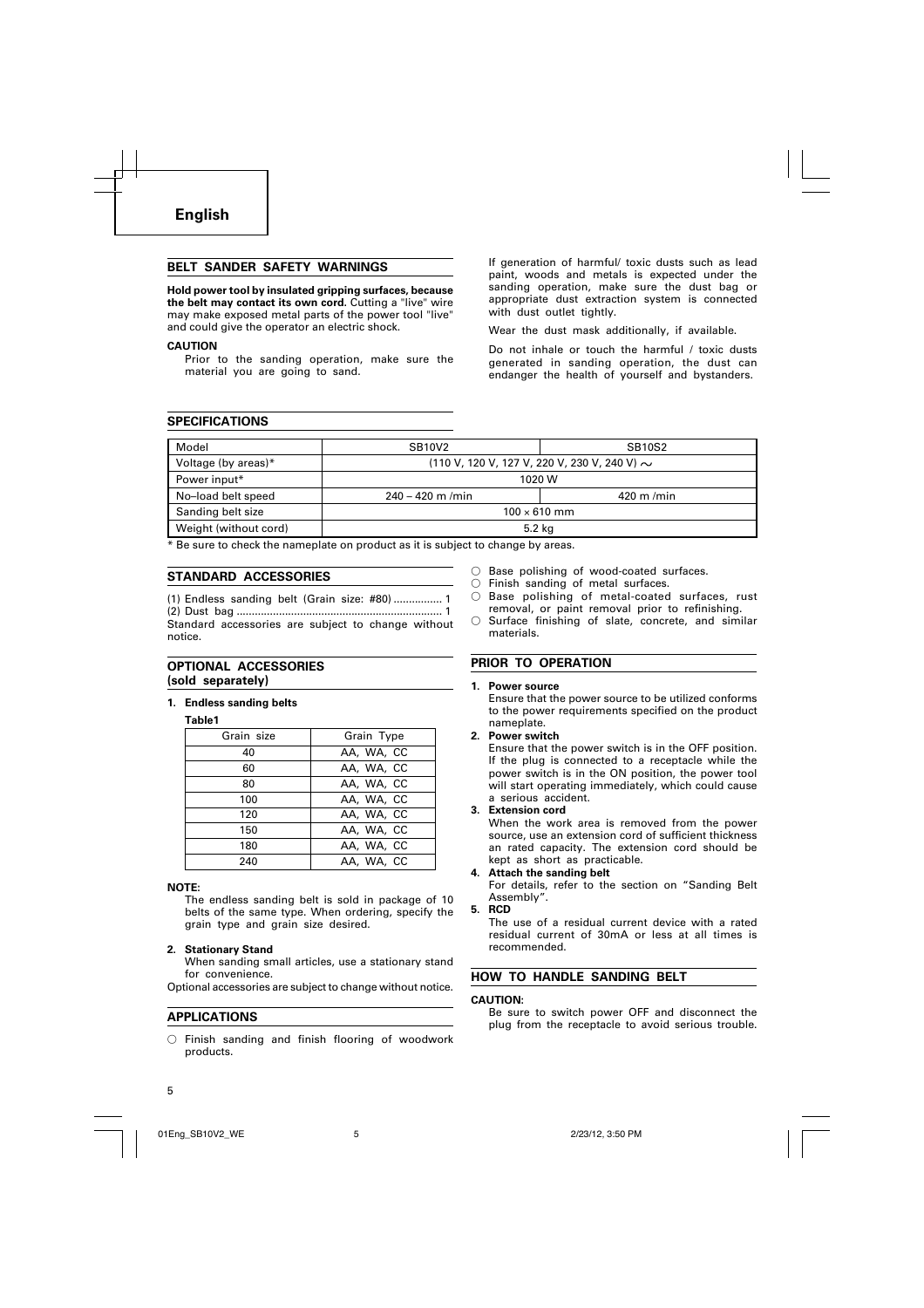# English

## BELT SANDER SAFETY WARNINGS

**Hold power tool by insulated gripping surfaces, because the belt may contact its own cord.** Cutting a "live" wire may make exposed metal parts of the power tool "live" and could give the operator an electric shock.

**CAUTION**

Prior to the sanding operation, make sure the material you are going to sand.

If generation of harmful/ toxic dusts such as lead paint, woods and metals is expected under the sanding operation, make sure the dust bag or appropriate dust extraction system is connected with dust outlet tightly.

Wear the dust mask additionally, if available.

Do not inhale or touch the harmful / toxic dusts generated in sanding operation, the dust can endanger the health of yourself and bystanders.

## SPECIFICATIONS

| Model | SB10V2 | SB10S2 |
|---|---|---|
| Voltage (by areas)* | (110 V, 120 V, 127 V, 220 V, 230 V, 240 V) ∼ | |
| Power input* | 1020 W | |
| No–load belt speed | 240 – 420 m /min | 420 m /min |
| Sanding belt size | 100 × 610 mm | |
| Weight (without cord) | 5.2 kg | |

\* Be sure to check the nameplate on product as it is subject to change by areas.

## STANDARD ACCESSORIES

(1) Endless sanding belt (Grain size: #80) ................ 1
(2) Dust bag .................................................................. 1

Standard accessories are subject to change without notice.

## OPTIONAL ACCESSORIES (sold separately)

**1. Endless sanding belts**

**Table1**

| Grain size | Grain Type |
|---|---|
| 40 | AA, WA, CC |
| 60 | AA, WA, CC |
| 80 | AA, WA, CC |
| 100 | AA, WA, CC |
| 120 | AA, WA, CC |
| 150 | AA, WA, CC |
| 180 | AA, WA, CC |
| 240 | AA, WA, CC |

**NOTE:**

The endless sanding belt is sold in package of 10 belts of the same type. When ordering, specify the grain type and grain size desired.

**2. Stationary Stand**

When sanding small articles, use a stationary stand for convenience.

Optional accessories are subject to change without notice.

## APPLICATIONS

○ Finish sanding and finish flooring of woodwork products.
○ Base polishing of wood-coated surfaces.
○ Finish sanding of metal surfaces.
○ Base polishing of metal-coated surfaces, rust removal, or paint removal prior to refinishing.
○ Surface finishing of slate, concrete, and similar materials.

## PRIOR TO OPERATION

**1. Power source**

Ensure that the power source to be utilized conforms to the power requirements specified on the product nameplate.

**2. Power switch**

Ensure that the power switch is in the OFF position. If the plug is connected to a receptacle while the power switch is in the ON position, the power tool will start operating immediately, which could cause a serious accident.

**3. Extension cord**

When the work area is removed from the power source, use an extension cord of sufficient thickness an rated capacity. The extension cord should be kept as short as practicable.

**4. Attach the sanding belt**

For details, refer to the section on "Sanding Belt Assembly".

**5. RCD**

The use of a residual current device with a rated residual current of 30mA or less at all times is recommended.

## HOW TO HANDLE SANDING BELT

**CAUTION:**

Be sure to switch power OFF and disconnect the plug from the receptacle to avoid serious trouble.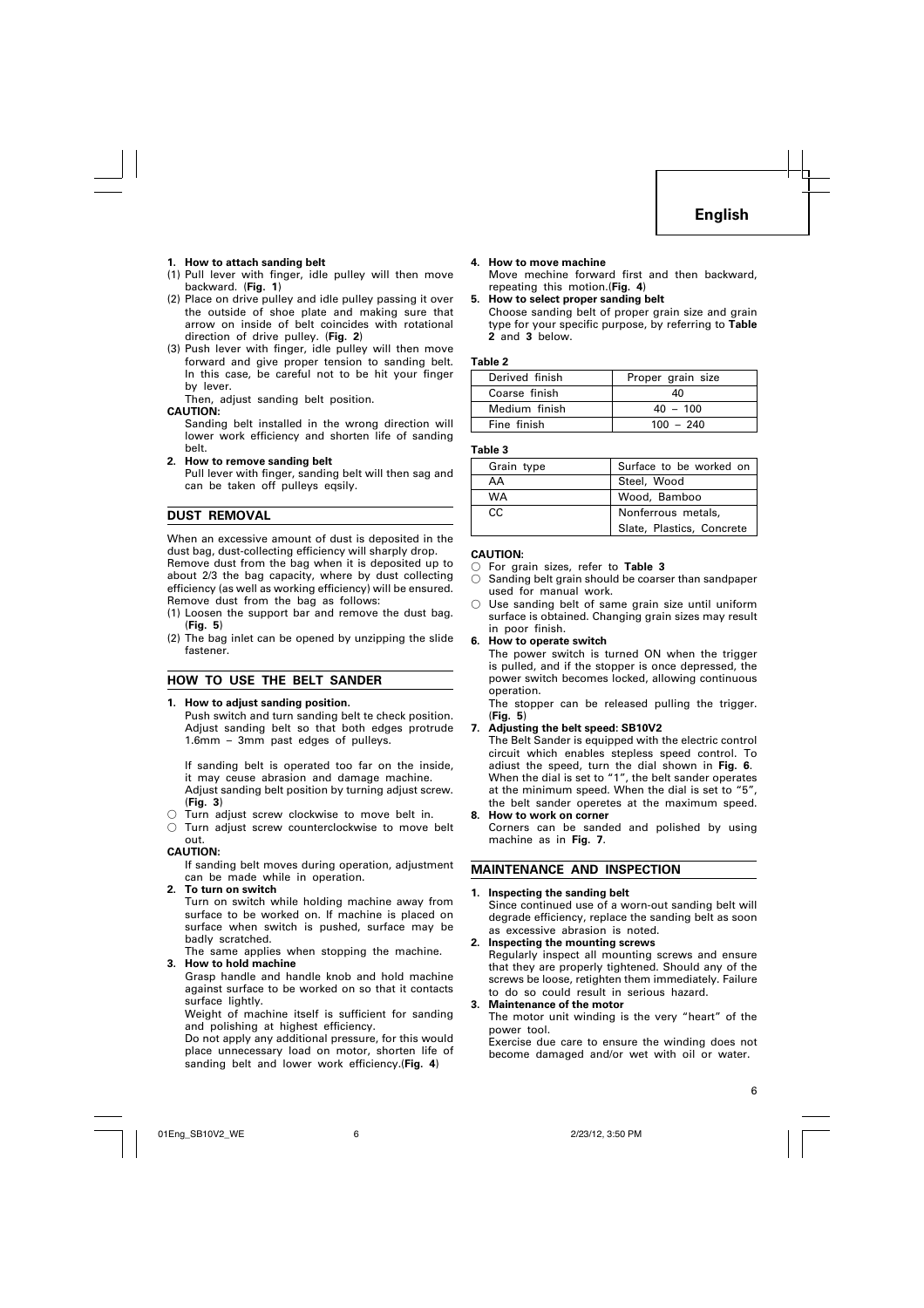**1. How to attach sanding belt**

(1) Pull lever with finger, idle pulley will then move backward. (**Fig. 1**)

(2) Place on drive pulley and idle pulley passing it over the outside of shoe plate and making sure that arrow on inside of belt coincides with rotational direction of drive pulley. (**Fig. 2**)

(3) Push lever with finger, idle pulley will then move forward and give proper tension to sanding belt. In this case, be careful not to be hit your finger by lever.

Then, adjust sanding belt position.

**CAUTION:**

Sanding belt installed in the wrong direction will lower work efficiency and shorten life of sanding belt.

**2. How to remove sanding belt**

Pull lever with finger, sanding belt will then sag and can be taken off pulleys eqsily.

## DUST REMOVAL

When an excessive amount of dust is deposited in the dust bag, dust-collecting efficiency will sharply drop. Remove dust from the bag when it is deposited up to about 2/3 the bag capacity, where by dust collecting efficiency (as well as working efficiency) will be ensured. Remove dust from the bag as follows:

(1) Loosen the support bar and remove the dust bag. (**Fig. 5**)

(2) The bag inlet can be opened by unzipping the slide fastener.

## HOW TO USE THE BELT SANDER

**1. How to adjust sanding position.**

Push switch and turn sanding belt te check position. Adjust sanding belt so that both edges protrude 1.6mm – 3mm past edges of pulleys.

If sanding belt is operated too far on the inside, it may ceuse abrasion and damage machine.
Adjust sanding belt position by turning adjust screw. (**Fig. 3**)

○ Turn adjust screw clockwise to move belt in.
○ Turn adjust screw counterclockwise to move belt out.

**CAUTION:**

If sanding belt moves during operation, adjustment can be made while in operation.

**2. To turn on switch**

Turn on switch while holding machine away from surface to be worked on. If machine is placed on surface when switch is pushed, surface may be badly scratched.

The same applies when stopping the machine.

**3. How to hold machine**

Grasp handle and handle knob and hold machine against surface to be worked on so that it contacts surface lightly.

Weight of machine itself is sufficient for sanding and polishing at highest efficiency.

Do not apply any additional pressure, for this would place unnecessary load on motor, shorten life of sanding belt and lower work efficiency.(**Fig. 4**)

**4. How to move machine**

Move machine forward first and then backward, repeating this motion.(**Fig. 4**)

**5. How to select proper sanding belt**

Choose sanding belt of proper grain size and grain type for your specific purpose, by referring to **Table 2** and **3** below.

**Table 2**

| Derived finish | Proper grain size |
|---|---|
| Coarse finish | 40 |
| Medium finish | 40 – 100 |
| Fine finish | 100 – 240 |

**Table 3**

| Grain type | Surface to be worked on |
|---|---|
| AA | Steel, Wood |
| WA | Wood, Bamboo |
| CC | Nonferrous metals, Slate, Plastics, Concrete |

**CAUTION:**

○ For grain sizes, refer to **Table 3**
○ Sanding belt grain should be coarser than sandpaper used for manual work.
○ Use sanding belt of same grain size until uniform surface is obtained. Changing grain sizes may result in poor finish.

**6. How to operate switch**

The power switch is turned ON when the trigger is pulled, and if the stopper is once depressed, the power switch becomes locked, allowing continuous operation.

The stopper can be released pulling the trigger. (**Fig. 5**)

**7. Adjusting the belt speed: SB10V2**

The Belt Sander is equipped with the electric control circuit which enables stepless speed control. To adiust the speed, turn the dial shown in **Fig. 6**. When the dial is set to "1", the belt sander operates at the minimum speed. When the dial is set to "5", the belt sander operetes at the maximum speed.

**8. How to work on corner**

Corners can be sanded and polished by using machine as in **Fig. 7**.

## MAINTENANCE AND INSPECTION

**1. Inspecting the sanding belt**

Since continued use of a worn-out sanding belt will degrade efficiency, replace the sanding belt as soon as excessive abrasion is noted.

**2. Inspecting the mounting screws**

Regularly inspect all mounting screws and ensure that they are properly tightened. Should any of the screws be loose, retighten them immediately. Failure to do so could result in serious hazard.

**3. Maintenance of the motor**

The motor unit winding is the very "heart" of the power tool.

Exercise due care to ensure the winding does not become damaged and/or wet with oil or water.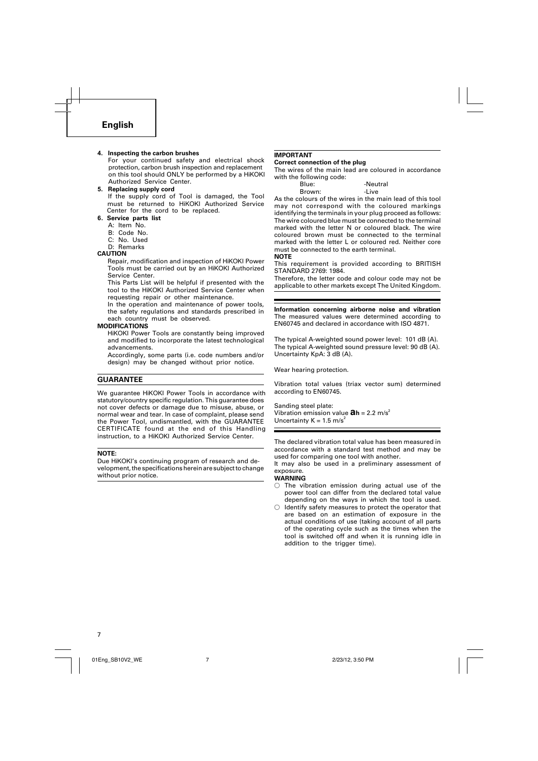4. **Inspecting the carbon brushes**

   For your continued safety and electrical shock protection, carbon brush inspection and replacement on this tool should ONLY be performed by a HiKOKI Authorized Service Center.

5. **Replacing supply cord**

   If the supply cord of Tool is damaged, the Tool must be returned to HiKOKI Authorized Service Center for the cord to be replaced.

6. **Service parts list**

   A: Item No.
   B: Code No.
   C: No. Used
   D: Remarks

**CAUTION**

Repair, modification and inspection of HiKOKI Power Tools must be carried out by an HiKOKI Authorized Service Center.

This Parts List will be helpful if presented with the tool to the HiKOKI Authorized Service Center when requesting repair or other maintenance.

In the operation and maintenance of power tools, the safety regulations and standards prescribed in each country must be observed.

**MODIFICATIONS**

HiKOKI Power Tools are constantly being improved and modified to incorporate the latest technological advancements.

Accordingly, some parts (i.e. code numbers and/or design) may be changed without prior notice.

## GUARANTEE

We guarantee HiKOKI Power Tools in accordance with statutory/country specific regulation. This guarantee does not cover defects or damage due to misuse, abuse, or normal wear and tear. In case of complaint, please send the Power Tool, undismantled, with the GUARANTEE CERTIFICATE found at the end of this Handling instruction, to a HiKOKI Authorized Service Center.

**NOTE:**

Due HiKOKI's continuing program of research and development, the specifications herein are subject to change without prior notice.

**IMPORTANT**

**Correct connection of the plug**

The wires of the main lead are coloured in accordance with the following code:

Blue: -Neutral
Brown: -Live

As the colours of the wires in the main lead of this tool may not correspond with the coloured markings identifying the terminals in your plug proceed as follows:
The wire coloured blue must be connected to the terminal marked with the letter N or coloured black. The wire coloured brown must be connected to the terminal marked with the letter L or coloured red. Neither core must be connected to the earth terminal.

**NOTE**

This requirement is provided according to BRITISH STANDARD 2769: 1984.

Therefore, the letter code and colour code may not be applicable to other markets except The United Kingdom.

**Information concerning airborne noise and vibration**

The measured values were determined according to EN60745 and declared in accordance with ISO 4871.

The typical A-weighted sound power level: 101 dB (A).
The typical A-weighted sound pressure level: 90 dB (A).
Uncertainty KpA: 3 dB (A).

Wear hearing protection.

Vibration total values (triax vector sum) determined according to EN60745.

Sanding steel plate:
Vibration emission value $a_h$ = 2.2 $m/s^2$
Uncertainty K = 1.5 $m/s^2$

The declared vibration total value has been measured in accordance with a standard test method and may be used for comparing one tool with another.

It may also be used in a preliminary assessment of exposure.

**WARNING**

- ○ The vibration emission during actual use of the power tool can differ from the declared total value depending on the ways in which the tool is used.
- ○ Identify safety measures to protect the operator that are based on an estimation of exposure in the actual conditions of use (taking account of all parts of the operating cycle such as the times when the tool is switched off and when it is running idle in addition to the trigger time).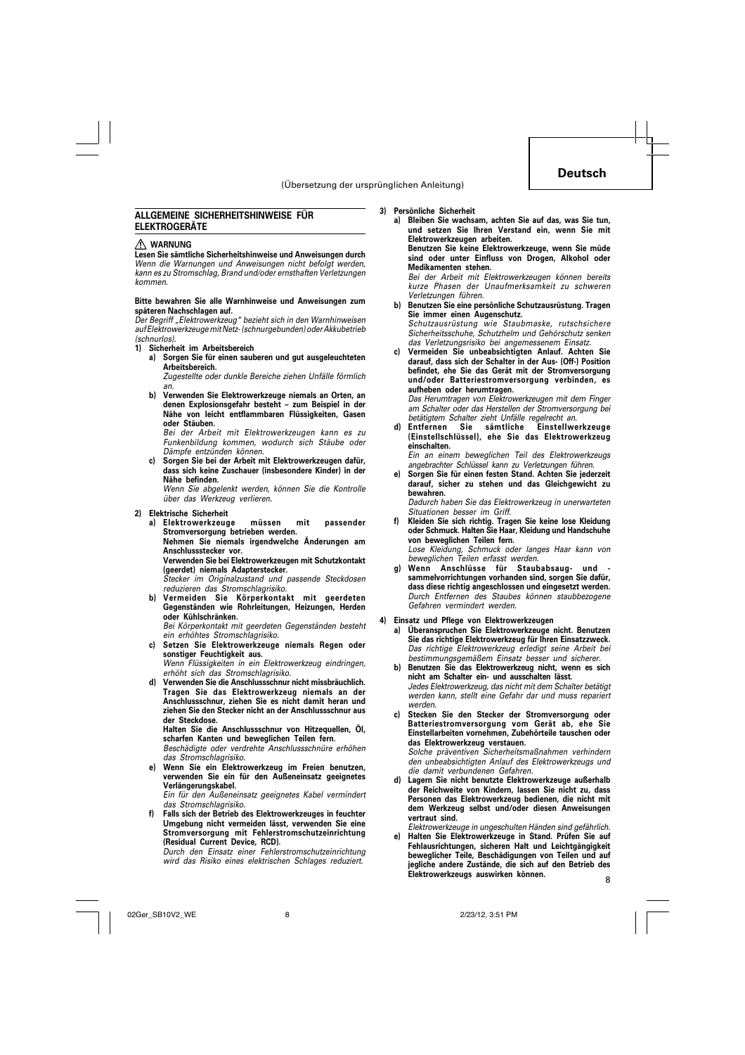(Übersetzung der ursprünglichen Anleitung)

## ALLGEMEINE SICHERHEITSHINWEISE FÜR ELEKTROGERÄTE

### ⚠ WARNUNG

**Lesen Sie sämtliche Sicherheitshinweise und Anweisungen durch**
*Wenn die Warnungen und Anweisungen nicht befolgt werden, kann es zu Stromschlag, Brand und/oder ernsthaften Verletzungen kommen.*

**Bitte bewahren Sie alle Warnhinweise und Anweisungen zum späteren Nachschlagen auf.**
*Der Begriff „Elektrowerkzeug" bezieht sich in den Warnhinweisen auf Elektrowerkzeuge mit Netz- (schnurgebunden) oder Akkubetrieb (schnurlos).*

**1) Sicherheit im Arbeitsbereich**

a) **Sorgen Sie für einen sauberen und gut ausgeleuchteten Arbeitsbereich.**
*Zugestellte oder dunkle Bereiche ziehen Unfälle förmlich an.*

b) **Verwenden Sie Elektrowerkzeuge niemals an Orten, an denen Explosionsgefahr besteht – zum Beispiel in der Nähe von leicht entflammbaren Flüssigkeiten, Gasen oder Stäuben.**
*Bei der Arbeit mit Elektrowerkzeugen kann es zu Funkenbildung kommen, wodurch sich Stäube oder Dämpfe entzünden können.*

c) **Sorgen Sie bei der Arbeit mit Elektrowerkzeugen dafür, dass sich keine Zuschauer (insbesondere Kinder) in der Nähe befinden.**
*Wenn Sie abgelenkt werden, können Sie die Kontrolle über das Werkzeug verlieren.*

**2) Elektrische Sicherheit**

a) **Elektrowerkzeuge müssen mit passender Stromversorgung betrieben werden.**
**Nehmen Sie niemals irgendwelche Änderungen am Anschlussstecker vor.**
**Verwenden Sie bei Elektrowerkzeugen mit Schutzkontakt (geerdet) niemals Adapterstecker.**
*Stecker im Originalzustand und passende Steckdosen reduzieren das Stromschlagrisiko.*

b) **Vermeiden Sie Körperkontakt mit geerdeten Gegenständen wie Rohrleitungen, Heizungen, Herden oder Kühlschränken.**
*Bei Körperkontakt mit geerdeten Gegenständen besteht ein erhöhtes Stromschlagrisiko.*

c) **Setzen Sie Elektrowerkzeuge niemals Regen oder sonstiger Feuchtigkeit aus.**
*Wenn Flüssigkeiten in ein Elektrowerkzeug eindringen, erhöht sich das Stromschlagrisiko.*

d) **Verwenden Sie die Anschlussschnur nicht missbräuchlich. Tragen Sie das Elektrowerkzeug niemals an der Anschlussschnur, ziehen Sie es nicht damit heran und ziehen Sie den Stecker nicht an der Anschlussschnur aus der Steckdose.**
**Halten Sie die Anschlussschnur von Hitzequellen, Öl, scharfen Kanten und beweglichen Teilen fern.**
*Beschädigte oder verdrehte Anschlussschnüre erhöhen das Stromschlagrisiko.*

e) **Wenn Sie ein Elektrowerkzeug im Freien benutzen, verwenden Sie ein für den Außeneinsatz geeignetes Verlängerungskabel.**
*Ein für den Außeneinsatz geeignetes Kabel vermindert das Stromschlagrisiko.*

f) **Falls sich der Betrieb des Elektrowerkzeuges in feuchter Umgebung nicht vermeiden lässt, verwenden Sie eine Stromversorgung mit Fehlerstromschutzeinrichtung (Residual Current Device, RCD).**
*Durch den Einsatz einer Fehlerstromschutzeinrichtung wird das Risiko eines elektrischen Schlages reduziert.*

**3) Persönliche Sicherheit**

a) **Bleiben Sie wachsam, achten Sie auf das, was Sie tun, und setzen Sie Ihren Verstand ein, wenn Sie mit Elektrowerkzeugen arbeiten.**
**Benutzen Sie keine Elektrowerkzeuge, wenn Sie müde sind oder unter Einfluss von Drogen, Alkohol oder Medikamenten stehen.**
*Bei der Arbeit mit Elektrowerkzeugen können bereits kurze Phasen der Unaufmerksamkeit zu schweren Verletzungen führen.*

b) **Benutzen Sie eine persönliche Schutzausrüstung. Tragen Sie immer einen Augenschutz.**
*Schutzausrüstung wie Staubmaske, rutschsichere Sicherheitsschuhe, Schutzhelm und Gehörschutz senken das Verletzungsrisiko bei angemessenem Einsatz.*

c) **Vermeiden Sie unbeabsichtigten Anlauf. Achten Sie darauf, dass sich der Schalter in der Aus- (Off-) Position befindet, ehe Sie das Gerät mit der Stromversorgung und/oder Batteriestromversorgung verbinden, es aufheben oder herumtragen.**
*Das Herumtragen von Elektrowerkzeugen mit dem Finger am Schalter oder das Herstellen der Stromversorgung bei betätigtem Schalter zieht Unfälle regelrecht an.*

d) **Entfernen Sie sämtliche Einstellwerkzeuge (Einstellschlüssel), ehe Sie das Elektrowerkzeug einschalten.**
*Ein an einem beweglichen Teil des Elektrowerkzeugs angebrachter Schlüssel kann zu Verletzungen führen.*

e) **Sorgen Sie für einen festen Stand. Achten Sie jederzeit darauf, sicher zu stehen und das Gleichgewicht zu bewahren.**
*Dadurch haben Sie das Elektrowerkzeug in unerwarteten Situationen besser im Griff.*

f) **Kleiden Sie sich richtig. Tragen Sie keine lose Kleidung oder Schmuck. Halten Sie Haar, Kleidung und Handschuhe von beweglichen Teilen fern.**
*Lose Kleidung, Schmuck oder langes Haar kann von beweglichen Teilen erfasst werden.*

g) **Wenn Anschlüsse für Staubabsaug- und -sammelvorrichtungen vorhanden sind, sorgen Sie dafür, dass diese richtig angeschlossen und eingesetzt werden.**
*Durch Entfernen des Staubes können staubbezogene Gefahren vermindert werden.*

**4) Einsatz und Pflege von Elektrowerkzeugen**

a) **Überanspruchen Sie Elektrowerkzeuge nicht. Benutzen Sie das richtige Elektrowerkzeug für Ihren Einsatzzweck.**
*Das richtige Elektrowerkzeug erledigt seine Arbeit bei bestimmungsgemäßem Einsatz besser und sicherer.*

b) **Benutzen Sie das Elektrowerkzeug nicht, wenn es sich nicht am Schalter ein- und ausschalten lässt.**
*Jedes Elektrowerkzeug, das nicht mit dem Schalter betätigt werden kann, stellt eine Gefahr dar und muss repariert werden.*

c) **Stecken Sie den Stecker der Stromversorgung oder Batteriestromversorgung vom Gerät ab, ehe Sie Einstellarbeiten vornehmen, Zubehörteile tauschen oder das Elektrowerkzeug verstauen.**
*Solche präventiven Sicherheitsmaßnahmen verhindern den unbeabsichtigten Anlauf des Elektrowerkzeugs und die damit verbundenen Gefahren.*

d) **Lagern Sie nicht benutzte Elektrowerkzeuge außerhalb der Reichweite von Kindern, lassen Sie nicht zu, dass Personen das Elektrowerkzeug bedienen, die nicht mit dem Werkzeug selbst und/oder diesen Anweisungen vertraut sind.**
*Elektrowerkzeuge in ungeschulten Händen sind gefährlich.*

e) **Halten Sie Elektrowerkzeuge in Stand. Prüfen Sie auf Fehlausrichtungen, sicheren Halt und Leichtgängigkeit beweglicher Teile, Beschädigungen von Teilen und auf jegliche andere Zustände, die sich auf den Betrieb des Elektrowerkzeugs auswirken können.**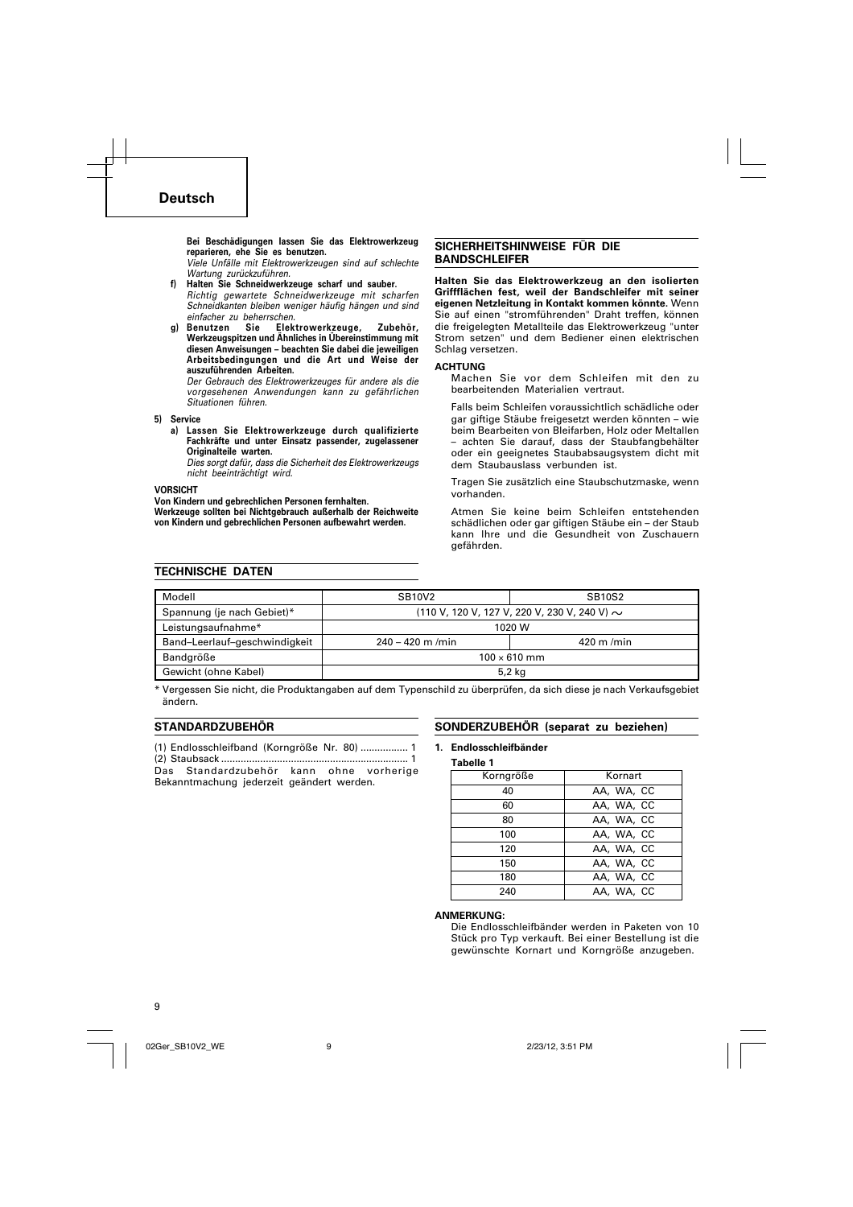**Bei Beschädigungen lassen Sie das Elektrowerkzeug reparieren, ehe Sie es benutzen.**
*Viele Unfälle mit Elektrowerkzeugen sind auf schlechte Wartung zurückzuführen.*

f) **Halten Sie Schneidwerkzeuge scharf und sauber.**
*Richtig gewartete Schneidwerkzeuge mit scharfen Schneidkanten bleiben weniger häufig hängen und sind einfacher zu beherrschen.*

g) **Benutzen Sie Elektrowerkzeuge, Zubehör, Werkzeugspitzen und Ähnliches in Übereinstimmung mit diesen Anweisungen – beachten Sie dabei die jeweiligen Arbeitsbedingungen und die Art und Weise der auszuführenden Arbeiten.**
*Der Gebrauch des Elektrowerkzeuges für andere als die vorgesehenen Anwendungen kann zu gefährlichen Situationen führen.*

5) **Service**

a) **Lassen Sie Elektrowerkzeuge durch qualifizierte Fachkräfte und unter Einsatz passender, zugelassener Originalteile warten.**
*Dies sorgt dafür, dass die Sicherheit des Elektrowerkzeugs nicht beeinträchtigt wird.*

**VORSICHT**

**Von Kindern und gebrechlichen Personen fernhalten.**
**Werkzeuge sollten bei Nichtgebrauch außerhalb der Reichweite von Kindern und gebrechlichen Personen aufbewahrt werden.**

## SICHERHEITSHINWEISE FÜR DIE BANDSCHLEIFER

**Halten Sie das Elektrowerkzeug an den isolierten Griffflächen fest, weil der Bandschleifer mit seiner eigenen Netzleitung in Kontakt kommen könnte.** Wenn Sie auf einen "stromführenden" Draht treffen, können die freigelegten Metallteile das Elektrowerkzeug "unter Strom setzen" und dem Bediener einen elektrischen Schlag versetzen.

**ACHTUNG**

Machen Sie vor dem Schleifen mit den zu bearbeitenden Materialien vertraut.

Falls beim Schleifen voraussichtlich schädliche oder gar giftige Stäube freigesetzt werden könnten – wie beim Bearbeiten von Bleifarben, Holz oder Meltallen – achten Sie darauf, dass der Staubfangbehälter oder ein geeignetes Staubabsaugsystem dicht mit dem Staubauslass verbunden ist.

Tragen Sie zusätzlich eine Staubschutzmaske, wenn vorhanden.

Atmen Sie keine beim Schleifen entstehenden schädlichen oder gar giftigen Stäube ein – der Staub kann Ihre und die Gesundheit von Zuschauern gefährden.

## TECHNISCHE DATEN

| Modell | SB10V2 | SB10S2 |
|---|---|---|
| Spannung (je nach Gebiet)* | (110 V, 120 V, 127 V, 220 V, 230 V, 240 V) ∼ | |
| Leistungsaufnahme* | 1020 W | |
| Band–Leerlauf–geschwindigkeit | 240 – 420 m /min | 420 m /min |
| Bandgröße | 100 × 610 mm | |
| Gewicht (ohne Kabel) | 5,2 kg | |

\* Vergessen Sie nicht, die Produktangaben auf dem Typenschild zu überprüfen, da sich diese je nach Verkaufsgebiet ändern.

## STANDARDZUBEHÖR

(1) Endlosschleifband (Korngröße Nr. 80) ................ 1
(2) Staubsack .................................................................. 1

Das Standardzubehör kann ohne vorherige Bekanntmachung jederzeit geändert werden.

## SONDERZUBEHÖR (separat zu beziehen)

1. **Endlosschleifbänder**

**Tabelle 1**

| Korngröße | Kornart |
|---|---|
| 40 | AA, WA, CC |
| 60 | AA, WA, CC |
| 80 | AA, WA, CC |
| 100 | AA, WA, CC |
| 120 | AA, WA, CC |
| 150 | AA, WA, CC |
| 180 | AA, WA, CC |
| 240 | AA, WA, CC |

**ANMERKUNG:**

Die Endlosschleifbänder werden in Paketen von 10 Stück pro Typ verkauft. Bei einer Bestellung ist die gewünschte Kornart und Korngröße anzugeben.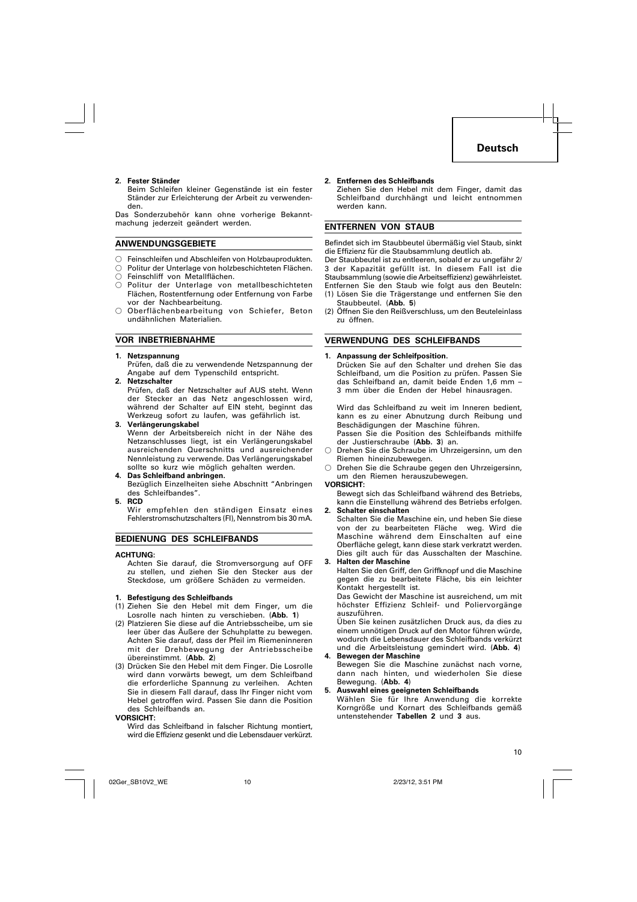**2. Fester Ständer**
Beim Schleifen kleiner Gegenstände ist ein fester Ständer zur Erleichterung der Arbeit zu verwendenden.

Das Sonderzubehör kann ohne vorherige Bekanntmachung jederzeit geändert werden.

## ANWENDUNGSGEBIETE

- ○ Feinschleifen und Abschleifen von Holzbauprodukten.
- ○ Politur der Unterlage von holzbeschichteten Flächen.
- ○ Feinschliff von Metallflächen.
- ○ Politur der Unterlage von metallbeschichteten Flächen, Rostentfernung oder Entfernung von Farbe vor der Nachbearbeitung.
- ○ Oberflächenbearbeitung von Schiefer, Beton undähnlichen Materialien.

## VOR INBETRIEBNAHME

**1. Netzspannung**
Prüfen, daß die zu verwendende Netzspannung der Angabe auf dem Typenschild entspricht.

**2. Netzschalter**
Prüfen, daß der Netzschalter auf AUS steht. Wenn der Stecker an das Netz angeschlossen wird, während der Schalter auf EIN steht, beginnt das Werkzeug sofort zu laufen, was gefährlich ist.

**3. Verlängerungskabel**
Wenn der Arbeitsbereich nicht in der Nähe des Netzanschlusses liegt, ist ein Verlängerungskabel ausreichenden Querschnitts und ausreichender Nennleistung zu verwende. Das Verlängerungskabel sollte so kurz wie möglich gehalten werden.

**4. Das Schleifband anbringen.**
Bezüglich Einzelheiten siehe Abschnitt "Anbringen des Schleifbandes".

**5. RCD**
Wir empfehlen den ständigen Einsatz eines Fehlerstromschutzschalters (FI), Nennstrom bis 30 mA.

## BEDIENUNG DES SCHLEIFBANDS

**ACHTUNG:**
Achten Sie darauf, die Stromversorgung auf OFF zu stellen, und ziehen Sie den Stecker aus der Steckdose, um größere Schäden zu vermeiden.

**1. Befestigung des Schleifbands**

(1) Ziehen Sie den Hebel mit dem Finger, um die Losrolle nach hinten zu verschieben. (**Abb. 1**)

(2) Platzieren Sie diese auf die Antriebsscheibe, um sie leer über das Äußere der Schuhplatte zu bewegen. Achten Sie darauf, dass der Pfeil im Riemeninneren mit der Drehbewegung der Antriebsscheibe übereinstimmt. (**Abb. 2**)

(3) Drücken Sie den Hebel mit dem Finger. Die Losrolle wird dann vorwärts bewegt, um dem Schleifband die erforderliche Spannung zu verleihen. Achten Sie in diesem Fall darauf, dass Ihr Finger nicht vom Hebel getroffen wird. Passen Sie dann die Position des Schleifbands an.

**VORSICHT:**
Wird das Schleifband in falscher Richtung montiert, wird die Effizienz gesenkt und die Lebensdauer verkürzt.

**2. Entfernen des Schleifbands**
Ziehen Sie den Hebel mit dem Finger, damit das Schleifband durchhängt und leicht entnommen werden kann.

## ENTFERNEN VON STAUB

Befindet sich im Staubbeutel übermäßig viel Staub, sinkt die Effizienz für die Staubsammlung deutlich ab.
Der Staubbeutel ist zu entleeren, sobald er zu ungefähr 2/3 der Kapazität gefüllt ist. In diesem Fall ist die Staubsammlung (sowie die Arbeitseffizienz) gewährleistet.
Entfernen Sie den Staub wie folgt aus den Beuteln:

(1) Lösen Sie die Trägerstange und entfernen Sie den Staubbeutel. (**Abb. 5**)

(2) Öffnen Sie den Reißverschluss, um den Beuteleinlass zu öffnen.

## VERWENDUNG DES SCHLEIFBANDS

**1. Anpassung der Schleifposition.**
Drücken Sie auf den Schalter und drehen Sie das Schleifband, um die Position zu prüfen. Passen Sie das Schleifband an, damit beide Enden 1,6 mm – 3 mm über die Enden der Hebel hinausragen.

Wird das Schleifband zu weit im Inneren bedient, kann es zu einer Abnutzung durch Reibung und Beschädigungen der Maschine führen.
Passen Sie die Position des Schleifbands mithilfe der Justierschraube (**Abb. 3**) an.

- ○ Drehen Sie die Schraube im Uhrzeigersinn, um den Riemen hineinzubewegen.
- ○ Drehen Sie die Schraube gegen den Uhrzeigersinn, um den Riemen herauszubewegen.

**VORSICHT:**
Bewegt sich das Schleifband während des Betriebs, kann die Einstellung während des Betriebs erfolgen.

**2. Schalter einschalten**
Schalten Sie die Maschine ein, und heben Sie diese von der zu bearbeiteten Fläche weg. Wird die Maschine während dem Einschalten auf eine Oberfläche gelegt, kann diese stark verkratzt werden. Dies gilt auch für das Ausschalten der Maschine.

**3. Halten der Maschine**
Halten Sie den Griff, den Griffknopf und die Maschine gegen die zu bearbeitete Fläche, bis ein leichter Kontakt hergestellt ist.
Das Gewicht der Maschine ist ausreichend, um mit höchster Effizienz Schleif- und Poliervorgänge auszuführen.
Üben Sie keinen zusätzlichen Druck aus, da dies zu einem unnötigen Druck auf den Motor führen würde, wodurch die Lebensdauer des Schleifbands verkürzt und die Arbeitsleistung gemindert wird. (**Abb. 4**)

**4. Bewegen der Maschine**
Bewegen Sie die Maschine zunächst nach vorne, dann nach hinten, und wiederholen Sie diese Bewegung. (**Abb. 4**)

**5. Auswahl eines geeigneten Schleifbands**
Wählen Sie für Ihre Anwendung die korrekte Korngröße und Kornart des Schleifbands gemäß untenstehender **Tabellen 2** und **3** aus.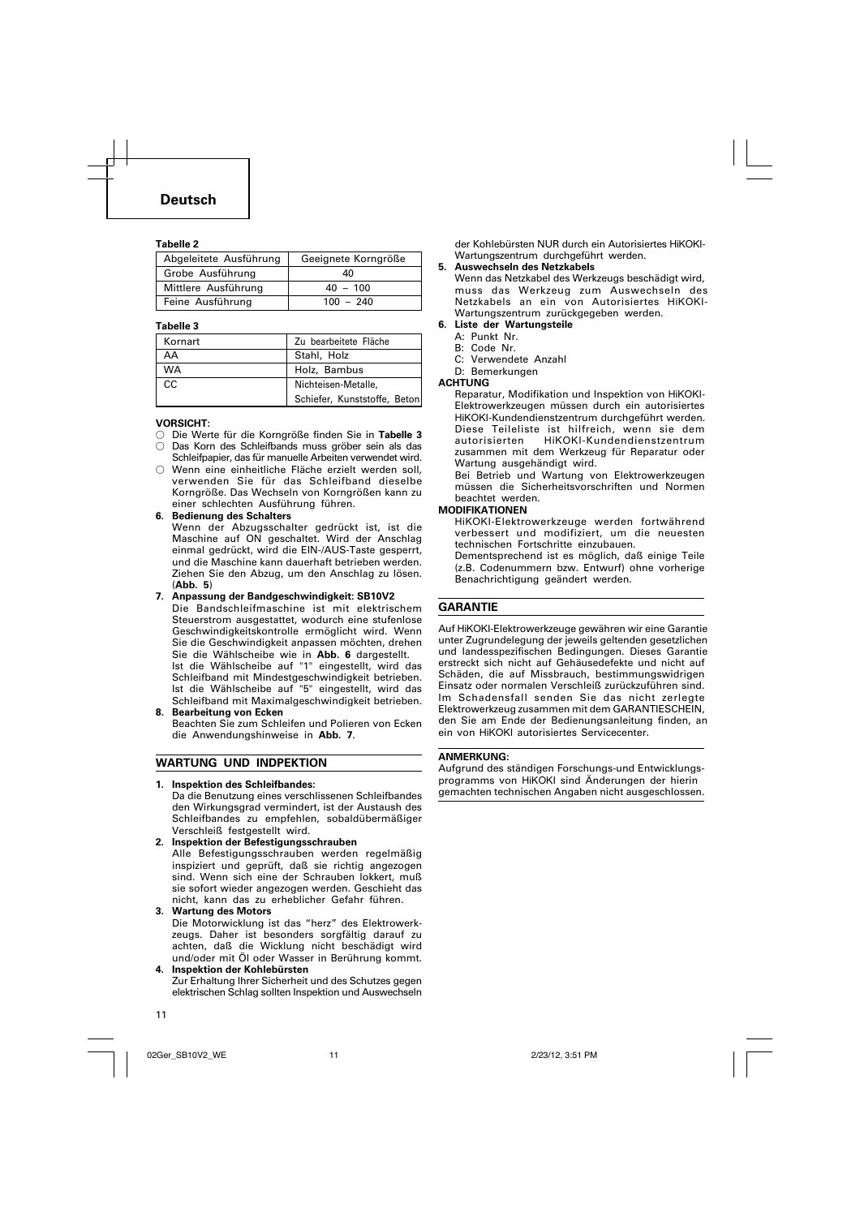# Deutsch

**Tabelle 2**

| Abgeleitete Ausführung | Geeignete Korngröße |
|---|---|
| Grobe Ausführung | 40 |
| Mittlere Ausführung | 40 – 100 |
| Feine Ausführung | 100 – 240 |

**Tabelle 3**

| Kornart | Zu bearbeitete Fläche |
|---|---|
| AA | Stahl, Holz |
| WA | Holz, Bambus |
| CC | Nichteisen-Metalle, Schiefer, Kunststoffe, Beton |

**VORSICHT:**

- ○ Die Werte für die Korngröße finden Sie in **Tabelle 3**
- ○ Das Korn des Schleifbands muss gröber sein als das Schleifpapier, das für manuelle Arbeiten verwendet wird.
- ○ Wenn eine einheitliche Fläche erzielt werden soll, verwenden Sie für das Schleifband dieselbe Korngröße. Das Wechseln von Korngrößen kann zu einer schlechten Ausführung führen.

**6. Bedienung des Schalters**

Wenn der Abzugsschalter gedrückt ist, ist die Maschine auf ON geschaltet. Wird der Anschlag einmal gedrückt, wird die EIN-/AUS-Taste gesperrt, und die Maschine kann dauerhaft betrieben werden. Ziehen Sie den Abzug, um den Anschlag zu lösen. (**Abb. 5**)

**7. Anpassung der Bandgeschwindigkeit: SB10V2**

Die Bandschleifmaschine ist mit elektrischem Steuerstrom ausgestattet, wodurch eine stufenlose Geschwindigkeitskontrolle ermöglicht wird. Wenn Sie die Geschwindigkeit anpassen möchten, drehen Sie die Wählscheibe wie in **Abb. 6** dargestellt.
Ist die Wählscheibe auf "1" eingestellt, wird das Schleifband mit Mindestgeschwindigkeit betrieben. Ist die Wählscheibe auf "5" eingestellt, wird das Schleifband mit Maximalgeschwindigkeit betrieben.

**8. Bearbeitung von Ecken**

Beachten Sie zum Schleifen und Polieren von Ecken die Anwendungshinweise in **Abb. 7**.

## WARTUNG UND INDPEKTION

**1. Inspektion des Schleifbandes:**

Da die Benutzung eines verschlissenen Schleifbandes den Wirkungsgrad vermindert, ist der Austaush des Schleifbandes zu empfehlen, sobaldübermäßiger Verschleiß festgestellt wird.

**2. Inspektion der Befestigungsschrauben**

Alle Befestigungsschrauben werden regelmäßig inspiziert und geprüft, daß sie richtig angezogen sind. Wenn sich eine der Schrauben lokkert, muß sie sofort wieder angezogen werden. Geschieht das nicht, kann das zu erheblicher Gefahr führen.

**3. Wartung des Motors**

Die Motorwicklung ist das "herz" des Elektrowerkzeugs. Daher ist besonders sorgfältig darauf zu achten, daß die Wicklung nicht beschädigt wird und/oder mit Öl oder Wasser in Berührung kommt.

**4. Inspektion der Kohlebürsten**

Zur Erhaltung Ihrer Sicherheit und des Schutzes gegen elektrischen Schlag sollten Inspektion und Auswechseln der Kohlebürsten NUR durch ein Autorisiertes HiKOKI-Wartungszentrum durchgeführt werden.

**5. Auswechseln des Netzkabels**

Wenn das Netzkabel des Werkzeugs beschädigt wird, muss das Werkzeug zum Auswechseln des Netzkabels an ein von Autorisiertes HiKOKI-Wartungszentrum zurückgegeben werden.

**6. Liste der Wartungsteile**

A: Punkt Nr.
B: Code Nr.
C: Verwendete Anzahl
D: Bemerkungen

**ACHTUNG**

Reparatur, Modifikation und Inspektion von HiKOKI-Elektrowerkzeugen müssen durch ein autorisiertes HiKOKI-Kundendienstzentrum durchgeführt werden. Diese Teileliste ist hilfreich, wenn sie dem autorisierten HiKOKI-Kundendienstzentrum zusammen mit dem Werkzeug für Reparatur oder Wartung ausgehändigt wird.
Bei Betrieb und Wartung von Elektrowerkzeugen müssen die Sicherheitsvorschriften und Normen beachtet werden.

**MODIFIKATIONEN**

HiKOKI-Elektrowerkzeuge werden fortwährend verbessert und modifiziert, um die neuesten technischen Fortschritte einzubauen.
Dementsprechend ist es möglich, daß einige Teile (z.B. Codenummern bzw. Entwurf) ohne vorherige Benachrichtigung geändert werden.

## GARANTIE

Auf HiKOKI-Elektrowerkzeuge gewähren wir eine Garantie unter Zugrundelegung der jeweils geltenden gesetzlichen und landesspezifischen Bedingungen. Dieses Garantie erstreckt sich nicht auf Gehäusedefekte und nicht auf Schäden, die auf Missbrauch, bestimmungswidrigen Einsatz oder normalen Verschleiß zurückzuführen sind. Im Schadensfall senden Sie das nicht zerlegte Elektrowerkzeug zusammen mit dem GARANTIESCHEIN, den Sie am Ende der Bedienungsanleitung finden, an ein von HiKOKI autorisiertes Servicecenter.

**ANMERKUNG:**

Aufgrund des ständigen Forschungs-und Entwicklungsprogramms von HiKOKI sind Änderungen der hierin gemachten technischen Angaben nicht ausgeschlossen.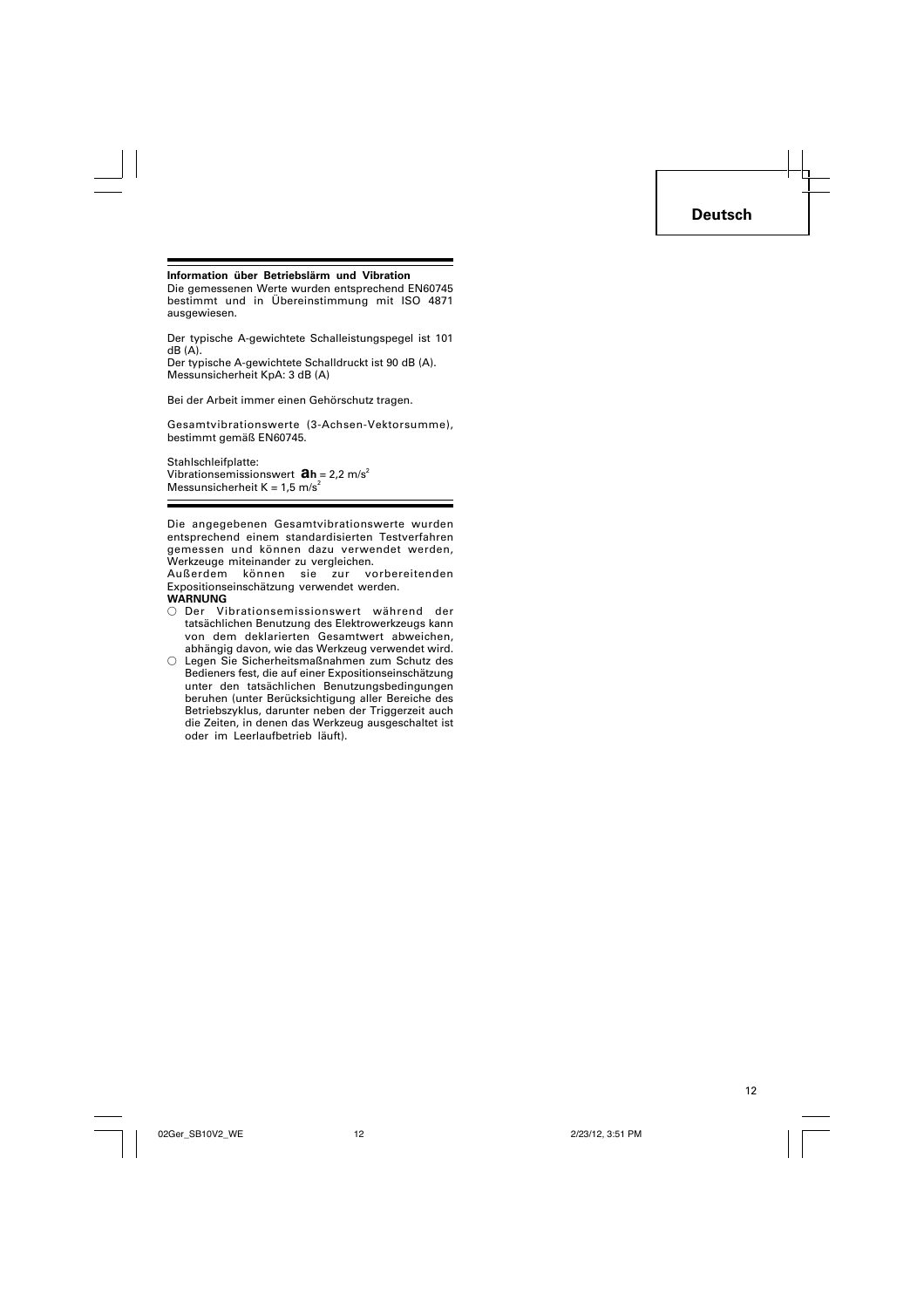**Information über Betriebslärm und Vibration**

Die gemessenen Werte wurden entsprechend EN60745 bestimmt und in Übereinstimmung mit ISO 4871 ausgewiesen.

Der typische A-gewichtete Schalleistungspegel ist 101 dB (A).
Der typische A-gewichtete Schalldruckt ist 90 dB (A).
Messunsicherheit KpA: 3 dB (A)

Bei der Arbeit immer einen Gehörschutz tragen.

Gesamtvibrationswerte (3-Achsen-Vektorsumme), bestimmt gemäß EN60745.

Stahlschleifplatte:
Vibrationsemissionswert $a_h$ = 2,2 $m/s^2$
Messunsicherheit K = 1,5 $m/s^2$

Die angegebenen Gesamtvibrationswerte wurden entsprechend einem standardisierten Testverfahren gemessen und können dazu verwendet werden, Werkzeuge miteinander zu vergleichen.
Außerdem können sie zur vorbereitenden Expositionseinschätzung verwendet werden.

**WARNUNG**

- Der Vibrationsemissionswert während der tatsächlichen Benutzung des Elektrowerkzeugs kann von dem deklarierten Gesamtwert abweichen, abhängig davon, wie das Werkzeug verwendet wird.
- Legen Sie Sicherheitsmaßnahmen zum Schutz des Bedieners fest, die auf einer Expositionseinschätzung unter den tatsächlichen Benutzungsbedingungen beruhen (unter Berücksichtigung aller Bereiche des Betriebszyklus, darunter neben der Triggerzeit auch die Zeiten, in denen das Werkzeug ausgeschaltet ist oder im Leerlaufbetrieb läuft).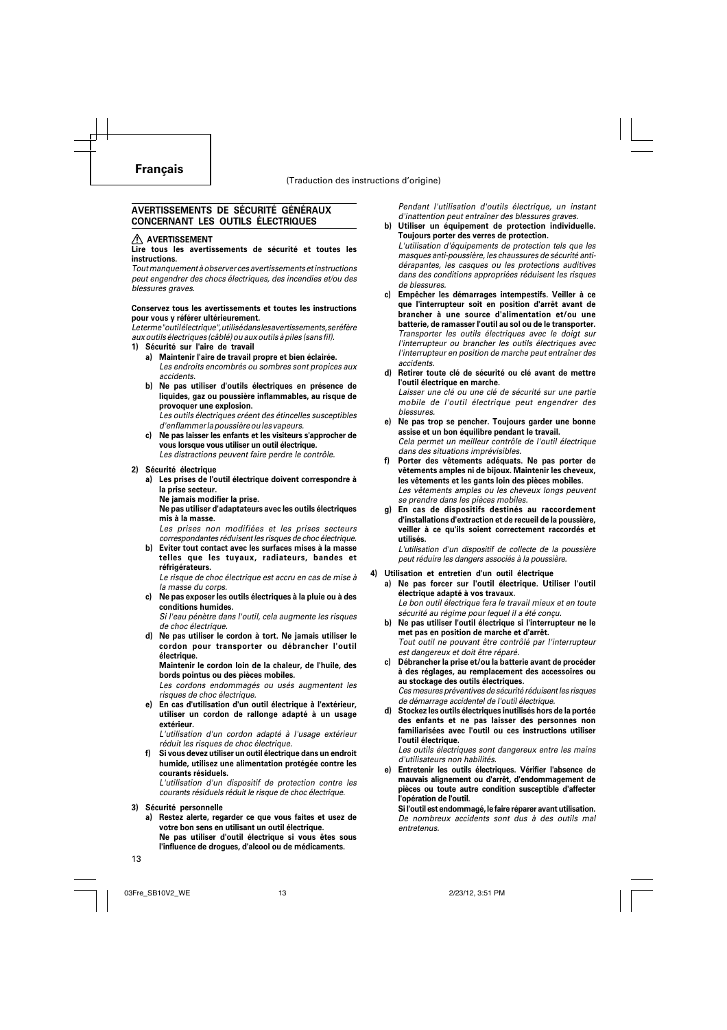# Français

(Traduction des instructions d'origine)

## AVERTISSEMENTS DE SÉCURITÉ GÉNÉRAUX CONCERNANT LES OUTILS ÉLECTRIQUES

### ⚠ AVERTISSEMENT

**Lire tous les avertissements de sécurité et toutes les instructions.**

*Tout manquement à observer ces avertissements et instructions peut engendrer des chocs électriques, des incendies et/ou des blessures graves.*

**Conservez tous les avertissements et toutes les instructions pour vous y référer ultérieurement.**

*Le terme "outil électrique", utilisé dans les avertissements, se réfère aux outils électriques (câblé) ou aux outils à piles (sans fil).*

**1) Sécurité sur l'aire de travail**

a) **Maintenir l'aire de travail propre et bien éclairée.**
*Les endroits encombrés ou sombres sont propices aux accidents.*

b) **Ne pas utiliser d'outils électriques en présence de liquides, gaz ou poussière inflammables, au risque de provoquer une explosion.**
*Les outils électriques créent des étincelles susceptibles d'enflammer la poussière ou les vapeurs.*

c) **Ne pas laisser les enfants et les visiteurs s'approcher de vous lorsque vous utiliser un outil électrique.**
*Les distractions peuvent faire perdre le contrôle.*

**2) Sécurité électrique**

a) **Les prises de l'outil électrique doivent correspondre à la prise secteur.**
**Ne jamais modifier la prise.**
**Ne pas utiliser d'adaptateurs avec les outils électriques mis à la masse.**
*Les prises non modifiées et les prises secteurs correspondantes réduisent les risques de choc électrique.*

b) **Eviter tout contact avec les surfaces mises à la masse telles que les tuyaux, radiateurs, bandes et réfrigérateurs.**
*Le risque de choc électrique est accru en cas de mise à la masse du corps.*

c) **Ne pas exposer les outils électriques à la pluie ou à des conditions humides.**
*Si l'eau pénètre dans l'outil, cela augmente les risques de choc électrique.*

d) **Ne pas utiliser le cordon à tort. Ne jamais utiliser le cordon pour transporter ou débrancher l'outil électrique.**
**Maintenir le cordon loin de la chaleur, de l'huile, des bords pointus ou des pièces mobiles.**
*Les cordons endommagés ou usés augmentent les risques de choc électrique.*

e) **En cas d'utilisation d'un outil électrique à l'extérieur, utiliser un cordon de rallonge adapté à un usage extérieur.**
*L'utilisation d'un cordon adapté à l'usage extérieur réduit les risques de choc électrique.*

f) **Si vous devez utiliser un outil électrique dans un endroit humide, utilisez une alimentation protégée contre les courants résiduels.**
*L'utilisation d'un dispositif de protection contre les courants résiduels réduit le risque de choc électrique.*

**3) Sécurité personnelle**

a) **Restez alerte, regarder ce que vous faites et usez de votre bon sens en utilisant un outil électrique.**
**Ne pas utiliser d'outil électrique si vous êtes sous l'influence de drogues, d'alcool ou de médicaments.**
*Pendant l'utilisation d'outils électrique, un instant d'inattention peut entraîner des blessures graves.*

b) **Utiliser un équipement de protection individuelle. Toujours porter des verres de protection.**
*L'utilisation d'équipements de protection tels que les masques anti-poussière, les chaussures de sécurité anti-dérapantes, les casques ou les protections auditives dans des conditions appropriées réduisent les risques de blessures.*

c) **Empêcher les démarrages intempestifs. Veiller à ce que l'interrupteur soit en position d'arrêt avant de brancher à une source d'alimentation et/ou une batterie, de ramasser l'outil au sol ou de le transporter.**
*Transporter les outils électriques avec le doigt sur l'interrupteur ou brancher les outils électriques avec l'interrupteur en position de marche peut entraîner des accidents.*

d) **Retirer toute clé de sécurité ou clé avant de mettre l'outil électrique en marche.**
*Laisser une clé ou une clé de sécurité sur une partie mobile de l'outil électrique peut engendrer des blessures.*

e) **Ne pas trop se pencher. Toujours garder une bonne assise et un bon équilibre pendant le travail.**
*Cela permet un meilleur contrôle de l'outil électrique dans des situations imprévisibles.*

f) **Porter des vêtements adéquats. Ne pas porter de vêtements amples ni de bijoux. Maintenir les cheveux, les vêtements et les gants loin des pièces mobiles.**
*Les vêtements amples ou les cheveux longs peuvent se prendre dans les pièces mobiles.*

g) **En cas de dispositifs destinés au raccordement d'installations d'extraction et de recueil de la poussière, veiller à ce qu'ils soient correctement raccordés et utilisés.**
*L'utilisation d'un dispositif de collecte de la poussière peut réduire les dangers associés à la poussière.*

**4) Utilisation et entretien d'un outil électrique**

a) **Ne pas forcer sur l'outil électrique. Utiliser l'outil électrique adapté à vos travaux.**
*Le bon outil électrique fera le travail mieux et en toute sécurité au régime pour lequel il a été conçu.*

b) **Ne pas utiliser l'outil électrique si l'interrupteur ne le met pas en position de marche et d'arrêt.**
*Tout outil ne pouvant être contrôlé par l'interrupteur est dangereux et doit être réparé.*

c) **Débrancher la prise et/ou la batterie avant de procéder à des réglages, au remplacement des accessoires ou au stockage des outils électriques.**
*Ces mesures préventives de sécurité réduisent les risques de démarrage accidentel de l'outil électrique.*

d) **Stockez les outils électriques inutilisés hors de la portée des enfants et ne pas laisser des personnes non familiarisées avec l'outil ou ces instructions utiliser l'outil électrique.**
*Les outils électriques sont dangereux entre les mains d'utilisateurs non habilités.*

e) **Entretenir les outils électriques. Vérifier l'absence de mauvais alignement ou d'arrêt, d'endommagement de pièces ou toute autre condition susceptible d'affecter l'opération de l'outil.**
**Si l'outil est endommagé, le faire réparer avant utilisation.**
*De nombreux accidents sont dus à des outils mal entretenus.*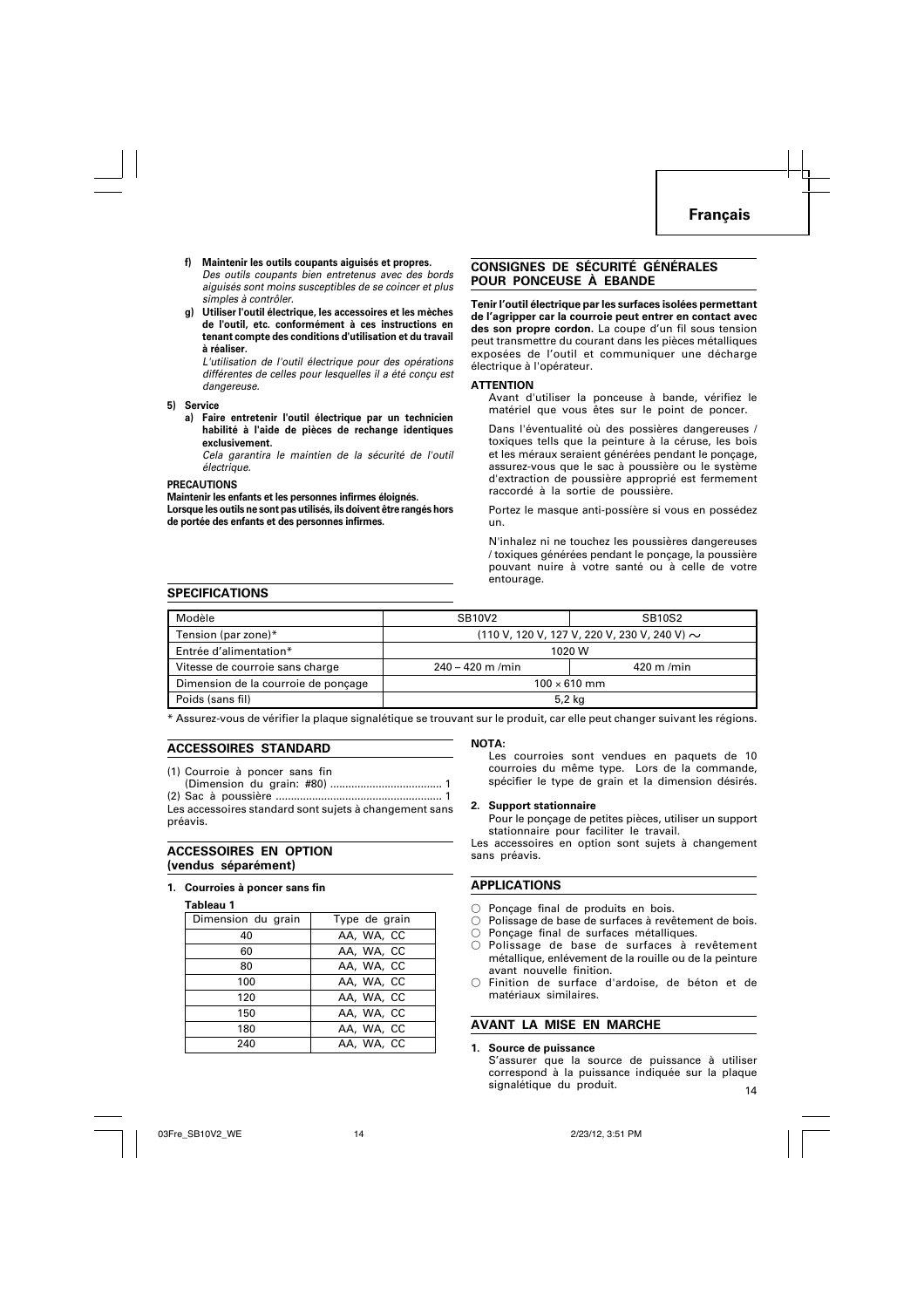**f) Maintenir les outils coupants aiguisés et propres.**

*Des outils coupants bien entretenus avec des bords aiguisés sont moins susceptibles de se coincer et plus simples à contrôler.*

**g) Utiliser l'outil électrique, les accessoires et les mèches de l'outil, etc. conformément à ces instructions en tenant compte des conditions d'utilisation et du travail à réaliser.**

*L'utilisation de l'outil électrique pour des opérations différentes de celles pour lesquelles il a été conçu est dangereuse.*

**5) Service**

**a) Faire entretenir l'outil électrique par un technicien habilité à l'aide de pièces de rechange identiques exclusivement.**

*Cela garantira le maintien de la sécurité de l'outil électrique.*

**PRECAUTIONS**

**Maintenir les enfants et les personnes infirmes éloignés.**
**Lorsque les outils ne sont pas utilisés, ils doivent être rangés hors de portée des enfants et des personnes infirmes.**

## CONSIGNES DE SÉCURITÉ GÉNÉRALES POUR PONCEUSE À EBANDE

**Tenir l'outil électrique par les surfaces isolées permettant de l'agripper car la courroie peut entrer en contact avec des son propre cordon.** La coupe d'un fil sous tension peut transmettre du courant dans les pièces métalliques exposées de l'outil et communiquer une décharge électrique à l'opérateur.

**ATTENTION**

Avant d'utiliser la ponceuse à bande, vérifiez le matériel que vous êtes sur le point de poncer.

Dans l'éventualité où des possières dangereuses / toxiques tells que la peinture à la céruse, les bois et les méraux seraient générées pendant le ponçage, assurez-vous que le sac à poussière ou le système d'extraction de poussière approprié est fermement raccordé à la sortie de poussière.

Portez le masque anti-possière si vous en possédez un.

N'inhalez ni ne touchez les poussières dangereuses / toxiques générées pendant le ponçage, la poussière pouvant nuire à votre santé ou à celle de votre entourage.

## SPECIFICATIONS

| Modèle | SB10V2 | SB10S2 |
|---|---|---|
| Tension (par zone)* | (110 V, 120 V, 127 V, 220 V, 230 V, 240 V) ∼ | |
| Entrée d'alimentation* | 1020 W | |
| Vitesse de courroie sans charge | 240 – 420 m /min | 420 m /min |
| Dimension de la courroie de ponçage | 100 × 610 mm | |
| Poids (sans fil) | 5,2 kg | |

\* Assurez-vous de vérifier la plaque signalétique se trouvant sur le produit, car elle peut changer suivant les régions.

## ACCESSOIRES STANDARD

(1) Courroie à poncer sans fin (Dimension du grain: #80) ..................................... 1
(2) Sac à poussière ....................................................... 1

Les accessoires standard sont sujets à changement sans préavis.

## ACCESSOIRES EN OPTION (vendus séparément)

**1. Courroies à poncer sans fin**

**Tableau 1**

| Dimension du grain | Type de grain |
|---|---|
| 40 | AA, WA, CC |
| 60 | AA, WA, CC |
| 80 | AA, WA, CC |
| 100 | AA, WA, CC |
| 120 | AA, WA, CC |
| 150 | AA, WA, CC |
| 180 | AA, WA, CC |
| 240 | AA, WA, CC |

**NOTA:**

Les courroies sont vendues en paquets de 10 courroies du même type. Lors de la commande, spécifier le type de grain et la dimension désirés.

**2. Support stationnaire**

Pour le ponçage de petites pièces, utiliser un support stationnaire pour faciliter le travail.

Les accessoires en option sont sujets à changement sans préavis.

## APPLICATIONS

○ Ponçage final de produits en bois.
○ Polissage de base de surfaces à revêtement de bois.
○ Ponçage final de surfaces métalliques.
○ Polissage de base de surfaces à revêtement métallique, enlèvement de la rouille ou de la peinture avant nouvelle finition.
○ Finition de surface d'ardoise, de béton et de matériaux similaires.

## AVANT LA MISE EN MARCHE

**1. Source de puissance**

S'assurer que la source de puissance à utiliser correspond à la puissance indiquée sur la plaque signalétique du produit.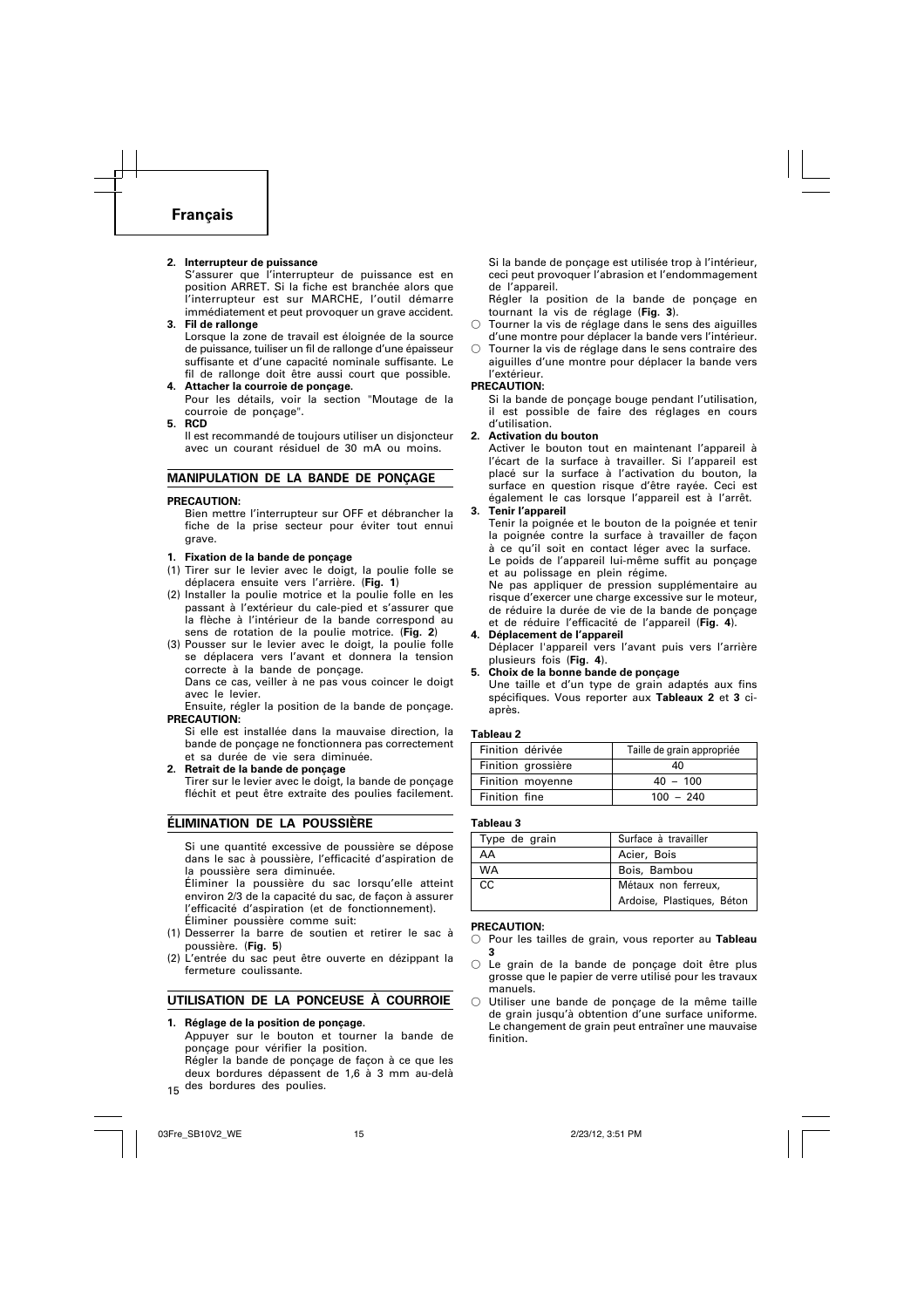## Français

**2. Interrupteur de puissance**
S'assurer que l'interrupteur de puissance est en position ARRET. Si la fiche est branchée alors que l'interrupteur est sur MARCHE, l'outil démarre immédiatement et peut provoquer un grave accident.

**3. Fil de rallonge**
Lorsque la zone de travail est éloignée de la source de puissance, tuiliser un fil de rallonge d'une épaisseur suffisante et d'une capacité nominale suffisante. Le fil de rallonge doit être aussi court que possible.

**4. Attacher la courroie de ponçage.**
Pour les détails, voir la section "Moutage de la courroie de ponçage".

**5. RCD**
Il est recommandé de toujours utiliser un disjoncteur avec un courant résiduel de 30 mA ou moins.

### MANIPULATION DE LA BANDE DE PONÇAGE

**PRECAUTION:**
Bien mettre l'interrupteur sur OFF et débrancher la fiche de la prise secteur pour éviter tout ennui grave.

**1. Fixation de la bande de ponçage**

(1) Tirer sur le levier avec le doigt, la poulie folle se déplacera ensuite vers l'arrière. (**Fig. 1**)
(2) Installer la poulie motrice et la poulie folle en les passant à l'extérieur du cale-pied et s'assurer que la flèche à l'intérieur de la bande correspond au sens de rotation de la poulie motrice. (**Fig. 2**)
(3) Pousser sur le levier avec le doigt, la poulie folle se déplacera vers l'avant et donnera la tension correcte à la bande de ponçage.
Dans ce cas, veiller à ne pas vous coincer le doigt avec le levier.

Ensuite, régler la position de la bande de ponçage.

**PRECAUTION:**
Si elle est installée dans la mauvaise direction, la bande de ponçage ne fonctionnera pas correctement et sa durée de vie sera diminuée.

**2. Retrait de la bande de ponçage**
Tirer sur le levier avec le doigt, la bande de ponçage fléchit et peut être extraite des poulies facilement.

### ÉLIMINATION DE LA POUSSIÈRE

Si une quantité excessive de poussière se dépose dans le sac à poussière, l'efficacité d'aspiration de la poussière sera diminuée.
Éliminer la poussière du sac lorsqu'elle atteint environ 2/3 de la capacité du sac, de façon à assurer l'efficacité d'aspiration (et de fonctionnement).
Éliminer poussière comme suit:

(1) Desserrer la barre de soutien et retirer le sac à poussière. (**Fig. 5**)
(2) L'entrée du sac peut être ouverte en dézippant la fermeture coulissante.

### UTILISATION DE LA PONCEUSE À COURROIE

**1. Réglage de la position de ponçage.**
Appuyer sur le bouton et tourner la bande de ponçage pour vérifier la position.
Régler la bande de ponçage de façon à ce que les deux bordures dépassent de 1,6 à 3 mm au-delà des bordures des poulies.
Si la bande de ponçage est utilisée trop à l'intérieur, ceci peut provoquer l'abrasion et l'endommagement de l'appareil.
Régler la position de la bande de ponçage en tournant la vis de réglage (**Fig. 3**).

- ○ Tourner la vis de réglage dans le sens des aiguilles d'une montre pour déplacer la bande vers l'intérieur.
- ○ Tourner la vis de réglage dans le sens contraire des aiguilles d'une montre pour déplacer la bande vers l'extérieur.

**PRECAUTION:**
Si la bande de ponçage bouge pendant l'utilisation, il est possible de faire des réglages en cours d'utilisation.

**2. Activation du bouton**
Activer le bouton tout en maintenant l'appareil à l'écart de la surface à travailler. Si l'appareil est placé sur la surface à l'activation du bouton, la surface en question risque d'être rayée. Ceci est également le cas lorsque l'appareil est à l'arrêt.

**3. Tenir l'appareil**
Tenir la poignée et le bouton de la poignée et tenir la poignée contre la surface à travailler de façon à ce qu'il soit en contact léger avec la surface.
Le poids de l'appareil lui-même suffit au ponçage et au polissage en plein régime.
Ne pas appliquer de pression supplémentaire au risque d'exercer une charge excessive sur le moteur, de réduire la durée de vie de la bande de ponçage et de réduire l'efficacité de l'appareil (**Fig. 4**).

**4. Déplacement de l'appareil**
Déplacer l'appareil vers l'avant puis vers l'arrière plusieurs fois (**Fig. 4**).

**5. Choix de la bonne bande de ponçage**
Une taille et d'un type de grain adaptés aux fins spécifiques. Vous reporter aux **Tableaux 2** et **3** ci-après.

**Tableau 2**

| Finition dérivée | Taille de grain appropriée |
|---|---|
| Finition grossière | 40 |
| Finition moyenne | 40 – 100 |
| Finition fine | 100 – 240 |

**Tableau 3**

| Type de grain | Surface à travailler |
|---|---|
| AA | Acier, Bois |
| WA | Bois, Bambou |
| CC | Métaux non ferreux, Ardoise, Plastiques, Béton |

**PRECAUTION:**

- ○ Pour les tailles de grain, vous reporter au **Tableau 3**
- ○ Le grain de la bande de ponçage doit être plus grosse que le papier de verre utilisé pour les travaux manuels.
- ○ Utiliser une bande de ponçage de la même taille de grain jusqu'à obtention d'une surface uniforme. Le changement de grain peut entraîner une mauvaise finition.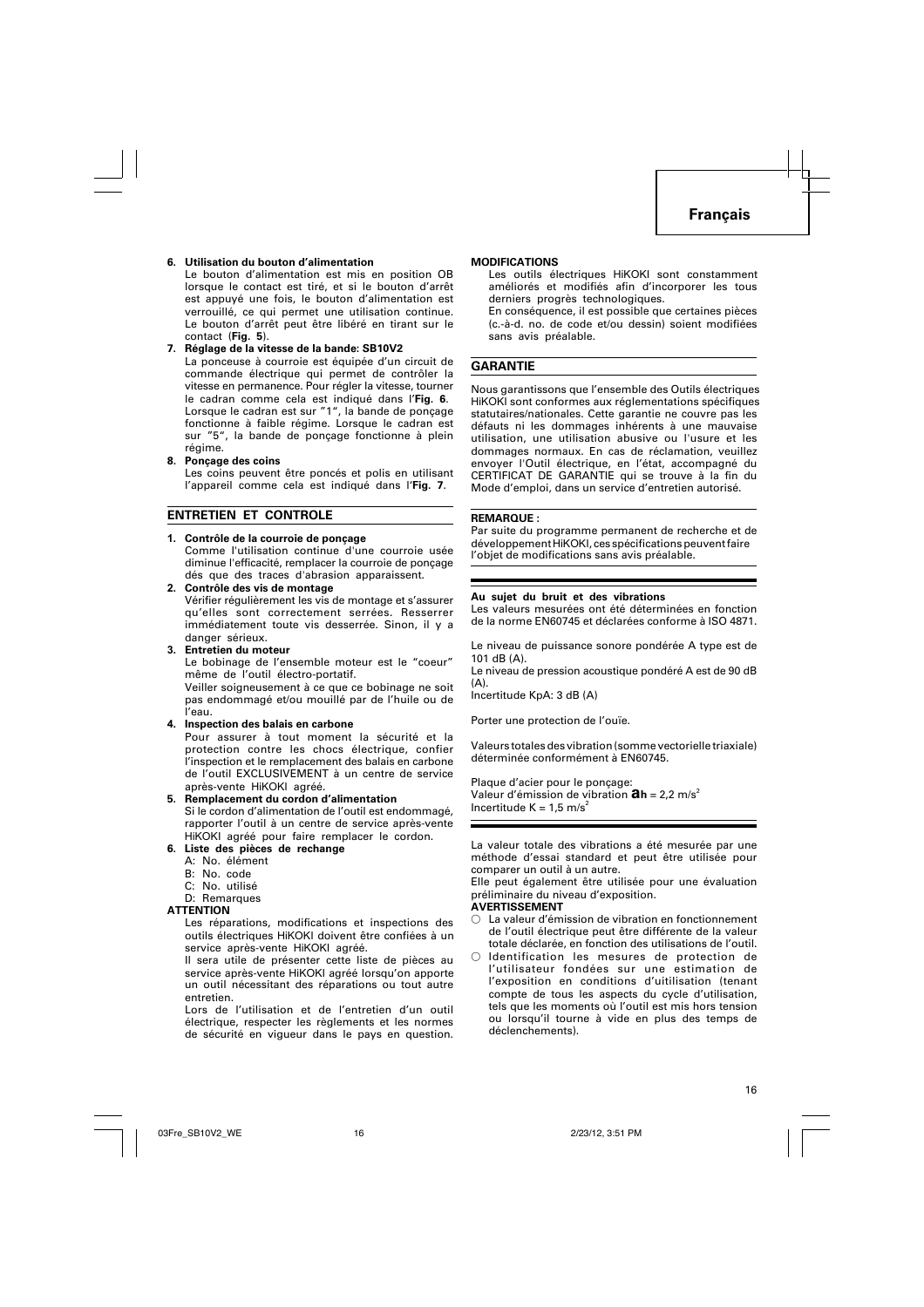**6. Utilisation du bouton d'alimentation**

Le bouton d'alimentation est mis en position OB lorsque le contact est tiré, et si le bouton d'arrêt est appuyé une fois, le bouton d'alimentation est verrouillé, ce qui permet une utilisation continue. Le bouton d'arrêt peut être libéré en tirant sur le contact (**Fig. 5**).

**7. Réglage de la vitesse de la bande: SB10V2**

La ponceuse à courroie est équipée d'un circuit de commande électrique qui permet de contrôler la vitesse en permanence. Pour régler la vitesse, tourner le cadran comme cela est indiqué dans l'**Fig. 6**. Lorsque le cadran est sur "1", la bande de ponçage fonctionne à faible régime. Lorsque le cadran est sur "5", la bande de ponçage fonctionne à plein régime.

**8. Ponçage des coins**

Les coins peuvent être poncés et polis en utilisant l'appareil comme cela est indiqué dans l'**Fig. 7**.

## ENTRETIEN ET CONTROLE

**1. Contrôle de la courroie de ponçage**

Comme l'utilisation continue d'une courroie usée diminue l'efficacité, remplacer la courroie de ponçage dès que des traces d'abrasion apparaissent.

**2. Contrôle des vis de montage**

Vérifier régulièrement les vis de montage et s'assurer qu'elles sont correctement serrées. Resserrer immédiatement toute vis desserrée. Sinon, il y a danger sérieux.

**3. Entretien du moteur**

Le bobinage de l'ensemble moteur est le "coeur" même de l'outil électro-portatif.
Veiller soigneusement à ce que ce bobinage ne soit pas endommagé et/ou mouillé par de l'huile ou de l'eau.

**4. Inspection des balais en carbone**

Pour assurer à tout moment la sécurité et la protection contre les chocs électrique, confier l'inspection et le remplacement des balais en carbone de l'outil EXCLUSIVEMENT à un centre de service après-vente HiKOKI agréé.

**5. Remplacement du cordon d'alimentation**

Si le cordon d'alimentation de l'outil est endommagé, rapporter l'outil à un centre de service après-vente HiKOKI agréé pour faire remplacer le cordon.

**6. Liste des pièces de rechange**

A: No. élément
B: No. code
C: No. utilisé
D: Remarques

**ATTENTION**

Les réparations, modifications et inspections des outils électriques HiKOKI doivent être confiées à un service après-vente HiKOKI agréé.

Il sera utile de présenter cette liste de pièces au service après-vente HiKOKI agréé lorsqu'on apporte un outil nécessitant des réparations ou tout autre entretien.

Lors de l'utilisation et de l'entretien d'un outil électrique, respecter les règlements et les normes de sécurité en vigueur dans le pays en question.

**MODIFICATIONS**

Les outils électriques HiKOKI sont constamment améliorés et modifiés afin d'incorporer les tous derniers progrès technologiques.
En conséquence, il est possible que certaines pièces (c.-à-d. no. de code et/ou dessin) soient modifiées sans avis préalable.

## GARANTIE

Nous garantissons que l'ensemble des Outils électriques HiKOKI sont conformes aux réglementations spécifiques statutaires/nationales. Cette garantie ne couvre pas les défauts ni les dommages inhérents à une mauvaise utilisation, une utilisation abusive ou l'usure et les dommages normaux. En cas de réclamation, veuillez envoyer l'Outil électrique, en l'état, accompagné du CERTIFICAT DE GARANTIE qui se trouve à la fin du Mode d'emploi, dans un service d'entretien autorisé.

**REMARQUE :**

Par suite du programme permanent de recherche et de développement HiKOKI, ces spécifications peuvent faire l'objet de modifications sans avis préalable.

**Au sujet du bruit et des vibrations**

Les valeurs mesurées ont été déterminées en fonction de la norme EN60745 et déclarées conforme à ISO 4871.

Le niveau de puissance sonore pondérée A type est de 101 dB (A).
Le niveau de pression acoustique pondéré A est de 90 dB (A).
Incertitude KpA: 3 dB (A)

Porter une protection de l'ouïe.

Valeurs totales des vibration (somme vectorielle triaxiale) déterminée conformément à EN60745.

Plaque d'acier pour le ponçage:
Valeur d'émission de vibration $a_h$ = 2,2 m/s$^2$
Incertitude K = 1,5 m/s$^2$

La valeur totale des vibrations a été mesurée par une méthode d'essai standard et peut être utilisée pour comparer un outil à un autre.
Elle peut également être utilisée pour une évaluation préliminaire du niveau d'exposition.

**AVERTISSEMENT**

○ La valeur d'émission de vibration en fonctionnement de l'outil électrique peut être différente de la valeur totale déclarée, en fonction des utilisations de l'outil.
○ Identification les mesures de protection de l'utilisateur fondées sur une estimation de l'exposition en conditions d'uitilisation (tenant compte de tous les aspects du cycle d'utilisation, tels que les moments où l'outil est mis hors tension ou lorsqu'il tourne à vide en plus des temps de déclenchements).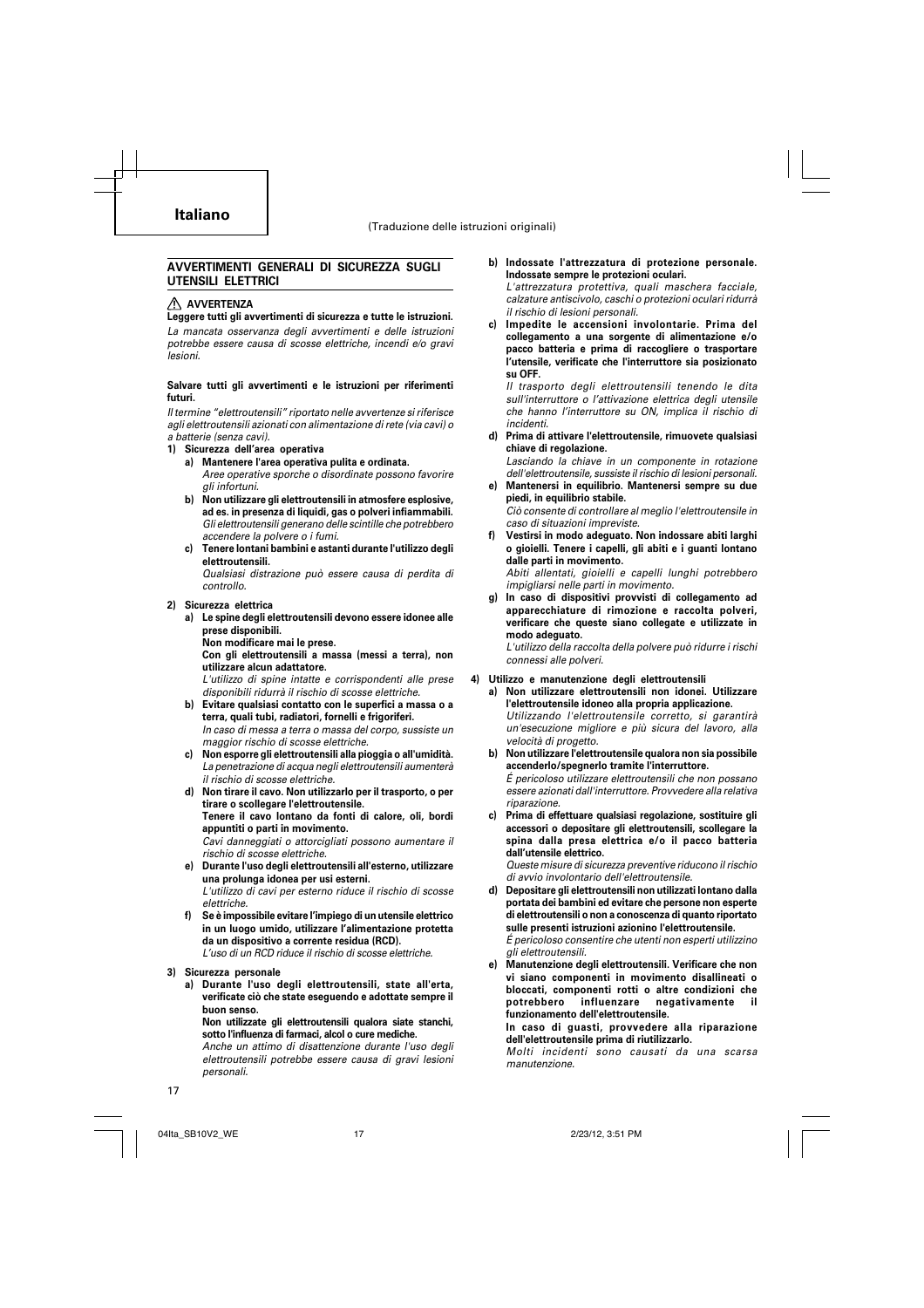# Italiano

(Traduzione delle istruzioni originali)

## AVVERTIMENTI GENERALI DI SICUREZZA SUGLI UTENSILI ELETTRICI

⚠ **AVVERTENZA**

**Leggere tutti gli avvertimenti di sicurezza e tutte le istruzioni.**

*La mancata osservanza degli avvertimenti e delle istruzioni potrebbe essere causa di scosse elettriche, incendi e/o gravi lesioni.*

**Salvare tutti gli avvertimenti e le istruzioni per riferimenti futuri.**

*Il termine "elettroutensili" riportato nelle avvertenze si riferisce agli elettroutensili azionati con alimentazione di rete (via cavi) o a batterie (senza cavi).*

1) **Sicurezza dell'area operativa**
   a) **Mantenere l'area operativa pulita e ordinata.**
      *Aree operative sporche o disordinate possono favorire gli infortuni.*
   b) **Non utilizzare gli elettroutensili in atmosfere esplosive, ad es. in presenza di liquidi, gas o polveri infiammabili.**
      *Gli elettroutensili generano delle scintille che potrebbero accendere la polvere o i fumi.*
   c) **Tenere lontani bambini e astanti durante l'utilizzo degli elettroutensili.**
      *Qualsiasi distrazione può essere causa di perdita di controllo.*

2) **Sicurezza elettrica**
   a) **Le spine degli elettroutensili devono essere idonee alle prese disponibili.**
      **Non modificare mai le prese.**
      **Con gli elettroutensili a massa (messi a terra), non utilizzare alcun adattatore.**
      *L'utilizzo di spine intatte e corrispondenti alle prese disponibili ridurrà il rischio di scosse elettriche.*
   b) **Evitare qualsiasi contatto con le superfici a massa o a terra, quali tubi, radiatori, fornelli e frigoriferi.**
      *In caso di messa a terra o massa del corpo, sussiste un maggior rischio di scosse elettriche.*
   c) **Non esporre gli elettroutensili alla pioggia o all'umidità.**
      *La penetrazione di acqua negli elettroutensili aumenterà il rischio di scosse elettriche.*
   d) **Non tirare il cavo. Non utilizzarlo per il trasporto, o per tirare o scollegare l'elettroutensile.**
      **Tenere il cavo lontano da fonti di calore, oli, bordi appuntiti o parti in movimento.**
      *Cavi danneggiati o attorcigliati possono aumentare il rischio di scosse elettriche.*
   e) **Durante l'uso degli elettroutensili all'esterno, utilizzare una prolunga idonea per usi esterni.**
      *L'utilizzo di cavi per esterno riduce il rischio di scosse elettriche.*
   f) **Se è impossibile evitare l'impiego di un utensile elettrico in un luogo umido, utilizzare l'alimentazione protetta da un dispositivo a corrente residua (RCD).**
      *L'uso di un RCD riduce il rischio di scosse elettriche.*

3) **Sicurezza personale**
   a) **Durante l'uso degli elettroutensili, state all'erta, verificate ciò che state eseguendo e adottate sempre il buon senso.**
      **Non utilizzate gli elettroutensili qualora siate stanchi, sotto l'influenza di farmaci, alcol o cure mediche.**
      *Anche un attimo di disattenzione durante l'uso degli elettroutensili potrebbe essere causa di gravi lesioni personali.*
   b) **Indossate l'attrezzatura di protezione personale. Indossate sempre le protezioni oculari.**
      *L'attrezzatura protettiva, quali maschera facciale, calzature antiscivolo, caschi o protezioni oculari ridurrà il rischio di lesioni personali.*
   c) **Impedite le accensioni involontarie. Prima del collegamento a una sorgente di alimentazione e/o pacco batteria e prima di raccogliere o trasportare l'utensile, verificate che l'interruttore sia posizionato su OFF.**
      *Il trasporto degli elettroutensili tenendo le dita sull'interruttore o l'attivazione elettrica degli utensile che hanno l'interruttore su ON, implica il rischio di incidenti.*
   d) **Prima di attivare l'elettroutensile, rimuovete qualsiasi chiave di regolazione.**
      *Lasciando la chiave in un componente in rotazione dell'elettroutensile, sussiste il rischio di lesioni personali.*
   e) **Mantenersi in equilibrio. Mantenersi sempre su due piedi, in equilibrio stabile.**
      *Ciò consente di controllare al meglio l'elettroutensile in caso di situazioni impreviste.*
   f) **Vestirsi in modo adeguato. Non indossare abiti larghi o gioielli. Tenere i capelli, gli abiti e i guanti lontano dalle parti in movimento.**
      *Abiti allentati, gioielli e capelli lunghi potrebbero impigliarsi nelle parti in movimento.*
   g) **In caso di dispositivi provvisti di collegamento ad apparecchiature di rimozione e raccolta polveri, verificare che queste siano collegate e utilizzate in modo adeguato.**
      *L'utilizzo della raccolta della polvere può ridurre i rischi connessi alle polveri.*

4) **Utilizzo e manutenzione degli elettroutensili**
   a) **Non utilizzare elettroutensili non idonei. Utilizzare l'elettroutensile idoneo alla propria applicazione.**
      *Utilizzando l'elettroutensile corretto, si garantirà un'esecuzione migliore e più sicura del lavoro, alla velocità di progetto.*
   b) **Non utilizzare l'elettroutensile qualora non sia possibile accenderlo/spegnerlo tramite l'interruttore.**
      *È pericoloso utilizzare elettroutensili che non possano essere azionati dall'interruttore. Provvedere alla relativa riparazione.*
   c) **Prima di effettuare qualsiasi regolazione, sostituire gli accessori o depositare gli elettroutensili, scollegare la spina dalla presa elettrica e/o il pacco batteria dall'utensile elettrico.**
      *Queste misure di sicurezza preventive riducono il rischio di avvio involontario dell'elettroutensile.*
   d) **Depositare gli elettroutensili non utilizzati lontano dalla portata dei bambini ed evitare che persone non esperte di elettroutensili o non a conoscenza di quanto riportato sulle presenti istruzioni azionino l'elettroutensile.**
      *È pericoloso consentire che utenti non esperti utilizzino gli elettroutensili.*
   e) **Manutenzione degli elettroutensili. Verificare che non vi siano componenti in movimento disallineati o bloccati, componenti rotti o altre condizioni che potrebbero influenzare negativamente il funzionamento dell'elettroutensile.**
      **In caso di guasti, provvedere alla riparazione dell'elettroutensile prima di riutilizzarlo.**
      *Molti incidenti sono causati da una scarsa manutenzione.*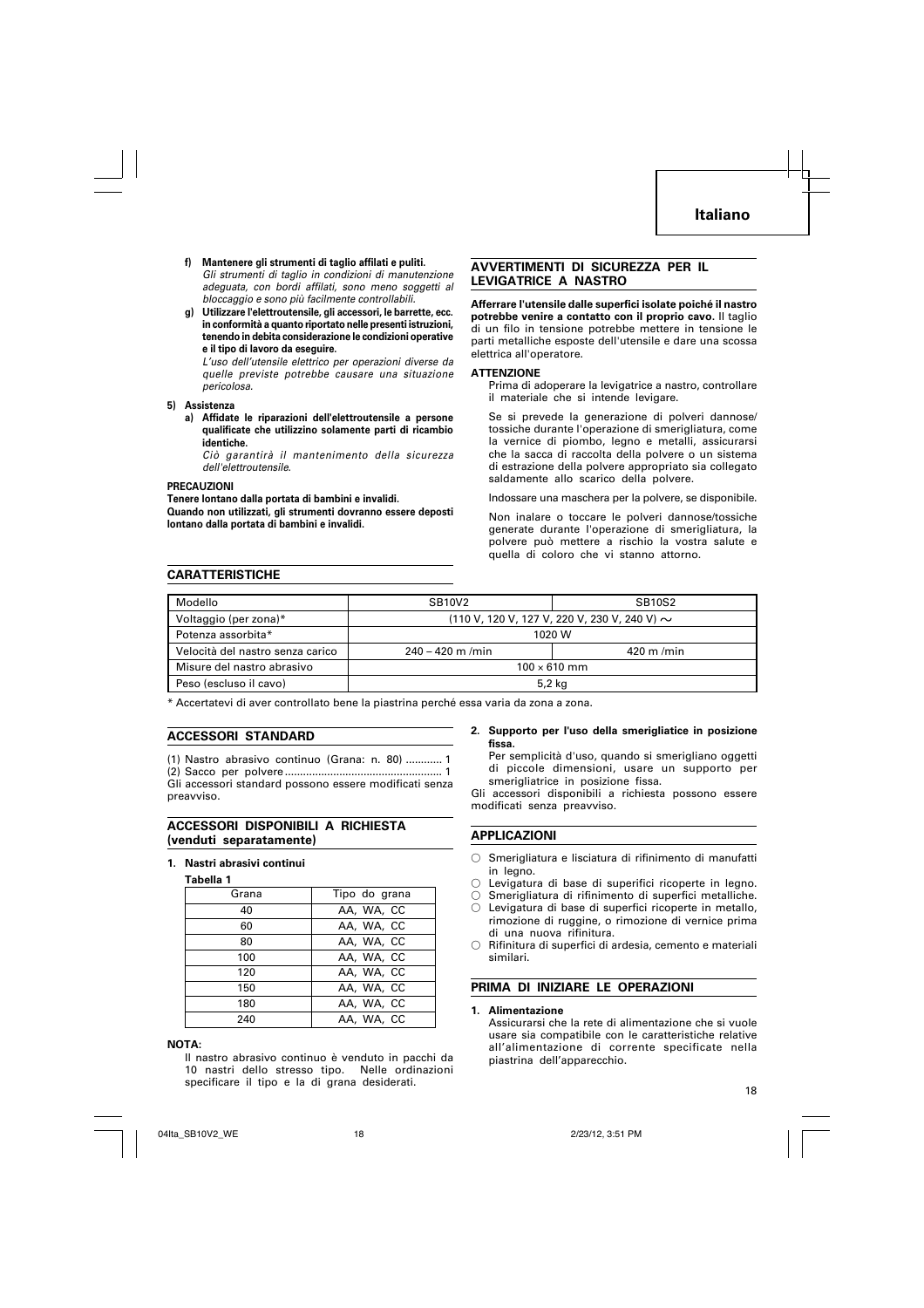**f) Mantenere gli strumenti di taglio affilati e puliti.**
*Gli strumenti di taglio in condizioni di manutenzione adeguata, con bordi affilati, sono meno soggetti al bloccaggio e sono più facilmente controllabili.*

**g) Utilizzare l'elettroutensile, gli accessori, le barrette, ecc. in conformità a quanto riportato nelle presenti istruzioni, tenendo in debita considerazione le condizioni operative e il tipo di lavoro da eseguire.**
*L'uso dell'utensile elettrico per operazioni diverse da quelle previste potrebbe causare una situazione pericolosa.*

**5) Assistenza**

**a) Affidate le riparazioni dell'elettroutensile a persone qualificate che utilizzino solamente parti di ricambio identiche.**
*Ciò garantirà il mantenimento della sicurezza dell'elettroutensile.*

**PRECAUZIONI**

**Tenere lontano dalla portata di bambini e invalidi.**
**Quando non utilizzati, gli strumenti dovranno essere deposti lontano dalla portata di bambini e invalidi.**

## AVVERTIMENTI DI SICUREZZA PER IL LEVIGATRICE A NASTRO

**Afferrare l'utensile dalle superfici isolate poiché il nastro potrebbe venire a contatto con il proprio cavo.** Il taglio di un filo in tensione potrebbe mettere in tensione le parti metalliche esposte dell'utensile e dare una scossa elettrica all'operatore.

**ATTENZIONE**

Prima di adoperare la levigatrice a nastro, controllare il materiale che si intende levigare.

Se si prevede la generazione di polveri dannose/tossiche durante l'operazione di smerigliatura, come la vernice di piombo, legno e metalli, assicurarsi che la sacca di raccolta della polvere o un sistema di estrazione della polvere appropriato sia collegato saldamente allo scarico della polvere.

Indossare una maschera per la polvere, se disponibile.

Non inalare o toccare le polveri dannose/tossiche generate durante l'operazione di smerigliatura, la polvere può mettere a rischio la vostra salute e quella di coloro che vi stanno attorno.

## CARATTERISTICHE

| Modello | SB10V2 | SB10S2 |
|---|---|---|
| Voltaggio (per zona)* | (110 V, 120 V, 127 V, 220 V, 230 V, 240 V) ~ | |
| Potenza assorbita* | 1020 W | |
| Velocità del nastro senza carico | 240 – 420 m /min | 420 m /min |
| Misure del nastro abrasivo | 100 × 610 mm | |
| Peso (escluso il cavo) | 5,2 kg | |

* Accertatevi di aver controllato bene la piastrina perché essa varia da zona a zona.

## ACCESSORI STANDARD

(1) Nastro abrasivo continuo (Grana: n. 80) ............ 1
(2) Sacco per polvere ................................................... 1
Gli accessori standard possono essere modificati senza preavviso.

## ACCESSORI DISPONIBILI A RICHIESTA (venduti separatamente)

**1. Nastri abrasivi continui**

**Tabella 1**

| Grana | Tipo do grana |
|---|---|
| 40 | AA, WA, CC |
| 60 | AA, WA, CC |
| 80 | AA, WA, CC |
| 100 | AA, WA, CC |
| 120 | AA, WA, CC |
| 150 | AA, WA, CC |
| 180 | AA, WA, CC |
| 240 | AA, WA, CC |

**NOTA:**

Il nastro abrasivo continuo è venduto in pacchi da 10 nastri dello stresso tipo. Nelle ordinazioni specificare il tipo e la di grana desiderati.

**2. Supporto per l'uso della smerigliatice in posizione fissa.**

Per semplicità d'uso, quando si smerigliano oggetti di piccole dimensioni, usare un supporto per smerigliatrice in posizione fissa.

Gli accessori disponibili a richiesta possono essere modificati senza preavviso.

## APPLICAZIONI

- ○ Smerigliatura e lisciatura di rifinimento di manufatti in legno.
- ○ Levigatura di base di superfici ricoperte in legno.
- ○ Smerigliatura di rifinimento di superfici metalliche.
- ○ Levigatura di base di superfici ricoperte in metallo, rimozione di ruggine, o rimozione di vernice prima di una nuova rifinitura.
- ○ Rifinitura di superfici di ardesia, cemento e materiali similari.

## PRIMA DI INIZIARE LE OPERAZIONI

**1. Alimentazione**

Assicurarsi che la rete di alimentazione che si vuole usare sia compatibile con le caratteristiche relative all'alimentazione di corrente specificate nella piastrina dell'apparecchio.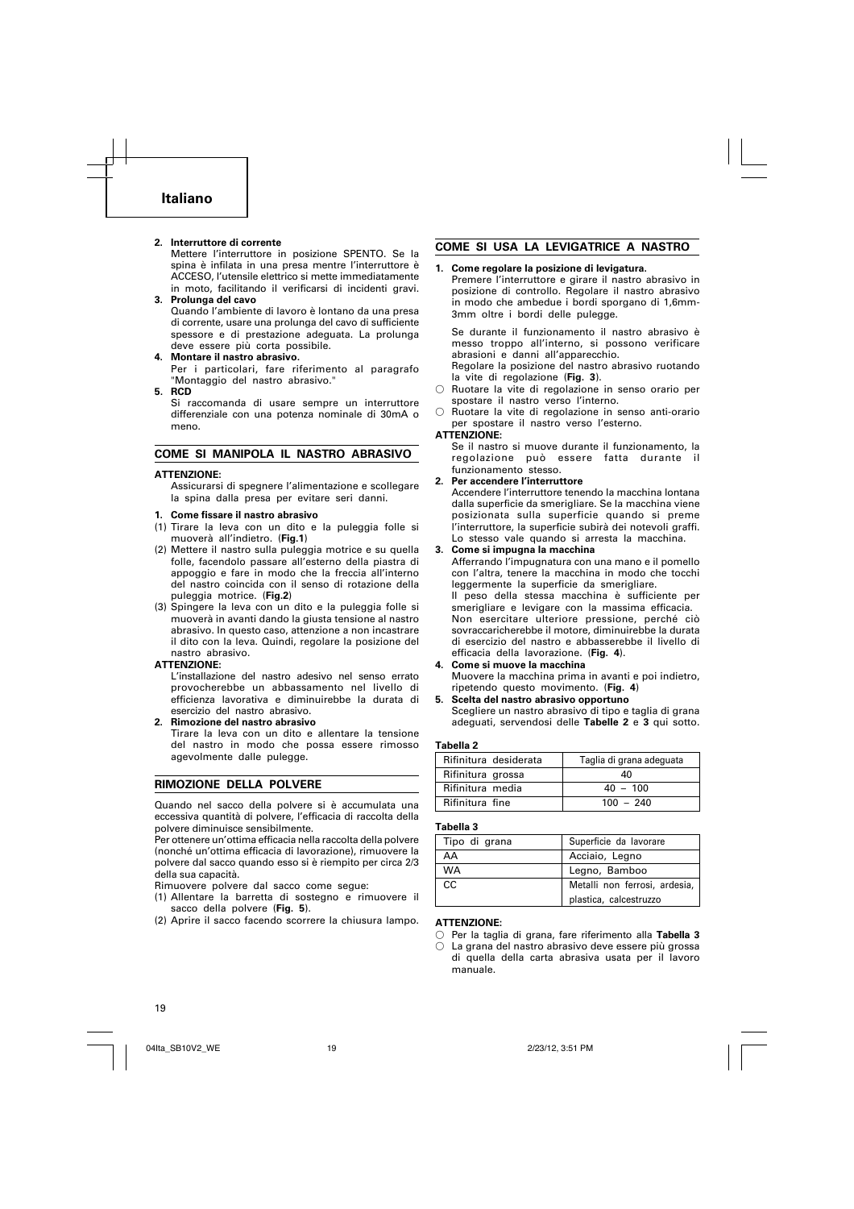# Italiano

2. **Interruttore di corrente**
   Mettere l'interruttore in posizione SPENTO. Se la spina è infilata in una presa mentre l'interruttore è ACCESO, l'utensile elettrico si mette immediatamente in moto, facilitando il verificarsi di incidenti gravi.
3. **Prolunga del cavo**
   Quando l'ambiente di lavoro è lontano da una presa di corrente, usare una prolunga del cavo di sufficiente spessore e di prestazione adeguata. La prolunga deve essere più corta possibile.
4. **Montare il nastro abrasivo.**
   Per i particolari, fare riferimento al paragrafo "Montaggio del nastro abrasivo."
5. **RCD**
   Si raccomanda di usare sempre un interruttore differenziale con una potenza nominale di 30mA o meno.

## COME SI MANIPOLA IL NASTRO ABRASIVO

**ATTENZIONE:**
Assicurarsi di spegnere l'alimentazione e scollegare la spina dalla presa per evitare seri danni.

1. **Come fissare il nastro abrasivo**

(1) Tirare la leva con un dito e la puleggia folle si muoverà all'indietro. (**Fig.1**)
(2) Mettere il nastro sulla puleggia motrice e su quella folle, facendolo passare all'esterno della piastra di appoggio e fare in modo che la freccia all'interno del nastro coincida con il senso di rotazione della puleggia motrice. (**Fig.2**)
(3) Spingere la leva con un dito e la puleggia folle si muoverà in avanti dando la giusta tensione al nastro abrasivo. In questo caso, attenzione a non incastrare il dito con la leva. Quindi, regolare la posizione del nastro abrasivo.

**ATTENZIONE:**
L'installazione del nastro adesivo nel senso errato provocherebbe un abbassamento nel livello di efficienza lavorativa e diminuirebbe la durata di esercizio del nastro abrasivo.

2. **Rimozione del nastro abrasivo**
   Tirare la leva con un dito e allentare la tensione del nastro in modo che possa essere rimosso agevolmente dalle pulegge.

## RIMOZIONE DELLA POLVERE

Quando nel sacco della polvere si è accumulata una eccessiva quantità di polvere, l'efficacia di raccolta della polvere diminuisce sensibilmente.
Per ottenere un'ottima efficacia nella raccolta della polvere (nonché un'ottima efficacia di lavorazione), rimuovere la polvere dal sacco quando esso si è riempito per circa 2/3 della sua capacità.
Rimuovere polvere dal sacco come segue:
(1) Allentare la barretta di sostegno e rimuovere il sacco della polvere (**Fig. 5**).
(2) Aprire il sacco facendo scorrere la chiusura lampo.

## COME SI USA LA LEVIGATRICE A NASTRO

1. **Come regolare la posizione di levigatura.**
   Premere l'interruttore e girare il nastro abrasivo in posizione di controllo. Regolare il nastro abrasivo in modo che ambedue i bordi sporgano di 1,6mm-3mm oltre i bordi delle pulegge.

   Se durante il funzionamento il nastro abrasivo è messo troppo all'interno, si possono verificare abrasioni e danni all'apparecchio.
   Regolare la posizione del nastro abrasivo ruotando la vite di regolazione (**Fig. 3**).

○ Ruotare la vite di regolazione in senso orario per spostare il nastro verso l'interno.
○ Ruotare la vite di regolazione in senso anti-orario per spostare il nastro verso l'esterno.

**ATTENZIONE:**
Se il nastro si muove durante il funzionamento, la regolazione può essere fatta durante il funzionamento stesso.

2. **Per accendere l'interruttore**
   Accendere l'interruttore tenendo la macchina lontana dalla superficie da smerigliare. Se la macchina viene posizionata sulla superficie quando si preme l'interruttore, la superficie subirà dei notevoli graffi. Lo stesso vale quando si arresta la macchina.
3. **Come si impugna la macchina**
   Afferrando l'impugnatura con una mano e il pomello con l'altra, tenere la macchina in modo che tocchi leggermente la superficie da smerigliare.
   Il peso della stessa macchina è sufficiente per smerigliare e levigare con la massima efficacia.
   Non esercitare ulteriore pressione, perché ciò sovraccaricherebbe il motore, diminuirebbe la durata di esercizio del nastro e abbasserebbe il livello di efficacia della lavorazione. (**Fig. 4**).
4. **Come si muove la macchina**
   Muovere la macchina prima in avanti e poi indietro, ripetendo questo movimento. (**Fig. 4**)
5. **Scelta del nastro abrasivo opportuno**
   Scegliere un nastro abrasivo di tipo e taglia di grana adeguati, servendosi delle **Tabelle 2** e **3** qui sotto.

**Tabella 2**

| Rifinitura desiderata | Taglia di grana adeguata |
|---|---|
| Rifinitura grossa | 40 |
| Rifinitura media | 40 – 100 |
| Rifinitura fine | 100 – 240 |

**Tabella 3**

| Tipo di grana | Superficie da lavorare |
|---|---|
| AA | Acciaio, Legno |
| WA | Legno, Bamboo |
| CC | Metalli non ferrosi, ardesia, plastica, calcestruzzo |

**ATTENZIONE:**
○ Per la taglia di grana, fare riferimento alla **Tabella 3**
○ La grana del nastro abrasivo deve essere più grossa di quella della carta abrasiva usata per il lavoro manuale.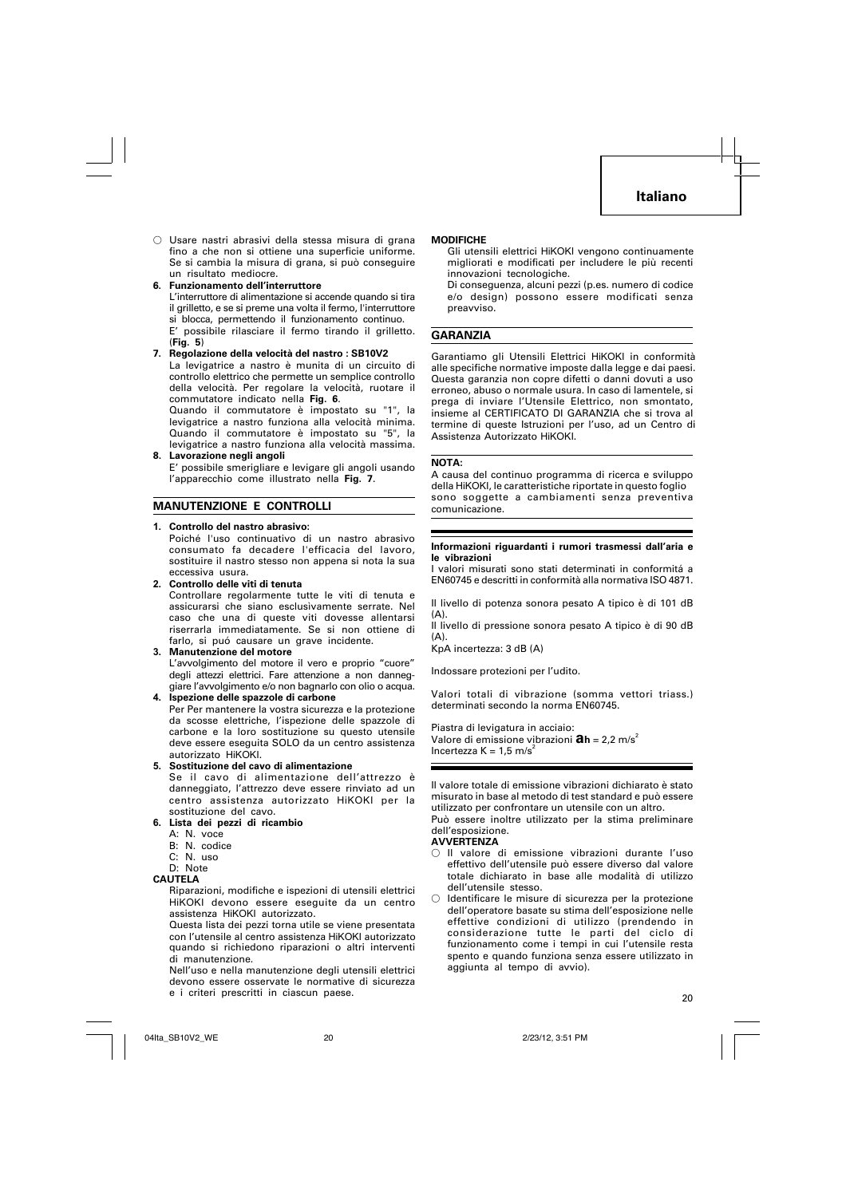○ Usare nastri abrasivi della stessa misura di grana fino a che non si ottiene una superficie uniforme. Se si cambia la misura di grana, si può conseguire un risultato mediocre.

**6. Funzionamento dell'interruttore**

L'interruttore di alimentazione si accende quando si tira il grilletto, e se si preme una volta il fermo, l'interruttore si blocca, permettendo il funzionamento continuo.
E' possibile rilasciare il fermo tirando il grilletto. (**Fig. 5**)

**7. Regolazione della velocità del nastro : SB10V2**

La levigatrice a nastro è munita di un circuito di controllo elettrico che permette un semplice controllo della velocità. Per regolare la velocità, ruotare il commutatore indicato nella **Fig. 6**.
Quando il commutatore è impostato su "1", la levigatrice a nastro funziona alla velocità minima. Quando il commutatore è impostato su "5", la levigatrice a nastro funziona alla velocità massima.

**8. Lavorazione negli angoli**

E' possibile smerigliare e levigare gli angoli usando l'apparecchio come illustrato nella **Fig. 7**.

## MANUTENZIONE E CONTROLLI

**1. Controllo del nastro abrasivo:**

Poiché l'uso continuativo di un nastro abrasivo consumato fa decadere l'efficacia del lavoro, sostituire il nastro stesso non appena si nota la sua eccessiva usura.

**2. Controllo delle viti di tenuta**

Controllare regolarmente tutte le viti di tenuta e assicurarsi che siano esclusivamente serrate. Nel caso che una di queste viti dovesse allentarsi riserrarla immediatamente. Se si non ottiene di farlo, si puó causare un grave incidente.

**3. Manutenzione del motore**

L'avvolgimento del motore il vero e proprio "cuore" degli attezzi elettrici. Fare attenzione a non danneggiare l'avvolgimento e/o non bagnarlo con olio o acqua.

**4. Ispezione delle spazzole di carbone**

Per Per mantenere la vostra sicurezza e la protezione da scosse elettriche, l'ispezione delle spazzole di carbone e la loro sostituzione su questo utensile deve essere eseguita SOLO da un centro assistenza autorizzato HiKOKI.

**5. Sostituzione del cavo di alimentazione**

Se il cavo di alimentazione dell'attrezzo è danneggiato, l'attrezzo deve essere rinviato ad un centro assistenza autorizzato HiKOKI per la sostituzione del cavo.

**6. Lista dei pezzi di ricambio**

A: N. voce
B: N. codice
C: N. uso
D: Note

**CAUTELA**

Riparazioni, modifiche e ispezioni di utensili elettrici HiKOKI devono essere eseguite da un centro assistenza HiKOKI autorizzato.

Questa lista dei pezzi torna utile se viene presentata con l'utensile al centro assistenza HiKOKI autorizzato quando si richiedono riparazioni o altri interventi di manutenzione.

Nell'uso e nella manutenzione degli utensili elettrici devono essere osservate le normative di sicurezza e i criteri prescritti in ciascun paese.

**MODIFICHE**

Gli utensili elettrici HiKOKI vengono continuamente migliorati e modificati per includere le più recenti innovazioni tecnologiche.
Di conseguenza, alcuni pezzi (p.es. numero di codice e/o design) possono essere modificati senza preavviso.

## GARANZIA

Garantiamo gli Utensili Elettrici HiKOKI in conformità alle specifiche normative imposte dalla legge e dai paesi. Questa garanzia non copre difetti o danni dovuti a uso erroneo, abuso o normale usura. In caso di lamentele, si prega di inviare l'Utensile Elettrico, non smontato, insieme al CERTIFICATO DI GARANZIA che si trova al termine di queste Istruzioni per l'uso, ad un Centro di Assistenza Autorizzato HiKOKI.

**NOTA:**

A causa del continuo programma di ricerca e sviluppo della HiKOKI, le caratteristiche riportate in questo foglio sono soggette a cambiamenti senza preventiva comunicazione.

**Informazioni riguardanti i rumori trasmessi dall'aria e le vibrazioni**

I valori misurati sono stati determinati in conformitá a EN60745 e descritti in conformitá alla normativa ISO 4871.

Il livello di potenza sonora pesato A tipico è di 101 dB (A).
Il livello di pressione sonora pesato A tipico è di 90 dB (A).
KpA incertezza: 3 dB (A)

Indossare protezioni per l'udito.

Valori totali di vibrazione (somma vettori triass.) determinati secondo la norma EN60745.

Piastra di levigatura in acciaio:
Valore di emissione vibrazioni $a_h$ = 2,2 $m/s^2$
Incertezza K = 1,5 $m/s^2$

Il valore totale di emissione vibrazioni dichiarato è stato misurato in base al metodo di test standard e può essere utilizzato per confrontare un utensile con un altro.
Può essere inoltre utilizzato per la stima preliminare dell'esposizione.

**AVVERTENZA**

○ Il valore di emissione vibrazioni durante l'uso effettivo dell'utensile può essere diverso dal valore totale dichiarato in base alle modalità di utilizzo dell'utensile stesso.
○ Identificare le misure di sicurezza per la protezione dell'operatore basate su stima dell'esposizione nelle effettive condizioni di utilizzo (prendendo in considerazione tutte le parti del ciclo di funzionamento come i tempi in cui l'utensile resta spento e quando funziona senza essere utilizzato in aggiunta al tempo di avvio).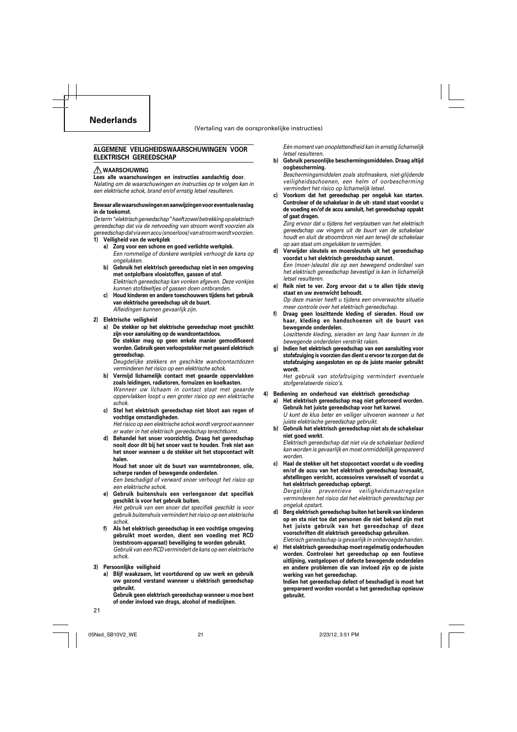# Nederlands

(Vertaling van de oorspronkelijke instructies)

## ALGEMENE VEILIGHEIDSWAARSCHUWINGEN VOOR ELEKTRISCH GEREEDSCHAP

### ⚠ WAARSCHUWING

**Lees alle waarschuwingen en instructies aandachtig door.**
*Nalating om de waarschuwingen en instructies op te volgen kan in een elektrische schok, brand en/of ernstig letsel resulteren.*

**Bewaar alle waarschuwingen en aanwijzingen voor eventuele naslag in de toekomst.**

*De term "elektrisch gereedschap" heeft zowel betrekking op elektrisch gereedschap dat via de netvoeding van stroom wordt voorzien als gereedschap dat via een accu (snoerloos) van stroom wordt voorzien.*

1) **Veiligheid van de werkplek**
   a) **Zorg voor een schone en goed verlichte werkplek.**
   *Een rommelige of donkere werkplek verhoogt de kans op ongelukken.*
   b) **Gebruik het elektrisch gereedschap niet in een omgeving met ontplofbare vloeistoffen, gassen of stof.**
   *Elektrisch gereedschap kan vonken afgeven. Deze vonkjes kunnen stofdeeltjes of gassen doen ontbranden.*
   c) **Houd kinderen en andere toeschouwers tijdens het gebruik van elektrische gereedschap uit de buurt.**
   *Afleidingen kunnen gevaarlijk zijn.*

2) **Elektrische veiligheid**
   a) **De stekker op het elektrische gereedschap moet geschikt zijn voor aansluiting op de wandcontactdoos.**
   **De stekker mag op geen enkele manier gemodificeerd worden. Gebruik geen verloopstekker met geaard elektrisch gereedschap.**
   *Deugdelijke stekkers en geschikte wandcontactdozen verminderen het risico op een elektrische schok.*
   b) **Vermijd lichamelijk contact met geaarde oppervlakken zoals leidingen, radiatoren, fornuizen en koelkasten.**
   *Wanneer uw lichaam in contact staat met geaarde oppervlakken loopt u een groter risico op een elektrische schok.*
   c) **Stel het elektrisch gereedschap niet bloot aan regen of vochtige omstandigheden.**
   *Het risico op een elektrische schok wordt vergroot wanneer er water in het elektrisch gereedschap terechtkomt.*
   d) **Behandel het snoer voorzichtig. Draag het gereedschap nooit door dit bij het snoer vast te houden. Trek niet aan het snoer wanneer u de stekker uit het stopcontact wilt halen.**
   **Houd het snoer uit de buurt van warmtebronnen, olie, scherpe randen of bewegende onderdelen.**
   *Een beschadigd of verward snoer verhoogt het risico op een elektrische schok.*
   e) **Gebruik buitenshuis een verlengsnoer dat specifiek geschikt is voor het gebruik buiten.**
   *Het gebruik van een snoer dat specifiek geschikt is voor gebruik buitenshuis vermindert het risico op een elektrische schok.*
   f) **Als het elektrisch gereedschap in een vochtige omgeving gebruikt moet worden, dient een voeding met RCD (reststroom-apparaat) beveiliging te worden gebruikt.**
   *Gebruik van een RCD vermindert de kans op een elektrische schok.*

3) **Persoonlijke veiligheid**
   a) **Blijf waakzaam, let voortdurend op uw werk en gebruik uw gezond verstand wanneer u elektrisch gereedschap gebruikt.**
   **Gebruik geen elektrisch gereedschap wanneer u moe bent of onder invloed van drugs, alcohol of medicijnen.**
   *Eén moment van onoplettendheid kan in ernstig lichamelijk letsel resulteren.*
   b) **Gebruik persoonlijke beschermingsmiddelen. Draag altijd oogbescherming.**
   *Beschermingsmiddelen zoals stofmaskers, niet-glijdende veiligheidsschoenen, een helm of oorbescherming vermindert het risico op lichamelijk letsel.*
   c) **Voorkom dat het gereedschap per ongeluk kan starten. Controleer of de schakelaar in de uit- stand staat voordat u de voeding en/of de accu aansluit, het gereedschap oppakt of gaat dragen.**
   *Zorg ervoor dat u tijdens het verplaatsen van het elektrisch gereedschap uw vingers uit de buurt van de schakelaar houdt en sluit de stroombron niet aan terwijl de schakelaar op aan staat om ongelukken te vermijden.*
   d) **Verwijder sleutels en moersleutels uit het gereedschap voordat u het elektrisch gereedschap aanzet.**
   *Een (moer-)sleutel die op een bewegend onderdeel van het elektrisch gereedschap bevestigd is kan in lichamelijk letsel resulteren.*
   e) **Reik niet te ver. Zorg ervoor dat u te allen tijde stevig staat en uw evenwicht behoudt.**
   *Op deze manier heeft u tijdens een onverwachte situatie meer controle over het elektrisch gereedschap.*
   f) **Draag geen loszittende kleding of sieraden. Houd uw haar, kleding en handschoenen uit de buurt van bewegende onderdelen.**
   *Loszittende kleding, sieraden en lang haar kunnen in de bewegende onderdelen verstrikt raken.*
   g) **Indien het elektrisch gereedschap van een aansluiting voor stofafzuiging is voorzien dan dient u ervoor te zorgen dat de stofafzuiging aangesloten en op de juiste manier gebruikt wordt.**
   *Het gebruik van stofafzuiging vermindert eventuele stofgerelateerde risico's.*

4) **Bediening en onderhoud van elektrisch gereedschap**
   a) **Het elektrisch gereedschap mag niet geforceerd worden. Gebruik het juiste gereedschap voor het karwei.**
   *U kunt de klus beter en veiliger uitvoeren wanneer u het juiste elektrische gereedschap gebruikt.*
   b) **Gebruik het elektrisch gereedschap niet als de schakelaar niet goed werkt.**
   *Elektrisch gereedschap dat niet via de schakelaar bediend kan worden is gevaarlijk en moet onmiddellijk gerepareerd worden.*
   c) **Haal de stekker uit het stopcontact voordat u de voeding en/of de accu van het elektrisch gereedschap losmaakt, afstellingen verricht, accessoires verwisselt of voordat u het elektrisch gereedschap opbergt.**
   *Dergelijke preventieve veiligheidsmaatregelen verminderen het risico dat het elektrisch gereedschap per ongeluk opstart.*
   d) **Berg elektrisch gereedschap buiten het bereik van kinderen op en sta niet toe dat personen die niet bekend zijn met het juiste gebruik van het gereedschap of deze voorschriften dit elektrisch gereedschap gebruiken.**
   *Eletrisch gereedschap is gevaarlijk in onbevoegde handen.*
   e) **Het elektrisch gereedschap moet regelmatig onderhouden worden. Controleer het gereedschap op een foutieve uitlijning, vastgelopen of defecte bewegende onderdelen en andere problemen die van invloed zijn op de juiste werking van het gereedschap.**
   **Indien het gereedschap defect of beschadigd is moet het gerepareerd worden voordat u het gereedschap opnieuw gebruikt.**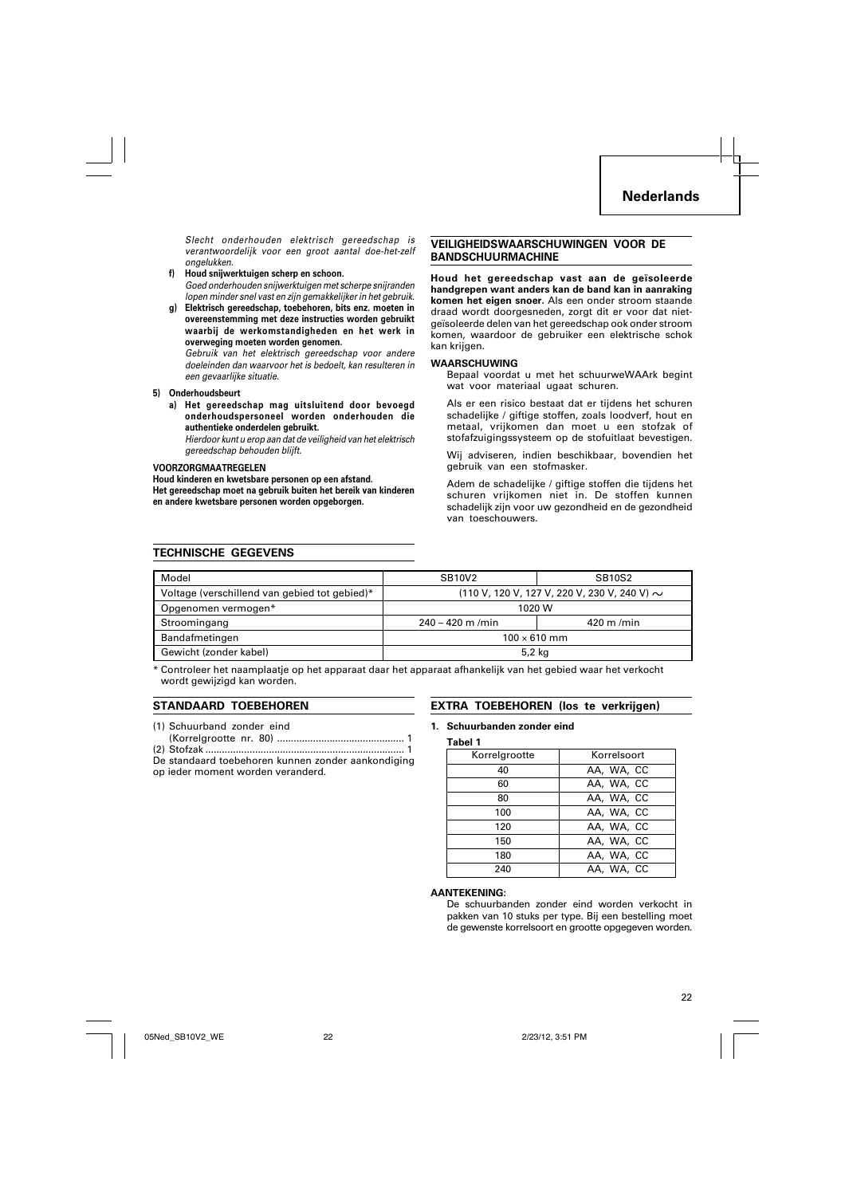*Slecht onderhouden elektrisch gereedschap is verantwoordelijk voor een groot aantal doe-het-zelf ongelukken.*

**f) Houd snijwerktuigen scherp en schoon.**

*Goed onderhouden snijwerktuigen met scherpe snijranden lopen minder snel vast en zijn gemakkelijker in het gebruik.*

**g) Elektrisch gereedschap, toebehoren, bits enz. moeten in overeenstemming met deze instructies worden gebruikt waarbij de werkomstandigheden en het werk in overweging moeten worden genomen.**

*Gebruik van het elektrisch gereedschap voor andere doeleinden dan waarvoor het is bedoelt, kan resulteren in een gevaarlijke situatie.*

**5) Onderhoudsbeurt**

**a) Het gereedschap mag uitsluitend door bevoegd onderhoudspersoneel worden onderhouden die authentieke onderdelen gebruikt.**

*Hierdoor kunt u erop aan dat de veiligheid van het elektrisch gereedschap behouden blijft.*

**VOORZORGMAATREGELEN**

**Houd kinderen en kwetsbare personen op een afstand.**

**Het gereedschap moet na gebruik buiten het bereik van kinderen en andere kwetsbare personen worden opgeborgen.**

## VEILIGHEIDSWAARSCHUWINGEN VOOR DE BANDSCHUURMACHINE

**Houd het gereedschap vast aan de geïsoleerde handgrepen want anders kan de band kan in aanraking komen het eigen snoer.** Als een onder stroom staande draad wordt doorgesneden, zorgt dit er voor dat niet-geïsoleerde delen van het gereedschap ook onder stroom komen, waardoor de gebruiker een elektrische schok kan krijgen.

**WAARSCHUWING**

Bepaal voordat u met het schuurweWAArk begint wat voor materiaal ugaat schuren.

Als er een risico bestaat dat er tijdens het schuren schadelijke / giftige stoffen, zoals loodverf, hout en metaal, vrijkomen dan moet u een stofzak of stofafzuigingssysteem op de stofuitlaat bevestigen.

Wij adviseren, indien beschikbaar, bovendien het gebruik van een stofmasker.

Adem de schadelijke / giftige stoffen die tijdens het schuren vrijkomen niet in. De stoffen kunnen schadelijk zijn voor uw gezondheid en de gezondheid van toeschouwers.

## TECHNISCHE GEGEVENS

| Model | SB10V2 | SB10S2 |
|---|---|---|
| Voltage (verschillend van gebied tot gebied)* | (110 V, 120 V, 127 V, 220 V, 230 V, 240 V) ∼ | |
| Opgenomen vermogen* | 1020 W | |
| Stroomingang | 240 – 420 m /min | 420 m /min |
| Bandafmetingen | 100 × 610 mm | |
| Gewicht (zonder kabel) | 5,2 kg | |

\* Controleer het naamplaatje op het apparaat daar het apparaat afhankelijk van het gebied waar het verkocht wordt gewijzigd kan worden.

## STANDAARD TOEBEHOREN

(1) Schuurband zonder eind (Korrelgrootte nr. 80) .......................................... 1

(2) Stofzak ..................................................................... 1

De standaard toebehoren kunnen zonder aankondiging op ieder moment worden veranderd.

## EXTRA TOEBEHOREN (los te verkrijgen)

**1. Schuurbanden zonder eind**

**Tabel 1**

| Korrelgrootte | Korrelsoort |
|---|---|
| 40 | AA, WA, CC |
| 60 | AA, WA, CC |
| 80 | AA, WA, CC |
| 100 | AA, WA, CC |
| 120 | AA, WA, CC |
| 150 | AA, WA, CC |
| 180 | AA, WA, CC |
| 240 | AA, WA, CC |

**AANTEKENING:**

De schuurbanden zonder eind worden verkocht in pakken van 10 stuks per type. Bij een bestelling moet de gewenste korrelsoort en grootte opgegeven worden.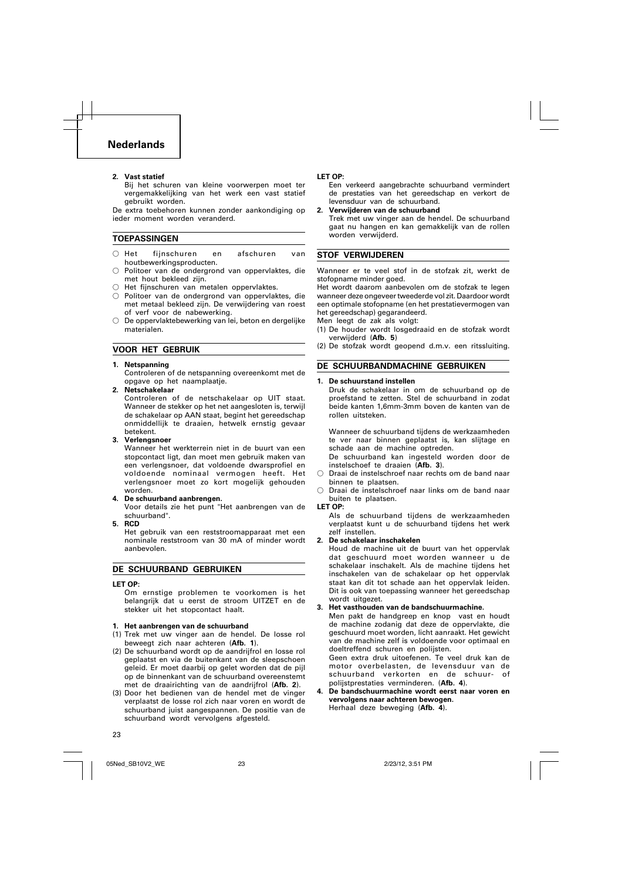**2. Vast statief**

Bij het schuren van kleine voorwerpen moet ter vergemakkelijking van het werk een vast statief gebruikt worden.

De extra toebehoren kunnen zonder aankondiging op ieder moment worden veranderd.

## TOEPASSINGEN

- Het fijnschuren en afschuren van houtbewerkingsproducten.
- Politoer van de ondergrond van oppervlaktes, die met hout bekleed zijn.
- Het fijnschuren van metalen oppervlaktes.
- Politoer van de ondergrond van oppervlaktes, die met metaal bekleed zijn. De verwijdering van roest of verf voor de nabewerking.
- De oppervlaktebewerking van lei, beton en dergelijke materialen.

## VOOR HET GEBRUIK

**1. Netspanning**

Controleren of de netspanning overeenkomt met de opgave op het naamplaatje.

**2. Netschakelaar**

Controleren of de netschakelaar op UIT staat. Wanneer de stekker op het net aangesloten is, terwijl de schakelaar op AAN staat, begint het gereedschap onmiddellijk te draaien, hetwelk ernstig gevaar betekent.

**3. Verlengsnoer**

Wanneer het werkterrein niet in de buurt van een stopcontact ligt, dan moet men gebruik maken van een verlengsnoer, dat voldoende dwarsprofiel en voldoende nominaal vermogen heeft. Het verlengsnoer moet zo kort mogelijk gehouden worden.

**4. De schuurband aanbrengen.**

Voor details zie het punt "Het aanbrengen van de schuurband".

**5. RCD**

Het gebruik van een reststroomapparaat met een nominale reststroom van 30 mA of minder wordt aanbevolen.

## DE SCHUURBAND GEBRUIKEN

**LET OP:**

Om ernstige problemen te voorkomen is het belangrijk dat u eerst de stroom UITZET en de stekker uit het stopcontact haalt.

**1. Het aanbrengen van de schuurband**

(1) Trek met uw vinger aan de hendel. De losse rol beweegt zich naar achteren (**Afb. 1**).

(2) De schuurband wordt op de aandrijfrol en losse rol geplaatst en via de buitenkant van de sleepschoen geleid. Er moet daarbij op gelet worden dat de pijl op de binnenkant van de schuurband overeenstemt met de draairichting van de aandrijfrol (**Afb. 2**).

(3) Door het bedienen van de hendel met de vinger verplaatst de losse rol zich naar voren en wordt de schuurband juist aangespannen. De positie van de schuurband wordt vervolgens afgesteld.

**LET OP:**

Een verkeerd aangebrachte schuurband vermindert de prestaties van het gereedschap en verkort de levensduur van de schuurband.

**2. Verwijderen van de schuurband**

Trek met uw vinger aan de hendel. De schuurband gaat nu hangen en kan gemakkelijk van de rollen worden verwijderd.

## STOF VERWIJDEREN

Wanneer er te veel stof in de stofzak zit, werkt de stofopname minder goed.

Het wordt daarom aanbevolen om de stofzak te legen wanneer deze ongeveer tweederde vol zit. Daardoor wordt een optimale stofopname (en het prestatievermogen van het gereedschap) gegarandeerd.

Men leegt de zak als volgt:

(1) De houder wordt losgedraaid en de stofzak wordt verwijderd (**Afb. 5**)

(2) De stofzak wordt geopend d.m.v. een ritssluiting.

## DE SCHUURBANDMACHINE GEBRUIKEN

**1. De schuurstand instellen**

Druk de schakelaar in om de schuurband op de proefstand te zetten. Stel de schuurband in zodat beide kanten 1,6mm-3mm boven de kanten van de rollen uitsteken.

Wanneer de schuurband tijdens de werkzaamheden te ver naar binnen geplaatst is, kan slijtage en schade aan de machine optreden.

De schuurband kan ingesteld worden door de instelschroef te draaien (**Afb. 3**).

- Draai de instelschroef naar rechts om de band naar binnen te plaatsen.
- Draai de instelschroef naar links om de band naar buiten te plaatsen.

**LET OP:**

Als de schuurband tijdens de werkzaamheden verplaatst kunt u de schuurband tijdens het werk zelf instellen.

**2. De schakelaar inschakelen**

Houd de machine uit de buurt van het oppervlak dat geschuurd moet worden wanneer u de schakelaar inschakelt. Als de machine tijdens het inschakelen van de schakelaar op het oppervlak staat kan dit tot schade aan het oppervlak leiden. Dit is ook van toepassing wanneer het gereedschap wordt uitgezet.

**3. Het vasthouden van de bandschuurmachine.**

Men pakt de handgreep en knop vast en houdt de machine zodanig dat deze de oppervlakte, die geschuurd moet worden, licht aanraakt. Het gewicht van de machine zelf is voldoende voor optimaal en doeltreffend schuren en polijsten.

Geen extra druk uitoefenen. Te veel druk kan de motor overbelasten, de levensduur van de schuurband verkorten en de schuur- of polijstprestaties verminderen. (**Afb. 4**).

**4. De bandschuurmachine wordt eerst naar voren en vervolgens naar achteren bewogen.**

Herhaal deze beweging (**Afb. 4**).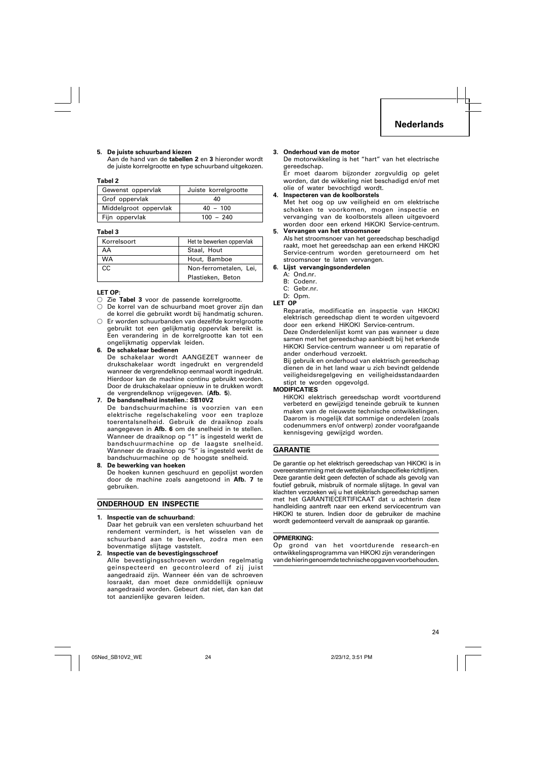**5. De juiste schuurband kiezen**
Aan de hand van de **tabellen 2** en **3** hieronder wordt de juiste korrelgrootte en type schuurband uitgekozen.

**Tabel 2**

| Gewenst oppervlak | Juiste korrelgrootte |
|---|---|
| Grof oppervlak | 40 |
| Middelgroot oppervlak | 40 – 100 |
| Fijn oppervlak | 100 – 240 |

**Tabel 3**

| Korrelsoort | Het te bewerken oppervlak |
|---|---|
| AA | Staal, Hout |
| WA | Hout, Bamboe |
| CC | Non-ferrometalen, Lei, Plastieken, Beton |

**LET OP:**
- ○ Zie **Tabel 3** voor de passende korrelgrootte.
- ○ De korrel van de schuurband moet grover zijn dan de korrel die gebruikt wordt bij handmatig schuren.
- ○ Er worden schuurbanden van dezelfde korrelgrootte gebruikt tot een gelijkmatig oppervlak bereikt is. Een verandering in de korrelgrootte kan tot een ongelijkmatig oppervlak leiden.

**6. De schakelaar bedienen**
De schakelaar wordt AANGEZET wanneer de drukschakelaar wordt ingedrukt en vergrendeld wanneer de vergrendelknop eenmaal wordt ingedrukt. Hierdoor kan de machine continu gebruikt worden. Door de drukschakelaar opnieuw in te drukken wordt de vergrendelknop vrijgegeven. (**Afb. 5**).

**7. De bandsnelheid instellen.: SB10V2**
De bandschuurmachine is voorzien van een elektrische regelschakeling voor een traploze toerentalsnelheid. Gebruik de draaiknop zoals aangegeven in **Afb. 6** om de snelheid in te stellen. Wanneer de draaiknop op "1" is ingesteld werkt de bandschuurmachine op de laagste snelheid. Wanneer de draaiknop op "5" is ingesteld werkt de bandschuurmachine op de hoogste snelheid.

**8. De bewerking van hoeken**
De hoeken kunnen geschuurd en gepolijst worden door de machine zoals aangetoond in **Afb. 7** te gebruiken.

## ONDERHOUD EN INSPECTIE

**1. Inspectie van de schuurband:**
Daar het gebruik van een versleten schuurband het rendement vermindert, is het wisselen van de schuurband aan te bevelen, zodra men een bovenmatige slijtage vaststelt.

**2. Inspectie van de bevestigingsschroef**
Alle bevestigingsschroeven worden regelmatig geïnspecteerd en gecontroleerd of zij juist aangedraaid zijn. Wanneer één van de schroeven losraakt, dan moet deze onmiddellijk opnieuw aangedraaid worden. Gebeurt dat niet, dan kan dat tot aanzienlijke gevaren leiden.

**3. Onderhoud van de motor**
De motorwikkeling is het "hart" van het electrische gereedschap.
Er moet daarom bijzonder zorgvuldig op gelet worden, dat de wikkeling niet beschadigd en/of met olie of water bevochtigd wordt.

**4. Inspecteren van de koolborstels**
Met het oog op uw veiligheid en om elektrische schokken te voorkomen, mogen inspectie en vervanging van de koolborstels alleen uitgevoerd worden door een erkend HiKOKI Service-centrum.

**5. Vervangen van het stroomsnoer**
Als het stroomsnoer van het gereedschap beschadigd raakt, moet het gereedschap aan een erkend HiKOKI Service-centrum worden geretourneerd om het stroomsnoer te laten vervangen.

**6. Lijst vervangingsonderdelen**
A: Ond.nr.
B: Codenr.
C: Gebr.nr.
D: Opm.

**LET OP**
Reparatie, modificatie en inspectie van HiKOKI elektrisch gereedschap dient te worden uitgevoerd door een erkend HiKOKI Service-centrum.
Deze Onderdelenlijst komt van pas wanneer u deze samen met het gereedschap aanbiedt bij het erkende HiKOKI Service-centrum wanneer u om reparatie of ander onderhoud verzoekt.
Bij gebruik en onderhoud van elektrisch gereedschap dienen de in het land waar u zich bevindt geldende veiligheidsregelgeving en veiligheidsstandaarden stipt te worden opgevolgd.

**MODIFICATIES**
HiKOKI elektrisch gereedschap wordt voortdurend verbeterd en gewijzigd teneinde gebruik te kunnen maken van de nieuwste technische ontwikkelingen. Daarom is mogelijk dat sommige onderdelen (zoals codenummers en/of ontwerp) zonder voorafgaande kennisgeving gewijzigd worden.

## GARANTIE

De garantie op het elektrisch gereedschap van HiKOKI is in overeenstemming met de wettelijke/landspecifieke richtlijnen. Deze garantie dekt geen defecten of schade als gevolg van foutief gebruik, misbruik of normale slijtage. In geval van klachten verzoeken wij u het elektrisch gereedschap samen met het GARANTIECERTIFICAAT dat u achterin deze handleiding aantreft naar een erkend servicecentrum van HiKOKI te sturen. Indien door de gebruiker de machine wordt gedemonteerd vervalt de aanspraak op garantie.

**OPMERKING:**
Op grond van het voortdurende research-en ontwikkelingsprogramma van HiKOKI zijn veranderingen van de hierin genoemde technische opgaven voorbehouden.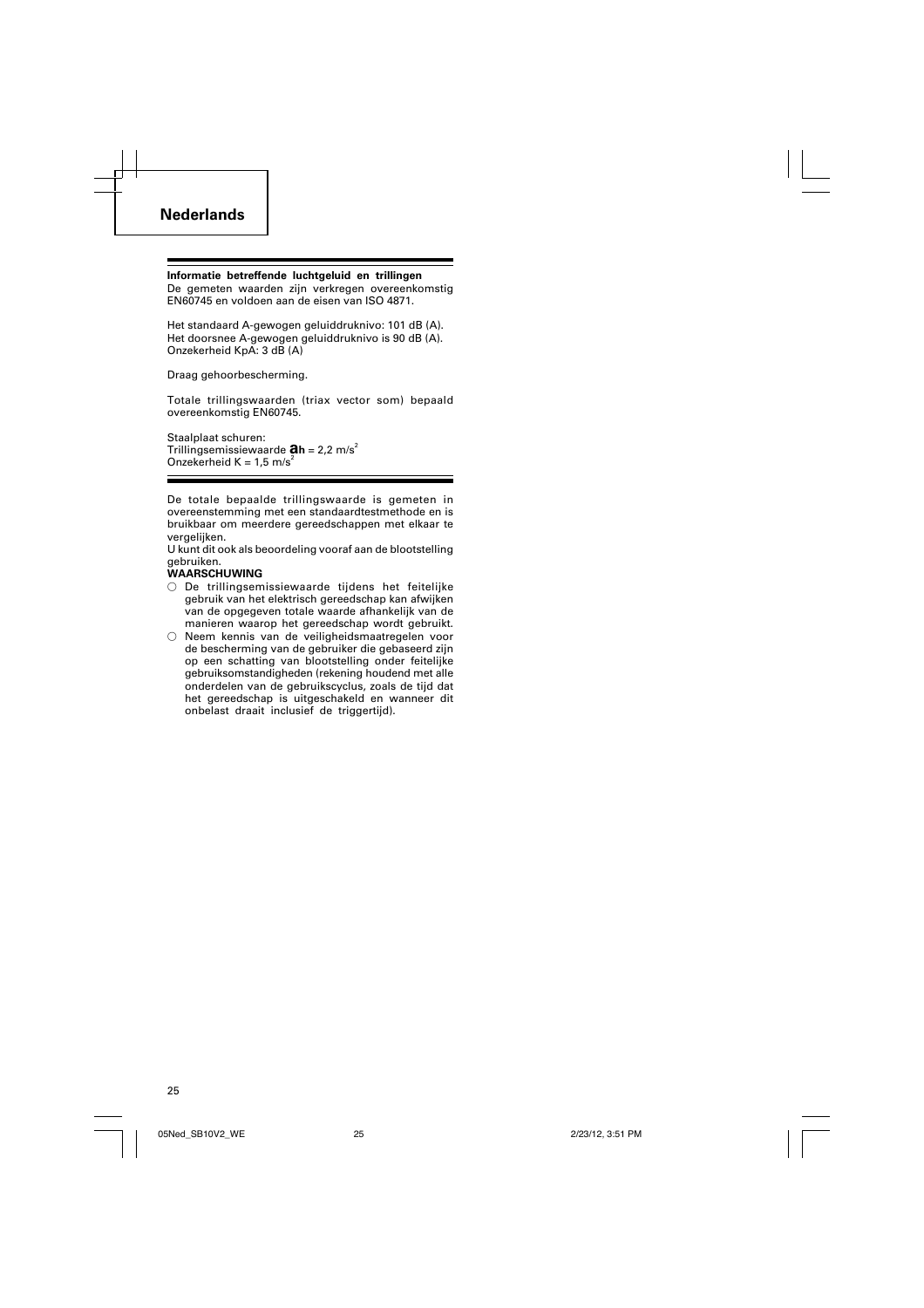## Nederlands

**Informatie betreffende luchtgeluid en trillingen**
De gemeten waarden zijn verkregen overeenkomstig EN60745 en voldoen aan de eisen van ISO 4871.

Het standaard A-gewogen geluiddruknivo: 101 dB (A).
Het doorsnee A-gewogen geluiddruknivo is 90 dB (A).
Onzekerheid KpA: 3 dB (A)

Draag gehoorbescherming.

Totale trillingswaarden (triax vector som) bepaald overeenkomstig EN60745.

Staalplaat schuren:
Trillingsemissiewaarde $a_h$ = 2,2 m/s$^2$
Onzekerheid K = 1,5 m/s$^2$

De totale bepaalde trillingswaarde is gemeten in overeenstemming met een standaardtestmethode en is bruikbaar om meerdere gereedschappen met elkaar te vergelijken.
U kunt dit ook als beoordeling vooraf aan de blootstelling gebruiken.

**WAARSCHUWING**
- De trillingsemissiewaarde tijdens het feitelijke gebruik van het elektrisch gereedschap kan afwijken van de opgegeven totale waarde afhankelijk van de manieren waarop het gereedschap wordt gebruikt.
- Neem kennis van de veiligheidsmaatregelen voor de bescherming van de gebruiker die gebaseerd zijn op een schatting van blootstelling onder feitelijke gebruiksomstandigheden (rekening houdend met alle onderdelen van de gebruikscyclus, zoals de tijd dat het gereedschap is uitgeschakeld en wanneer dit onbelast draait inclusief de triggertijd).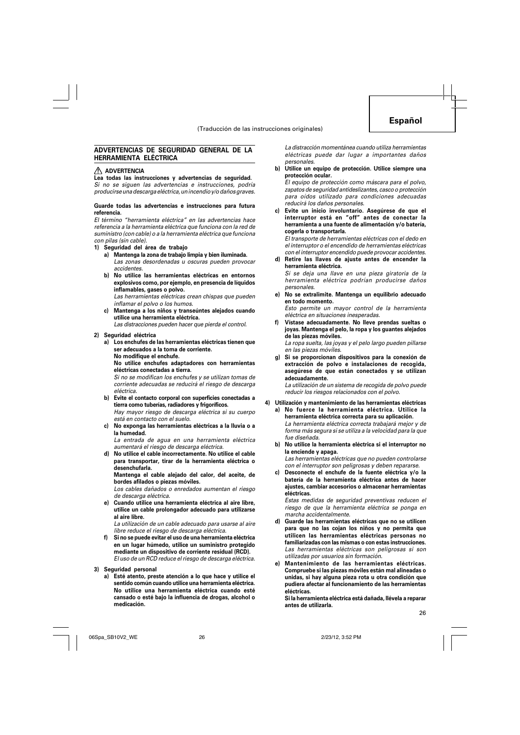# Español

(Traducción de las instrucciones originales)

## ADVERTENCIAS DE SEGURIDAD GENERAL DE LA HERRAMIENTA ELÉCTRICA

⚠ **ADVERTENCIA**

**Lea todas las instrucciones y advertencias de seguridad.**
*Si no se siguen las advertencias e instrucciones, podría producirse una descarga eléctrica, un incendio y/o daños graves.*

**Guarde todas las advertencias e instrucciones para futura referencia.**

*El término "herramienta eléctrica" en las advertencias hace referencia a la herramienta eléctrica que funciona con la red de suministro (con cable) o a la herramienta eléctrica que funciona con pilas (sin cable).*

1) **Seguridad del área de trabajo**
   a) **Mantenga la zona de trabajo limpia y bien iluminada.**
   *Las zonas desordenadas u oscuras pueden provocar accidentes.*
   b) **No utilice las herramientas eléctricas en entornos explosivos como, por ejemplo, en presencia de líquidos inflamables, gases o polvo.**
   *Las herramientas eléctricas crean chispas que pueden inflamar el polvo o los humos.*
   c) **Mantenga a los niños y transeúntes alejados cuando utilice una herramienta eléctrica.**
   *Las distracciones pueden hacer que pierda el control.*

2) **Seguridad eléctrica**
   a) **Los enchufes de las herramientas eléctricas tienen que ser adecuados a la toma de corriente.**
   **No modifique el enchufe.**
   **No utilice enchufes adaptadores con herramientas eléctricas conectadas a tierra.**
   *Si no se modifican los enchufes y se utilizan tomas de corriente adecuadas se reducirá el riesgo de descarga eléctrica.*
   b) **Evite el contacto corporal con superficies conectadas a tierra como tuberías, radiadores y frigoríficos.**
   *Hay mayor riesgo de descarga eléctrica si su cuerpo está en contacto con el suelo.*
   c) **No exponga las herramientas eléctricas a la lluvia o a la humedad.**
   *La entrada de agua en una herramienta eléctrica aumentará el riesgo de descarga eléctrica.*
   d) **No utilice el cable incorrectamente. No utilice el cable para transportar, tirar de la herramienta eléctrica o desenchufarla.**
   **Mantenga el cable alejado del calor, del aceite, de bordes afilados o piezas móviles.**
   *Los cables dañados o enredados aumentan el riesgo de descarga eléctrica.*
   e) **Cuando utilice una herramienta eléctrica al aire libre, utilice un cable prolongador adecuado para utilizarse al aire libre.**
   *La utilización de un cable adecuado para usarse al aire libre reduce el riesgo de descarga eléctrica.*
   f) **Si no se puede evitar el uso de una herramienta eléctrica en un lugar húmedo, utilice un suministro protegido mediante un dispositivo de corriente residual (RCD).**
   *El uso de un RCD reduce el riesgo de descarga eléctrica.*

3) **Seguridad personal**
   a) **Esté atento, preste atención a lo que hace y utilice el sentido común cuando utilice una herramienta eléctrica. No utilice una herramienta eléctrica cuando esté cansado o esté bajo la influencia de drogas, alcohol o medicación.**
   *La distracción momentánea cuando utiliza herramientas eléctricas puede dar lugar a importantes daños personales.*
   b) **Utilice un equipo de protección. Utilice siempre una protección ocular.**
   *El equipo de protección como máscara para el polvo, zapatos de seguridad antideslizantes, casco o protección para oídos utilizado para condiciones adecuadas reducirá los daños personales.*
   c) **Evite un inicio involuntario. Asegúrese de que el interruptor está en "off" antes de conectar la herramienta a una fuente de alimentación y/o batería, cogerla o transportarla.**
   *El transporte de herramientas eléctricas con el dedo en el interruptor o el encendido de herramientas eléctricas con el interruptor encendido puede provocar accidentes.*
   d) **Retire las llaves de ajuste antes de encender la herramienta eléctrica.**
   *Si se deja una llave en una pieza giratoria de la herramienta eléctrica podrían producirse daños personales.*
   e) **No se extralimite. Mantenga un equilibrio adecuado en todo momento.**
   *Esto permite un mayor control de la herramienta eléctrica en situaciones inesperadas.*
   f) **Vístase adecuadamente. No lleve prendas sueltas o joyas. Mantenga el pelo, la ropa y los guantes alejados de las piezas móviles.**
   *La ropa suelta, las joyas y el pelo largo pueden pillarse en las piezas móviles.*
   g) **Si se proporcionan dispositivos para la conexión de extracción de polvo e instalaciones de recogida, asegúrese de que están conectados y se utilizan adecuadamente.**
   *La utilización de un sistema de recogida de polvo puede reducir los riesgos relacionados con el polvo.*

4) **Utilización y mantenimiento de las herramientas eléctricas**
   a) **No fuerce la herramienta eléctrica. Utilice la herramienta eléctrica correcta para su aplicación.**
   *La herramienta eléctrica correcta trabajará mejor y de forma más segura si se utiliza a la velocidad para la que fue diseñada.*
   b) **No utilice la herramienta eléctrica si el interruptor no la enciende y apaga.**
   *Las herramientas eléctricas que no pueden controlarse con el interruptor son peligrosas y deben repararse.*
   c) **Desconecte el enchufe de la fuente eléctrica y/o la batería de la herramienta eléctrica antes de hacer ajustes, cambiar accesorios o almacenar herramientas eléctricas.**
   *Estas medidas de seguridad preventivas reducen el riesgo de que la herramienta eléctrica se ponga en marcha accidentalmente.*
   d) **Guarde las herramientas eléctricas que no se utilicen para que no las cojan los niños y no permita que utilicen las herramientas eléctricas personas no familiarizadas con las mismas o con estas instrucciones.**
   *Las herramientas eléctricas son peligrosas si son utilizadas por usuarios sin formación.*
   e) **Mantenimiento de las herramientas eléctricas. Compruebe si las piezas móviles están mal alineadas o unidas, si hay alguna pieza rota u otra condición que pudiera afectar al funcionamiento de las herramientas eléctricas.**
   **Si la herramienta eléctrica está dañada, llévela a reparar antes de utilizarla.**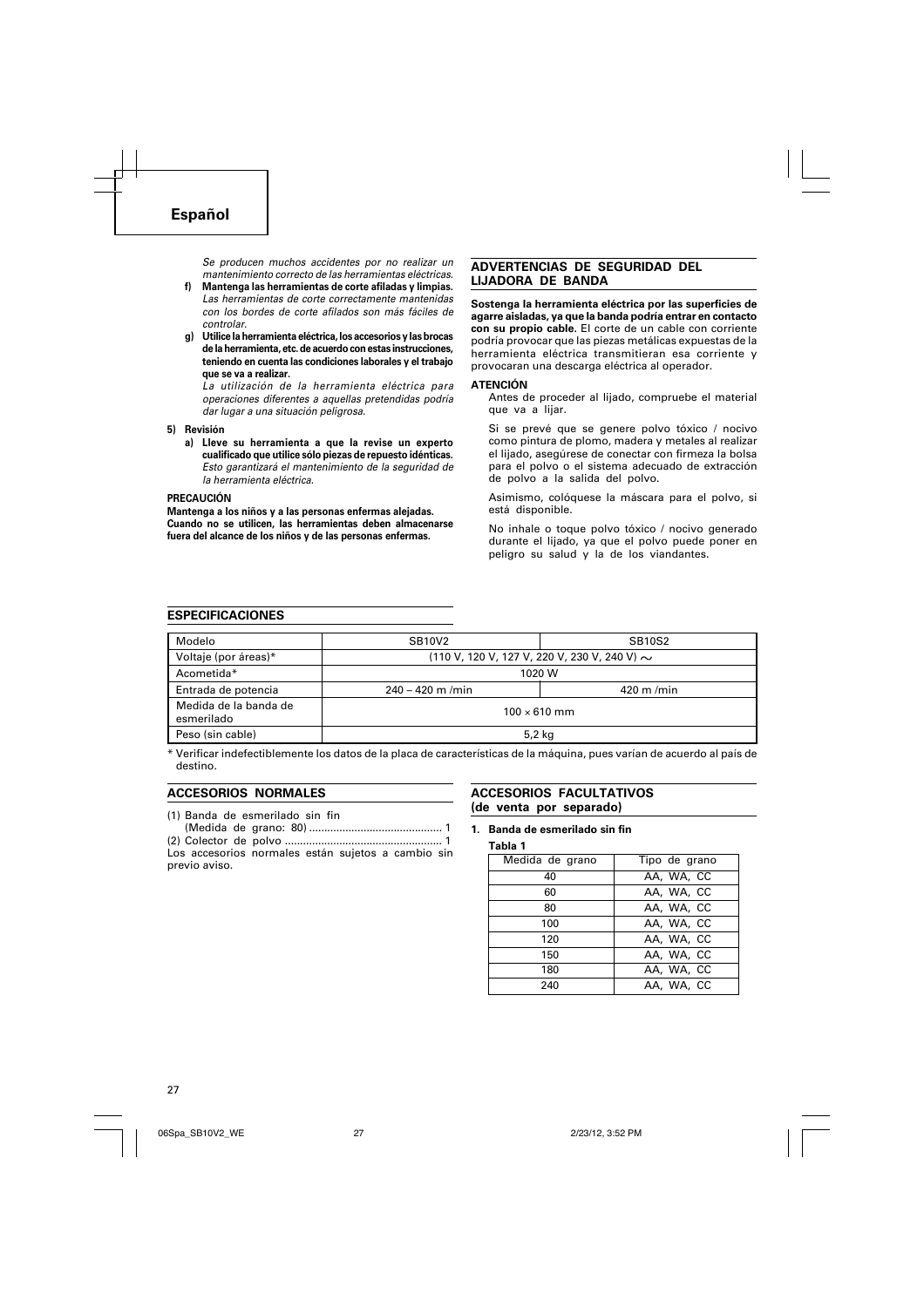## Español

*Se producen muchos accidentes por no realizar un mantenimiento correcto de las herramientas eléctricas.*

**f) Mantenga las herramientas de corte afiladas y limpias.**
*Las herramientas de corte correctamente mantenidas con los bordes de corte afilados son más fáciles de controlar.*

**g) Utilice la herramienta eléctrica, los accesorios y las brocas de la herramienta, etc. de acuerdo con estas instrucciones, teniendo en cuenta las condiciones laborales y el trabajo que se va a realizar.**
*La utilización de la herramienta eléctrica para operaciones diferentes a aquellas pretendidas podría dar lugar a una situación peligrosa.*

**5) Revisión**

**a) Lleve su herramienta a que la revise un experto cualificado que utilice sólo piezas de repuesto idénticas.**
*Esto garantizará el mantenimiento de la seguridad de la herramienta eléctrica.*

**PRECAUCIÓN**

**Mantenga a los niños y a las personas enfermas alejadas. Cuando no se utilicen, las herramientas deben almacenarse fuera del alcance de los niños y de las personas enfermas.**

### ADVERTENCIAS DE SEGURIDAD DEL LIJADORA DE BANDA

**Sostenga la herramienta eléctrica por las superficies de agarre aisladas, ya que la banda podría entrar en contacto con su propio cable.** El corte de un cable con corriente podría provocar que las piezas metálicas expuestas de la herramienta eléctrica transmitieran esa corriente y provocaran una descarga eléctrica al operador.

**ATENCIÓN**

Antes de proceder al lijado, compruebe el material que va a lijar.

Si se prevé que se genere polvo tóxico / nocivo como pintura de plomo, madera y metales al realizar el lijado, asegúrese de conectar con firmeza la bolsa para el polvo o el sistema adecuado de extracción de polvo a la salida del polvo.

Asimismo, colóquese la máscara para el polvo, si está disponible.

No inhale o toque polvo tóxico / nocivo generado durante el lijado, ya que el polvo puede poner en peligro su salud y la de los viandantes.

### ESPECIFICACIONES

| Modelo | SB10V2 | SB10S2 |
|---|---|---|
| Voltaje (por áreas)* | (110 V, 120 V, 127 V, 220 V, 230 V, 240 V) ∼ | |
| Acometida* | 1020 W | |
| Entrada de potencia | 240 – 420 m /min | 420 m /min |
| Medida de la banda de esmerilado | 100 × 610 mm | |
| Peso (sin cable) | 5,2 kg | |

\* Verificar indefectiblemente los datos de la placa de características de la máquina, pues varían de acuerdo al país de destino.

### ACCESORIOS NORMALES

(1) Banda de esmerilado sin fin
(Medida de grano: 80) ........................................... 1
(2) Colector de polvo ................................................... 1

Los accesorios normales están sujetos a cambio sin previo aviso.

### ACCESORIOS FACULTATIVOS (de venta por separado)

**1. Banda de esmerilado sin fin**

**Tabla 1**

| Medida de grano | Tipo de grano |
|---|---|
| 40 | AA, WA, CC |
| 60 | AA, WA, CC |
| 80 | AA, WA, CC |
| 100 | AA, WA, CC |
| 120 | AA, WA, CC |
| 150 | AA, WA, CC |
| 180 | AA, WA, CC |
| 240 | AA, WA, CC |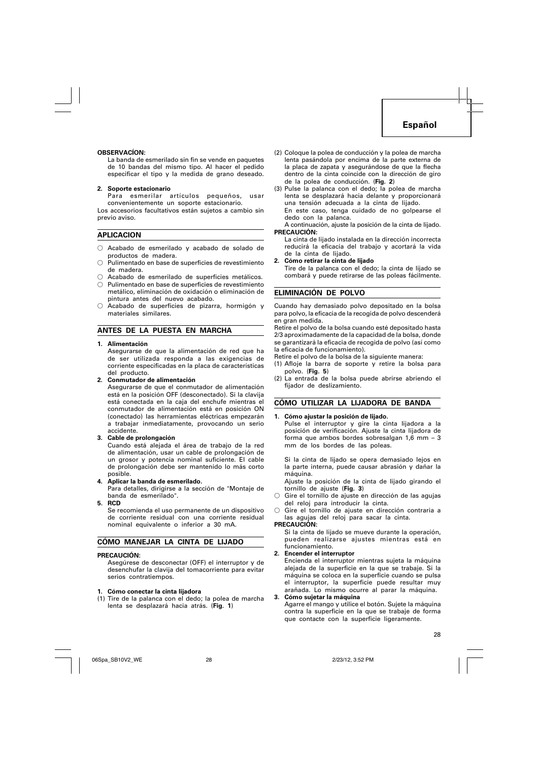**OBSERVACÍON:**

La banda de esmerilado sin fin se vende en paquetes de 10 bandas del mismo tipo. Al hacer el pedido especificar el tipo y la medida de grano deseado.

**2. Soporte estacionario**

Para esmerilar artículos pequeños, usar convenientemente un soporte estacionario.

Los accesorios facultativos están sujetos a cambio sin previo aviso.

## APLICACION

○ Acabado de esmerilado y acabado de solado de productos de madera.
○ Pulimentado en base de superficies de revestimiento de madera.
○ Acabado de esmerilado de superficies metálicos.
○ Pulimentado en base de superficies de revestimiento metálico, eliminación de oxidación o eliminación de pintura antes del nuevo acabado.
○ Acabado de superficies de pizarra, hormigón y materiales similares.

## ANTES DE LA PUESTA EN MARCHA

**1. Alimentación**

Asegurarse de que la alimentación de red que ha de ser utilizada responda a las exigencias de corriente especificadas en la placa de características del producto.

**2. Conmutador de alimentación**

Asegurarse de que el conmutador de alimentación está en la posición OFF (desconectado). Si la clavija está conectada en la caja del enchufe mientras el conmutador de alimentación está en posición ON (conectado) las herramientas eléctricas empezarán a trabajar inmediatamente, provocando un serio accidente.

**3. Cable de prolongación**

Cuando está alejada el área de trabajo de la red de alimentación, usar un cable de prolongación de un grosor y potencia nominal suficiente. El cable de prolongación debe ser mantenido lo más corto posible.

**4. Aplicar la banda de esmerilado.**

Para detalles, dirigirse a la sección de "Montaje de banda de esmerilado".

**5. RCD**

Se recomienda el uso permanente de un dispositivo de corriente residual con una corriente residual nominal equivalente o inferior a 30 mA.

## CÓMO MANEJAR LA CINTA DE LIJADO

**PRECAUCIÓN:**

Asegúrese de desconectar (OFF) el interruptor y de desenchufar la clavija del tomacorriente para evitar serios contratiempos.

**1. Cómo conectar la cinta lijadora**

(1) Tire de la palanca con el dedo; la polea de marcha lenta se desplazará hacia atrás. (**Fig. 1**)

(2) Coloque la polea de conducción y la polea de marcha lenta pasándola por encima de la parte externa de la placa de zapata y asegurándose de que la flecha dentro de la cinta coincide con la dirección de giro de la polea de conducción. (**Fig. 2**)

(3) Pulse la palanca con el dedo; la polea de marcha lenta se desplazará hacia delante y proporcionará una tensión adecuada a la cinta de lijado.
En este caso, tenga cuidado de no golpearse el dedo con la palanca.
A continuación, ajuste la posición de la cinta de lijado.

**PRECAUCIÓN:**

La cinta de lijado instalada en la dirección incorrecta reducirá la eficacia del trabajo y acortará la vida de la cinta de lijado.

**2. Cómo retirar la cinta de lijado**

Tire de la palanca con el dedo; la cinta de lijado se combará y puede retirarse de las poleas fácilmente.

## ELIMINACIÓN DE POLVO

Cuando hay demasiado polvo depositado en la bolsa para polvo, la eficacia de la recogida de polvo descenderá en gran medida.

Retire el polvo de la bolsa cuando esté depositado hasta 2/3 aproximadamente de la capacidad de la bolsa, donde se garantizará la eficacia de recogida de polvo (así como la eficacia de funcionamiento).

Retire el polvo de la bolsa de la siguiente manera:

(1) Afloje la barra de soporte y retire la bolsa para polvo. (**Fig. 5**)
(2) La entrada de la bolsa puede abrirse abriendo el fijador de deslizamiento.

## CÓMO UTILIZAR LA LIJADORA DE BANDA

**1. Cómo ajustar la posición de lijado.**

Pulse el interruptor y gire la cinta lijadora a la posición de verificación. Ajuste la cinta lijadora de forma que ambos bordes sobresalgan 1,6 mm – 3 mm de los bordes de las poleas.

Si la cinta de lijado se opera demasiado lejos en la parte interna, puede causar abrasión y dañar la máquina.

Ajuste la posición de la cinta de lijado girando el tornillo de ajuste (**Fig. 3**)

○ Gire el tornillo de ajuste en dirección de las agujas del reloj para introducir la cinta.
○ Gire el tornillo de ajuste en dirección contraria a las agujas del reloj para sacar la cinta.

**PRECAUCIÓN:**

Si la cinta de lijado se mueve durante la operación, pueden realizarse ajustes mientras está en funcionamiento.

**2. Encender el interruptor**

Encienda el interruptor mientras sujeta la máquina alejada de la superficie en la que se trabaje. Si la máquina se coloca en la superficie cuando se pulsa el interruptor, la superficie puede resultar muy arañada. Lo mismo ocurre al parar la máquina.

**3. Cómo sujetar la máquina**

Agarre el mango y utilice el botón. Sujete la máquina contra la superficie en la que se trabaje de forma que contacte con la superficie ligeramente.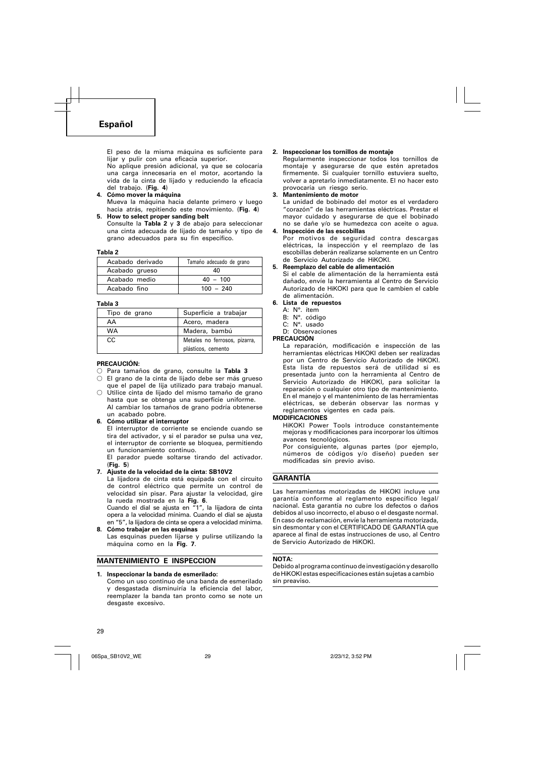## Español

El peso de la misma máquina es suficiente para lijar y pulir con una eficacia superior.
No aplique presión adicional, ya que se colocaría una carga innecesaria en el motor, acortando la vida de la cinta de lijado y reduciendo la eficacia del trabajo. (**Fig. 4**)

4. **Cómo mover la máquina**
   Mueva la máquina hacia delante primero y luego hacia atrás, repitiendo este movimiento. (**Fig. 4**)
5. **How to select proper sanding belt**
   Consulte la **Tabla 2** y **3** de abajo para seleccionar una cinta adecuada de lijado de tamaño y tipo de grano adecuados para su fin específico.

**Tabla 2**

| Acabado derivado | Tamaño adecuado de grano |
|---|---|
| Acabado grueso | 40 |
| Acabado medio | 40 – 100 |
| Acabado fino | 100 – 240 |

**Tabla 3**

| Tipo de grano | Superficie a trabajar |
|---|---|
| AA | Acero, madera |
| WA | Madera, bambú |
| CC | Metales no ferrosos, pizarra, plásticos, cemento |

**PRECAUCIÓN:**

- ○ Para tamaños de grano, consulte la **Tabla 3**
- ○ El grano de la cinta de lijado debe ser más grueso que el papel de lija utilizado para trabajo manual.
- ○ Utilice cinta de lijado del mismo tamaño de grano hasta que se obtenga una superficie uniforme.
  Al cambiar los tamaños de grano podría obtenerse un acabado pobre.

6. **Cómo utilizar el interruptor**
   El interruptor de corriente se enciende cuando se tira del activador, y si el parador se pulsa una vez, el interruptor de corriente se bloquea, permitiendo un funcionamiento continuo.
   El parador puede soltarse tirando del activador. (**Fig. 5**)
7. **Ajuste de la velocidad de la cinta: SB10V2**
   La lijadora de cinta está equipada con el circuito de control eléctrico que permite un control de velocidad sin pisar. Para ajustar la velocidad, gire la rueda mostrada en la **Fig. 6**.
   Cuando el dial se ajusta en "1", la lijadora de cinta opera a la velocidad mínima. Cuando el dial se ajusta en "5", la lijadora de cinta se opera a velocidad mínima.
8. **Cómo trabajar en las esquinas**
   Las esquinas pueden lijarse y pulirse utilizando la máquina como en la **Fig. 7**.

## MANTENIMIENTO E INSPECCION

1. **Inspeccionar la banda de esmerilado:**
   Como un uso continuo de una banda de esmerilado y desgastada disminuiría la eficiencia del labor, reemplazer la banda tan pronto como se note un desgaste excesivo.
2. **Inspeccionar los tornillos de montaje**
   Regularmente inspeccionar todos los tornillos de montaje y asegurarse de que estén apretados firmemente. Si cualquier tornillo estuviera suelto, volver a apretarlo inmediatamente. El no hacer esto provocaría un riesgo serio.
3. **Mantenimiento de motor**
   La unidad de bobinado del motor es el verdadero "corazón" de las herramientas eléctricas. Prestar el mayor cuidado y asegurarse de que el bobinado no se dañe y/o se humedezca con aceite o agua.
4. **Inspección de las escobillas**
   Por motivos de seguridad contra descargas eléctricas, la inspección y el reemplazo de las escobillas deberán realizarse solamente en un Centro de Servicio Autorizado de HiKOKI.
5. **Reemplazo del cable de alimentación**
   Si el cable de alimentación de la herramienta está dañado, envíe la herramienta al Centro de Servicio Autorizado de HiKOKI para que le cambien el cable de alimentación.
6. **Lista de repuestos**
   A: N°. ítem
   B: N°. código
   C: N°. usado
   D: Observaciones

**PRECAUCIÓN**

La reparación, modificación e inspección de las herramientas eléctricas HiKOKI deben ser realizadas por un Centro de Servicio Autorizado de HiKOKI.
Esta lista de repuestos será de utilidad si es presentada junto con la herramienta al Centro de Servicio Autorizado de HiKOKI, para solicitar la reparación o cualquier otro tipo de mantenimiento.
En el manejo y el mantenimiento de las herramientas eléctricas, se deberán observar las normas y reglamentos vigentes en cada país.

**MODIFICACIONES**

HiKOKI Power Tools introduce constantemente mejoras y modificaciones para incorporar los últimos avances tecnológicos.
Por consiguiente, algunas partes (por ejemplo, números de códigos y/o diseño) pueden ser modificadas sin previo aviso.

## GARANTÍA

Las herramientas motorizadas de HiKOKI incluye una garantía conforme al reglamento específico legal/ nacional. Esta garantía no cubre los defectos o daños debidos al uso incorrecto, el abuso o el desgaste normal. En caso de reclamación, envíe la herramienta motorizada, sin desmontar y con el CERTIFICADO DE GARANTÍA que aparece al final de estas instrucciones de uso, al Centro de Servicio Autorizado de HiKOKI.

**NOTA:**
Debido al programa continuo de investigación y desarollo de HiKOKI estas especificaciones están sujetas a cambio sin preaviso.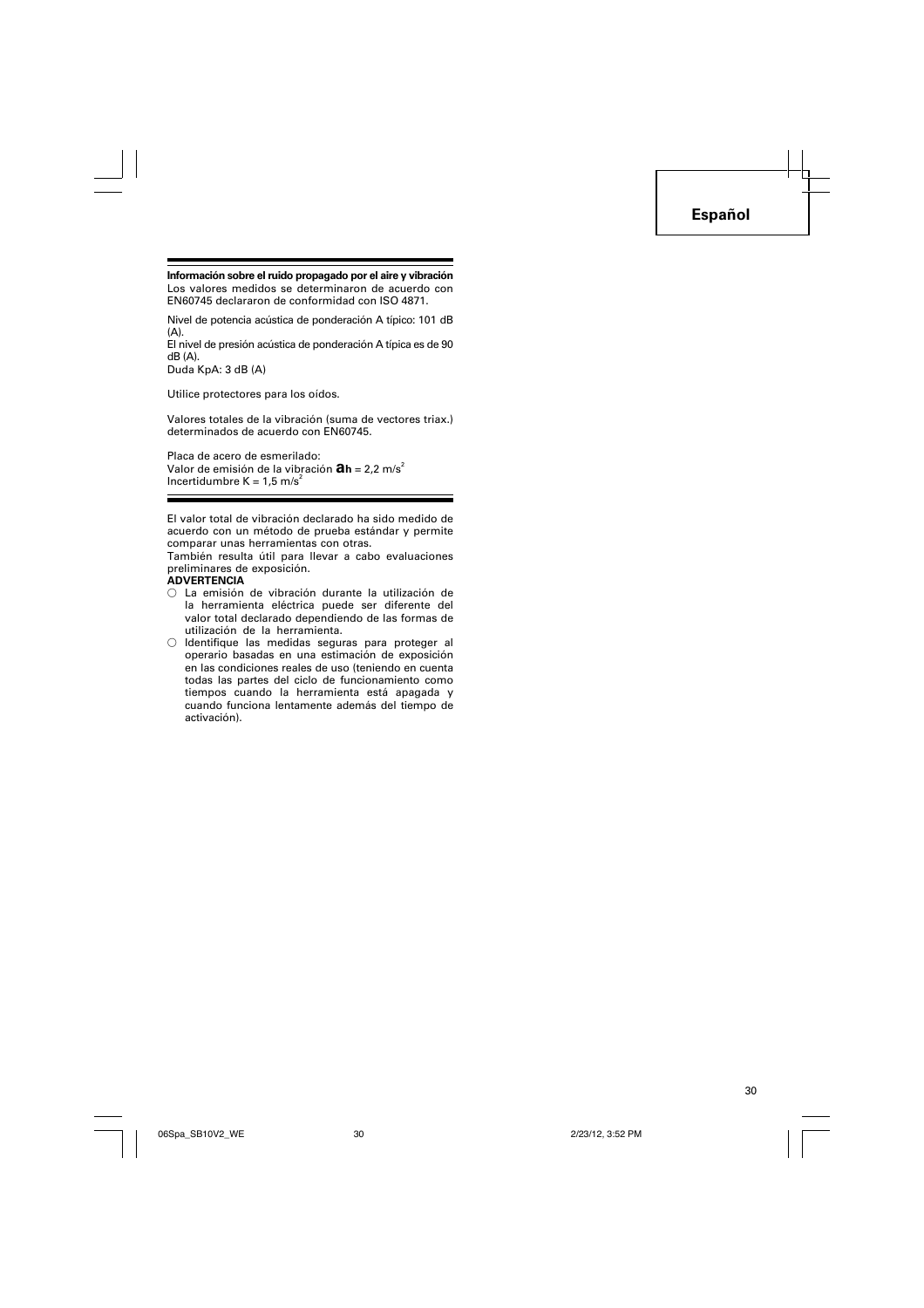**Información sobre el ruido propagado por el aire y vibración**

Los valores medidos se determinaron de acuerdo con EN60745 declararon de conformidad con ISO 4871.

Nivel de potencia acústica de ponderación A típico: 101 dB (A).

El nivel de presión acústica de ponderación A típica es de 90 dB (A).

Duda KpA: 3 dB (A)

Utilice protectores para los oídos.

Valores totales de la vibración (suma de vectores triax.) determinados de acuerdo con EN60745.

Placa de acero de esmerilado:

Valor de emisión de la vibración $a_h$ = 2,2 $m/s^2$

Incertidumbre K = 1,5 $m/s^2$

El valor total de vibración declarado ha sido medido de acuerdo con un método de prueba estándar y permite comparar unas herramientas con otras.

También resulta útil para llevar a cabo evaluaciones preliminares de exposición.

**ADVERTENCIA**

- ○ La emisión de vibración durante la utilización de la herramienta eléctrica puede ser diferente del valor total declarado dependiendo de las formas de utilización de la herramienta.
- ○ Identifique las medidas seguras para proteger al operario basadas en una estimación de exposición en las condiciones reales de uso (teniendo en cuenta todas las partes del ciclo de funcionamiento como tiempos cuando la herramienta está apagada y cuando funciona lentamente además del tiempo de activación).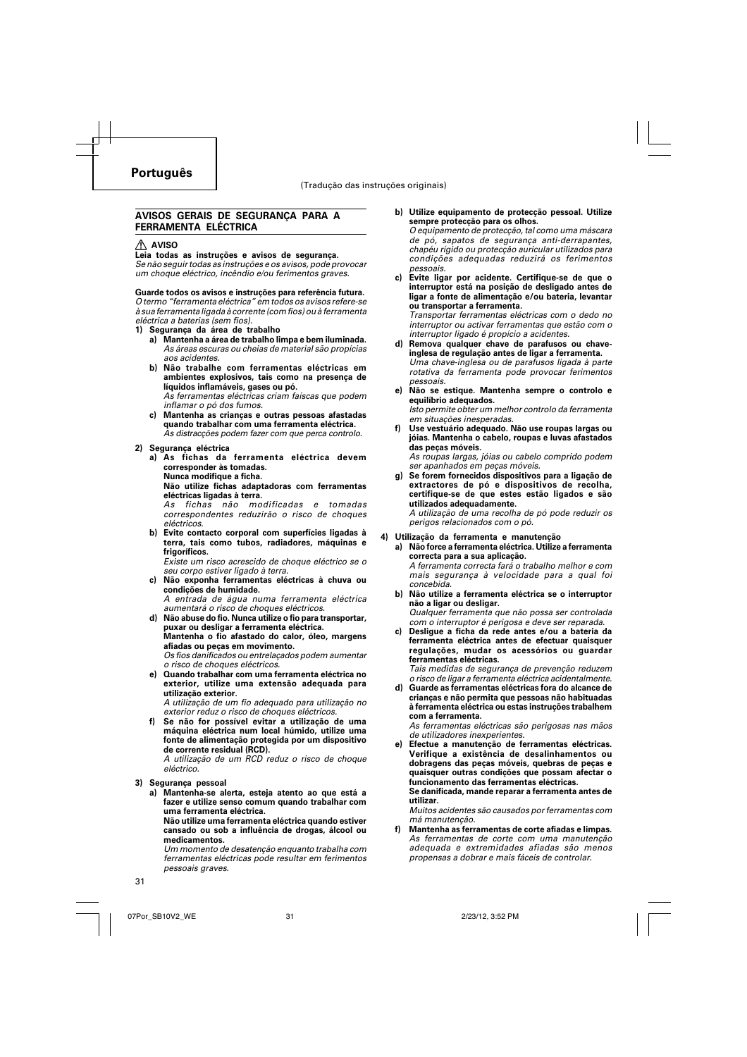# Português

(Tradução das instruções originais)

## AVISOS GERAIS DE SEGURANÇA PARA A FERRAMENTA ELÉCTRICA

⚠ **AVISO**

**Leia todas as instruções e avisos de segurança.**
*Se não seguir todas as instruções e os avisos, pode provocar um choque eléctrico, incêndio e/ou ferimentos graves.*

**Guarde todos os avisos e instruções para referência futura.**
*O termo "ferramenta eléctrica" em todos os avisos refere-se à sua ferramenta ligada à corrente (com fios) ou à ferramenta eléctrica a baterias (sem fios).*

**1) Segurança da área de trabalho**

a) **Mantenha a área de trabalho limpa e bem iluminada.**
*As áreas escuras ou cheias de material são propícias aos acidentes.*

b) **Não trabalhe com ferramentas eléctricas em ambientes explosivos, tais como na presença de líquidos inflamáveis, gases ou pó.**
*As ferramentas eléctricas criam faíscas que podem inflamar o pó dos fumos.*

c) **Mantenha as crianças e outras pessoas afastadas quando trabalhar com uma ferramenta eléctrica.**
*As distracções podem fazer com que perca controlo.*

**2) Segurança eléctrica**

a) **As fichas da ferramenta eléctrica devem corresponder às tomadas.**
**Nunca modifique a ficha.**
**Não utilize fichas adaptadoras com ferramentas eléctricas ligadas à terra.**
*As fichas não modificadas e tomadas correspondentes reduzirão o risco de choques eléctricos.*

b) **Evite contacto corporal com superfícies ligadas à terra, tais como tubos, radiadores, máquinas e frigoríficos.**
*Existe um risco acrescido de choque eléctrico se o seu corpo estiver ligado à terra.*

c) **Não exponha ferramentas eléctricas à chuva ou condições de humidade.**
*A entrada de água numa ferramenta eléctrica aumentará o risco de choques eléctricos.*

d) **Não abuse do fio. Nunca utilize o fio para transportar, puxar ou desligar a ferramenta eléctrica.**
**Mantenha o fio afastado do calor, óleo, margens afiadas ou peças em movimento.**
*Os fios danificados ou entrelaçados podem aumentar o risco de choques eléctricos.*

e) **Quando trabalhar com uma ferramenta eléctrica no exterior, utilize uma extensão adequada para utilização exterior.**
*A utilização de um fio adequado para utilização no exterior reduz o risco de choques eléctricos.*

f) **Se não for possível evitar a utilização de uma máquina eléctrica num local húmido, utilize uma fonte de alimentação protegida por um dispositivo de corrente residual (RCD).**
*A utilização de um RCD reduz o risco de choque eléctrico.*

**3) Segurança pessoal**

a) **Mantenha-se alerta, esteja atento ao que está a fazer e utilize senso comum quando trabalhar com uma ferramenta eléctrica.**
**Não utilize uma ferramenta eléctrica quando estiver cansado ou sob a influência de drogas, álcool ou medicamentos.**
*Um momento de desatenção enquanto trabalha com ferramentas eléctricas pode resultar em ferimentos pessoais graves.*

b) **Utilize equipamento de protecção pessoal. Utilize sempre protecção para os olhos.**
*O equipamento de protecção, tal como uma máscara de pó, sapatos de segurança anti-derrapantes, chapéu rígido ou protecção auricular utilizados para condições adequadas reduzirá os ferimentos pessoais.*

c) **Evite ligar por acidente. Certifique-se de que o interruptor está na posição de desligado antes de ligar a fonte de alimentação e/ou bateria, levantar ou transportar a ferramenta.**
*Transportar ferramentas eléctricas com o dedo no interruptor ou activar ferramentas que estão com o interruptor ligado é propício a acidentes.*

d) **Remova qualquer chave de parafusos ou chave-inglesa de regulação antes de ligar a ferramenta.**
*Uma chave-inglesa ou de parafusos ligada à parte rotativa da ferramenta pode provocar ferimentos pessoais.*

e) **Não se estique. Mantenha sempre o controlo e equilíbrio adequados.**
*Isto permite obter um melhor controlo da ferramenta em situações inesperadas.*

f) **Use vestuário adequado. Não use roupas largas ou jóias. Mantenha o cabelo, roupas e luvas afastados das peças móveis.**
*As roupas largas, jóias ou cabelo comprido podem ser apanhados em peças móveis.*

g) **Se forem fornecidos dispositivos para a ligação de extractores de pó e dispositivos de recolha, certifique-se de que estes estão ligados e são utilizados adequadamente.**
*A utilização de uma recolha de pó pode reduzir os perigos relacionados com o pó.*

**4) Utilização da ferramenta e manutenção**

a) **Não force a ferramenta eléctrica. Utilize a ferramenta correcta para a sua aplicação.**
*A ferramenta correcta fará o trabalho melhor e com mais segurança à velocidade para a qual foi concebida.*

b) **Não utilize a ferramenta eléctrica se o interruptor não a ligar ou desligar.**
*Qualquer ferramenta que não possa ser controlada com o interruptor é perigosa e deve ser reparada.*

c) **Desligue a ficha da rede antes e/ou a bateria da ferramenta eléctrica antes de efectuar quaisquer regulações, mudar os acessórios ou guardar ferramentas eléctricas.**
*Tais medidas de segurança de prevenção reduzem o risco de ligar a ferramenta eléctrica acidentalmente.*

d) **Guarde as ferramentas eléctricas fora do alcance de crianças e não permita que pessoas não habituadas à ferramenta eléctrica ou estas instruções trabalhem com a ferramenta.**
*As ferramentas eléctricas são perigosas nas mãos de utilizadores inexperientes.*

e) **Efectue a manutenção de ferramentas eléctricas. Verifique a existência de desalinhamentos ou dobragens das peças móveis, quebras de peças e quaisquer outras condições que possam afectar o funcionamento das ferramentas eléctricas.**
**Se danificada, mande reparar a ferramenta antes de utilizar.**
*Muitos acidentes são causados por ferramentas com má manutenção.*

f) **Mantenha as ferramentas de corte afiadas e limpas.**
*As ferramentas de corte com uma manutenção adequada e extremidades afiadas são menos propensas a dobrar e mais fáceis de controlar.*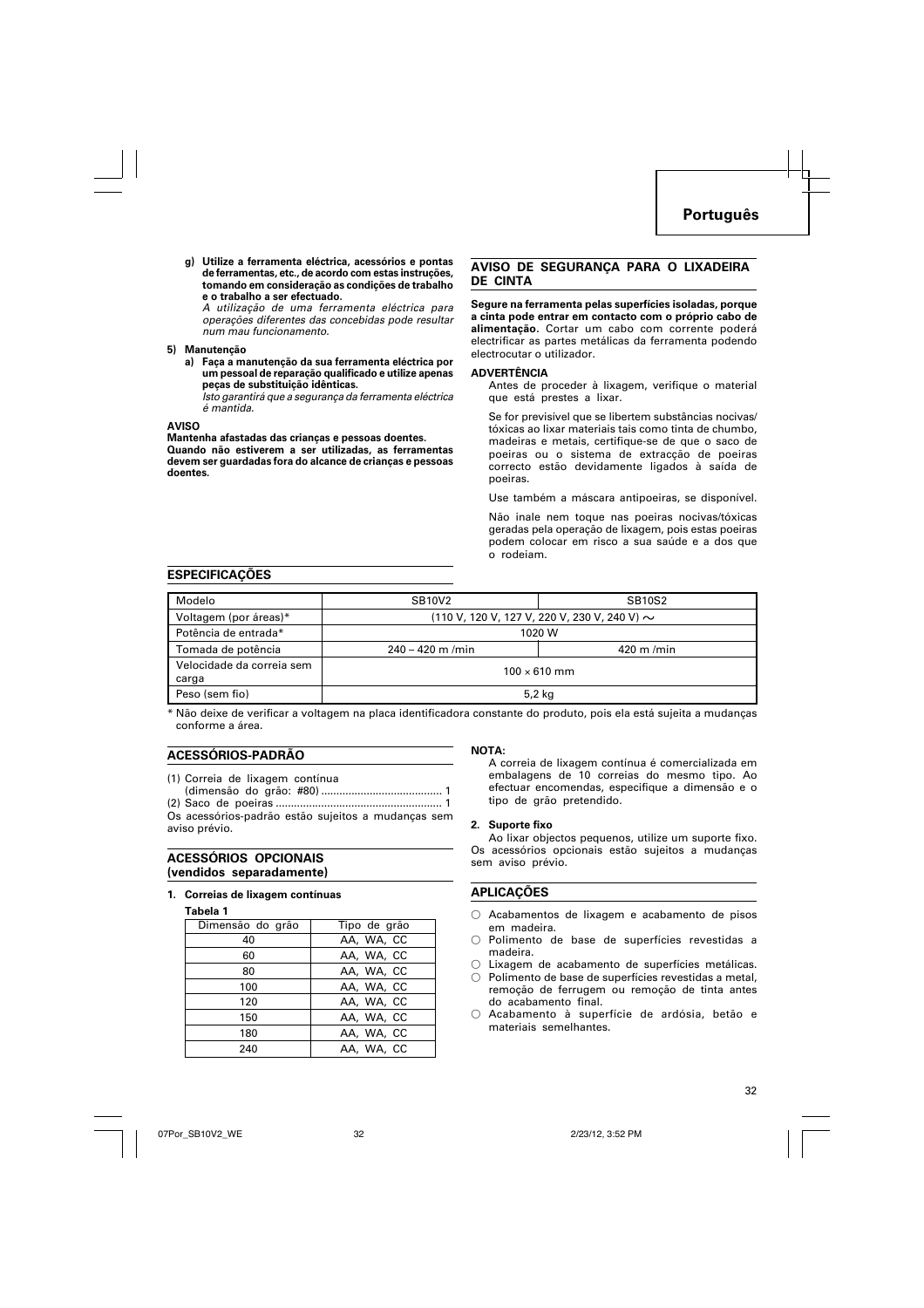**g) Utilize a ferramenta eléctrica, acessórios e pontas de ferramentas, etc., de acordo com estas instruções, tomando em consideração as condições de trabalho e o trabalho a ser efectuado.**

*A utilização de uma ferramenta eléctrica para operações diferentes das concebidas pode resultar num mau funcionamento.*

**5) Manutenção**

**a) Faça a manutenção da sua ferramenta eléctrica por um pessoal de reparação qualificado e utilize apenas peças de substituição idênticas.**

*Isto garantirá que a segurança da ferramenta eléctrica é mantida.*

**AVISO**

**Mantenha afastadas das crianças e pessoas doentes.**
**Quando não estiverem a ser utilizadas, as ferramentas devem ser guardadas fora do alcance de crianças e pessoas doentes.**

## AVISO DE SEGURANÇA PARA O LIXADEIRA DE CINTA

**Segure na ferramenta pelas superfícies isoladas, porque a cinta pode entrar em contacto com o próprio cabo de alimentação.** Cortar um cabo com corrente poderá electrificar as partes metálicas da ferramenta podendo electrocutar o utilizador.

**ADVERTÊNCIA**

Antes de proceder à lixagem, verifique o material que está prestes a lixar.

Se for previsível que se libertem substâncias nocivas/tóxicas ao lixar materiais tais como tinta de chumbo, madeiras e metais, certifique-se de que o saco de poeiras ou o sistema de extracção de poeiras correcto estão devidamente ligados à saída de poeiras.

Use também a máscara antipoeiras, se disponível.

Não inale nem toque nas poeiras nocivas/tóxicas geradas pela operação de lixagem, pois estas poeiras podem colocar em risco a sua saúde e a dos que o rodeiam.

## ESPECIFICAÇÕES

| Modelo | SB10V2 | SB10S2 |
|---|---|---|
| Voltagem (por áreas)* | (110 V, 120 V, 127 V, 220 V, 230 V, 240 V) ∼ | |
| Potência de entrada* | 1020 W | |
| Tomada de potência | 240 – 420 m /min | 420 m /min |
| Velocidade da correia sem carga | 100 × 610 mm | |
| Peso (sem fio) | 5,2 kg | |

\* Não deixe de verificar a voltagem na placa identificadora constante do produto, pois ela está sujeita a mudanças conforme a área.

## ACESSÓRIOS-PADRÃO

(1) Correia de lixagem contínua (dimensão do grão: #80) ........................................ 1
(2) Saco de poeiras ........................................................ 1

Os acessórios-padrão estão sujeitos a mudanças sem aviso prévio.

## ACESSÓRIOS OPCIONAIS (vendidos separadamente)

**1. Correias de lixagem contínuas**

**Tabela 1**

| Dimensão do grão | Tipo de grão |
|---|---|
| 40 | AA, WA, CC |
| 60 | AA, WA, CC |
| 80 | AA, WA, CC |
| 100 | AA, WA, CC |
| 120 | AA, WA, CC |
| 150 | AA, WA, CC |
| 180 | AA, WA, CC |
| 240 | AA, WA, CC |

**NOTA:**

A correia de lixagem contínua é comercializada em embalagens de 10 correias do mesmo tipo. Ao efectuar encomendas, especifique a dimensão e o tipo de grão pretendido.

**2. Suporte fixo**

Ao lixar objectos pequenos, utilize um suporte fixo. Os acessórios opcionais estão sujeitos a mudanças sem aviso prévio.

## APLICAÇÕES

○ Acabamentos de lixagem e acabamento de pisos em madeira.
○ Polimento de base de superfícies revestidas a madeira.
○ Lixagem de acabamento de superfícies metálicas.
○ Polimento de base de superfícies revestidas a metal, remoção de ferrugem ou remoção de tinta antes do acabamento final.
○ Acabamento à superfície de ardósia, betão e materiais semelhantes.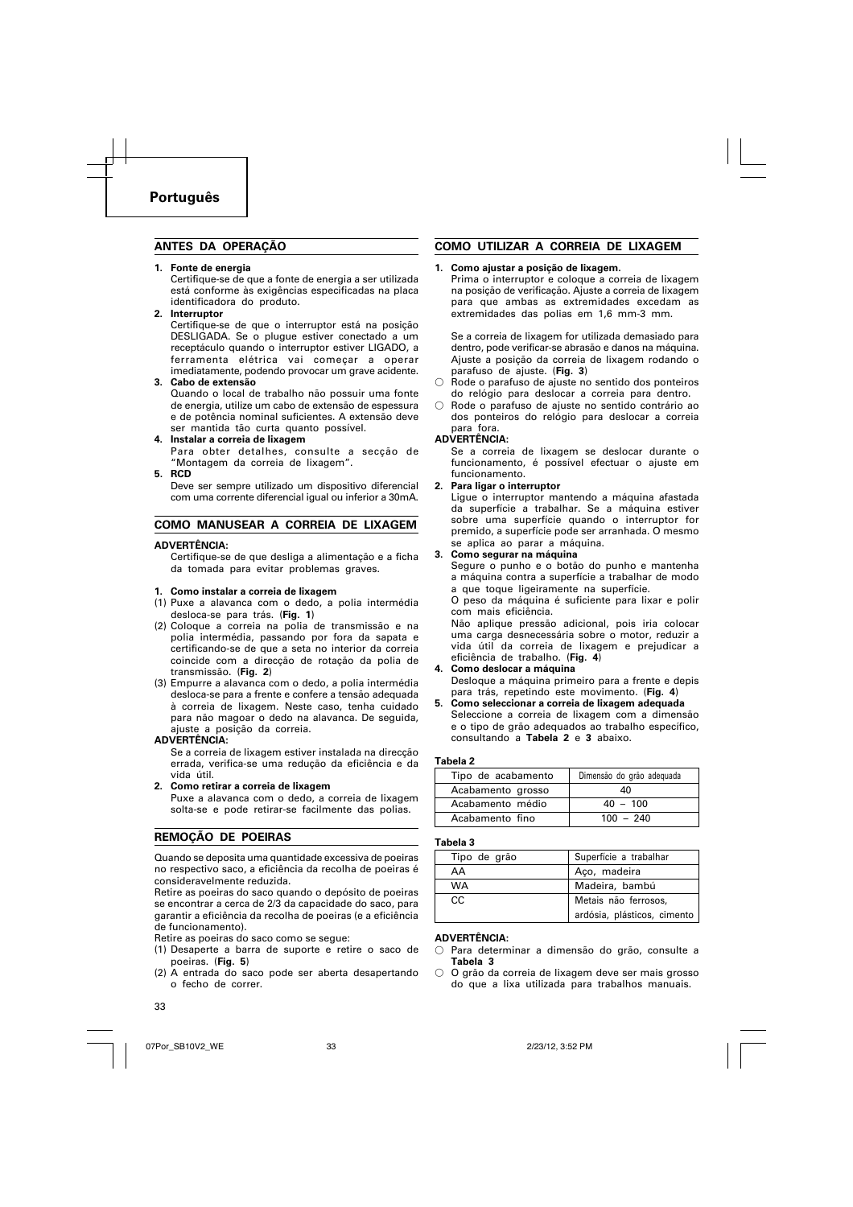# Português

## ANTES DA OPERAÇÃO

1. **Fonte de energia**
   Certifique-se de que a fonte de energia a ser utilizada está conforme às exigências especificadas na placa identificadora do produto.
2. **Interruptor**
   Certifique-se de que o interruptor está na posição DESLIGADA. Se o plugue estiver conectado a um receptáculo quando o interruptor estiver LIGADO, a ferramenta elétrica vai começar a operar imediatamente, podendo provocar um grave acidente.
3. **Cabo de extensão**
   Quando o local de trabalho não possuir uma fonte de energia, utilize um cabo de extensão de espessura e de potência nominal suficientes. A extensão deve ser mantida tão curta quanto possível.
4. **Instalar a correia de lixagem**
   Para obter detalhes, consulte a secção de "Montagem da correia de lixagem".
5. **RCD**
   Deve ser sempre utilizado um dispositivo diferencial com uma corrente diferencial igual ou inferior a 30mA.

## COMO MANUSEAR A CORREIA DE LIXAGEM

**ADVERTÊNCIA:**
Certifique-se de que desliga a alimentação e a ficha da tomada para evitar problemas graves.

1. **Como instalar a correia de lixagem**
(1) Puxe a alavanca com o dedo, a polia intermédia desloca-se para trás. (**Fig. 1**)
(2) Coloque a correia na polia de transmissão e na polia intermédia, passando por fora da sapata e certificando-se de que a seta no interior da correia coincide com a direcção de rotação da polia de transmissão. (**Fig. 2**)
(3) Empurre a alavanca com o dedo, a polia intermédia desloca-se para a frente e confere a tensão adequada à correia de lixagem. Neste caso, tenha cuidado para não magoar o dedo na alavanca. De seguida, ajuste a posição da correia.

**ADVERTÊNCIA:**
Se a correia de lixagem estiver instalada na direcção errada, verifica-se uma redução da eficiência e da vida útil.

2. **Como retirar a correia de lixagem**
   Puxe a alavanca com o dedo, a correia de lixagem solta-se e pode retirar-se facilmente das polias.

## REMOÇÃO DE POEIRAS

Quando se deposita uma quantidade excessiva de poeiras no respectivo saco, a eficiência da recolha de poeiras é consideravelmente reduzida.
Retire as poeiras do saco quando o depósito de poeiras se encontrar a cerca de 2/3 da capacidade do saco, para garantir a eficiência da recolha de poeiras (e a eficiência de funcionamento).
Retire as poeiras do saco como se segue:
(1) Desaperte a barra de suporte e retire o saco de poeiras. (**Fig. 5**)
(2) A entrada do saco pode ser aberta desapertando o fecho de correr.

## COMO UTILIZAR A CORREIA DE LIXAGEM

1. **Como ajustar a posição de lixagem.**
   Prima o interruptor e coloque a correia de lixagem na posição de verificação. Ajuste a correia de lixagem para que ambas as extremidades excedam as extremidades das polias em 1,6 mm-3 mm.

   Se a correia de lixagem for utilizada demasiado para dentro, pode verificar-se abrasão e danos na máquina. Ajuste a posição da correia de lixagem rodando o parafuso de ajuste. (**Fig. 3**)
○ Rode o parafuso de ajuste no sentido dos ponteiros do relógio para deslocar a correia para dentro.
○ Rode o parafuso de ajuste no sentido contrário ao dos ponteiros do relógio para deslocar a correia para fora.

**ADVERTÊNCIA:**
Se a correia de lixagem se deslocar durante o funcionamento, é possível efectuar o ajuste em funcionamento.

2. **Para ligar o interruptor**
   Ligue o interruptor mantendo a máquina afastada da superfície a trabalhar. Se a máquina estiver sobre uma superfície quando o interruptor for premido, a superfície pode ser arranhada. O mesmo se aplica ao parar a máquina.
3. **Como segurar na máquina**
   Segure o punho e o botão do punho e mantenha a máquina contra a superfície a trabalhar de modo a que toque ligeiramente na superfície.
   O peso da máquina é suficiente para lixar e polir com mais eficiência.
   Não aplique pressão adicional, pois iria colocar uma carga desnecessária sobre o motor, reduzir a vida útil da correia de lixagem e prejudicar a eficiência de trabalho. (**Fig. 4**)
4. **Como deslocar a máquina**
   Desloque a máquina primeiro para a frente e depois para trás, repetindo este movimento. (**Fig. 4**)
5. **Como seleccionar a correia de lixagem adequada**
   Seleccione a correia de lixagem com a dimensão e o tipo de grão adequados ao trabalho específico, consultando a **Tabela 2** e **3** abaixo.

**Tabela 2**

| Tipo de acabamento | Dimensão do grão adequada |
|---|---|
| Acabamento grosso | 40 |
| Acabamento médio | 40 – 100 |
| Acabamento fino | 100 – 240 |

**Tabela 3**

| Tipo de grão | Superfície a trabalhar |
|---|---|
| AA | Aço, madeira |
| WA | Madeira, bambú |
| CC | Metais não ferrosos, ardósia, plásticos, cimento |

**ADVERTÊNCIA:**
○ Para determinar a dimensão do grão, consulte a **Tabela 3**
○ O grão da correia de lixagem deve ser mais grosso do que a lixa utilizada para trabalhos manuais.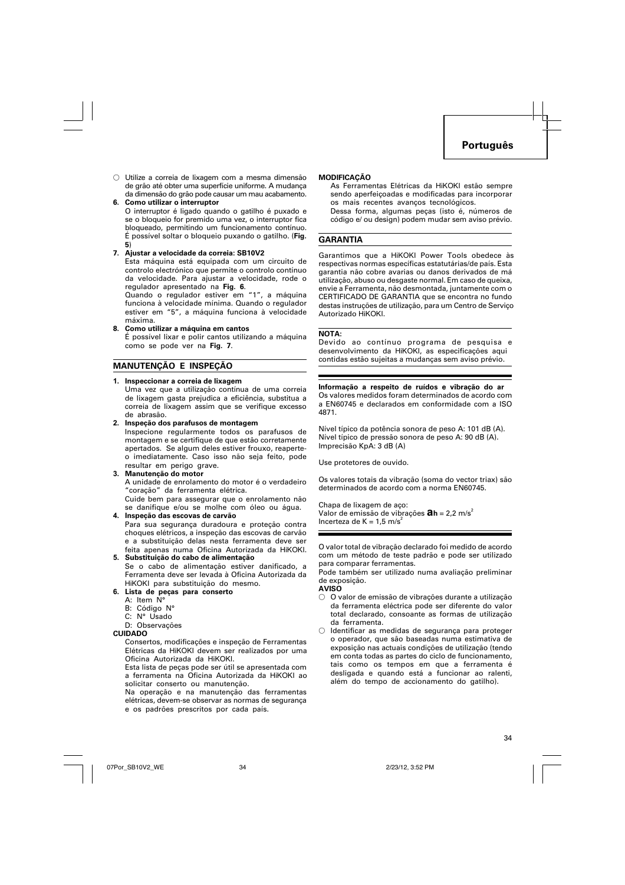○ Utilize a correia de lixagem com a mesma dimensão de grão até obter uma superfície uniforme. A mudança da dimensão do grão pode causar um mau acabamento.

**6. Como utilizar o interruptor**

O interruptor é ligado quando o gatilho é puxado e se o bloqueio for premido uma vez, o interruptor fica bloqueado, permitindo um funcionamento contínuo. É possível soltar o bloqueio puxando o gatilho. (**Fig. 5**)

**7. Ajustar a velocidade da correia: SB10V2**

Esta máquina está equipada com um circuito de controlo electrónico que permite o controlo contínuo da velocidade. Para ajustar a velocidade, rode o regulador apresentado na **Fig. 6**.

Quando o regulador estiver em "1", a máquina funciona à velocidade mínima. Quando o regulador estiver em "5", a máquina funciona à velocidade máxima.

**8. Como utilizar a máquina em cantos**

É possível lixar e polir cantos utilizando a máquina como se pode ver na **Fig. 7**.

## MANUTENÇÃO E INSPEÇÃO

**1. Inspeccionar a correia de lixagem**

Uma vez que a utilização contínua de uma correia de lixagem gasta prejudica a eficiência, substitua a correia de lixagem assim que se verifique excesso de abrasão.

**2. Inspeção dos parafusos de montagem**

Inspecione regularmente todos os parafusos de montagem e se certifique de que estão corretamente apertados. Se algum deles estiver frouxo, reaperte-o imediatamente. Caso isso não seja feito, pode resultar em perigo grave.

**3. Manutenção do motor**

A unidade de enrolamento do motor é o verdadeiro "coração" da ferramenta elétrica.

Cuide bem para assegurar que o enrolamento não se danifique e/ou se molhe com óleo ou água.

**4. Inspeção das escovas de carvão**

Para sua segurança duradoura e proteção contra choques elétricos, a inspeção das escovas de carvão e a substituição delas nesta ferramenta deve ser feita apenas numa Oficina Autorizada da HiKOKI.

**5. Substituição do cabo de alimentação**

Se o cabo de alimentação estiver danificado, a Ferramenta deve ser levada à Oficina Autorizada da HiKOKI para substituição do mesmo.

**6. Lista de peças para conserto**

A: Item N°
B: Código N°
C: N° Usado
D: Observações

**CUIDADO**

Consertos, modificações e inspeção de Ferramentas Elétricas da HiKOKI devem ser realizados por uma Oficina Autorizada da HiKOKI.

Esta lista de peças pode ser útil se apresentada com a ferramenta na Oficina Autorizada da HiKOKI ao solicitar conserto ou manutenção.

Na operação e na manutenção das ferramentas elétricas, devem-se observar as normas de segurança e os padrões prescritos por cada país.

**MODIFICAÇÃO**

As Ferramentas Elétricas da HiKOKI estão sempre sendo aperfeiçoadas e modificadas para incorporar os mais recentes avanços tecnológicos.

Dessa forma, algumas peças (isto é, números de código e/ ou design) podem mudar sem aviso prévio.

## GARANTIA

Garantimos que a HiKOKI Power Tools obedece às respectivas normas específicas estatutárias/de país. Esta garantia não cobre avarias ou danos derivados de má utilização, abuso ou desgaste normal. Em caso de queixa, envie a Ferramenta, não desmontada, juntamente com o CERTIFICADO DE GARANTIA que se encontra no fundo destas instruções de utilização, para um Centro de Serviço Autorizado HiKOKI.

**NOTA:**

Devido ao contínuo programa de pesquisa e desenvolvimento da HiKOKI, as especificações aqui contidas estão sujeitas a mudanças sem aviso prévio.

**Informação a respeito de ruídos e vibração do ar**

Os valores medidos foram determinados de acordo com a EN60745 e declarados em conformidade com a ISO 4871.

Nível típico da potência sonora de peso A: 101 dB (A).
Nível típico de pressão sonora de peso A: 90 dB (A).
Imprecisão KpA: 3 dB (A)

Use protetores de ouvido.

Os valores totais da vibração (soma do vector triax) são determinados de acordo com a norma EN60745.

Chapa de lixagem de aço:
Valor de emissão de vibrações $a_h$ = 2,2 m/s$^2$
Incerteza de K = 1,5 m/s$^2$

O valor total de vibração declarado foi medido de acordo com um método de teste padrão e pode ser utilizado para comparar ferramentas.

Pode também ser utilizado numa avaliação preliminar de exposição.

**AVISO**

○ O valor de emissão de vibrações durante a utilização da ferramenta eléctrica pode ser diferente do valor total declarado, consoante as formas de utilização da ferramenta.

○ Identificar as medidas de segurança para proteger o operador, que são baseadas numa estimativa de exposição nas actuais condições de utilização (tendo em conta todas as partes do ciclo de funcionamento, tais como os tempos em que a ferramenta é desligada e quando está a funcionar ao ralenti, além do tempo de accionamento do gatilho).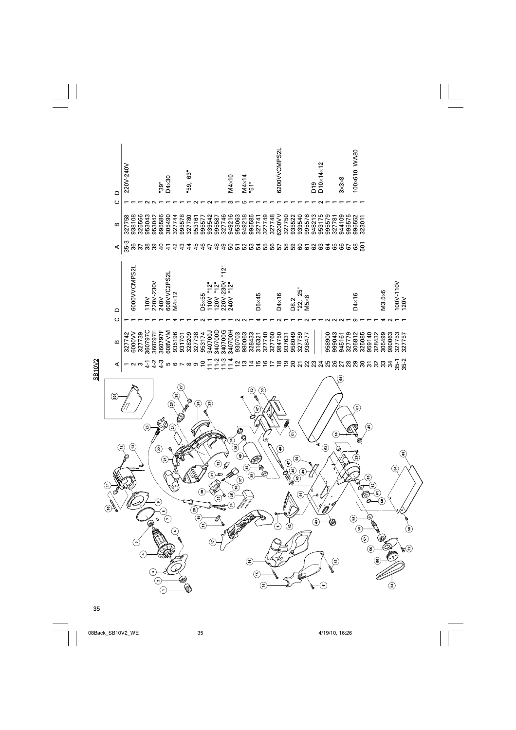SB10V2

| A | B | C | D |
|---|---|---|---|
| 1 | 327742 | 1 | |
| 2 | 6000VV | 1 | 6000VVCMPS2L |
| 3 | 327739 | 1 | |
| 4-1 | 360797C | 1 | 110V |
| 4-2 | 360797E | 1 | 220V-230V |
| 4-3 | 360797F | 1 | 240V |
| 5 | 608VVM | 1 | 608VVC2PS2L |
| 6 | 935196 | 4 | M4×12 |
| 7 | 931701 | 1 | |
| 8 | 328209 | 1 | |
| 9 | 327738 | 1 | |
| 10 | 953174 | 2 | D5×55 |
| 11-1 | 340700J | 1 | 110V "12" |
| 11-2 | 340700D | 1 | 120V "12" |
| 11-3 | 340700G | 1 | 220V-230V "12" |
| 11-4 | 340700H | 1 | 240V "12" |
| 12 | 930703 | 2 | |
| 13 | 980063 | 2 | |
| 14 | 328433 | 1 | |
| 15 | 316321 | 4 | D5×45 |
| 16 | 327740 | 1 | |
| 17 | 327760 | 1 | |
| 18 | 984750 | 2 | D4×16 |
| 19 | 937631 | 1 | |
| 20 | 958049 | 1 | D8.2 |
| 21 | 327759 | 1 | "22, 25" |
| 22 | 938477 | 2 | M5×8 |
| 23 | | 1 | |
| 24 | | 1 | |
| 25 | 958900 | 2 | |
| 26 | 999043 | 2 | |
| 27 | 945161 | 2 | |
| 28 | 327779 | 1 | |
| 29 | 305812 | 9 | D4×16 |
| 30 | 325085 | 1 | |
| 31 | 959140 | 1 | |
| 32 | 328432 | 1 | |
| 33 | 305499 | 4 | M3.5×6 |
| 34 | 980063 | 2 | |
| 35-1 | 327753 | 1 | 100V-110V |
| 35-2 | 327757 | 1 | 120V |
| 35-3 | 327758 | 1 | 220V-240V |
| 36 | 938108 | 1 | |
| 37 | 325566 | 1 | |
| 38 | 953043 | 2 | |
| 39 | 953042 | 2 | "39" |
| 40 | 995586 | 1 | D4×30 |
| 41 | 305490 | 1 | |
| 42 | 327744 | 1 | |
| 43 | 995578 | 1 | |
| 44 | 327780 | 1 | "59, 63" |
| 45 | 953161 | 2 | |
| 46 | 995577 | 1 | |
| 47 | 939542 | 2 | |
| 48 | 995587 | 1 | |
| 49 | 327746 | 1 | |
| 50 | 949216 | 3 | M4×10 |
| 51 | 953063 | 1 | |
| 52 | 949218 | 5 | M4×14 |
| 53 | 995585 | 1 | "51" |
| 54 | 327741 | 1 | |
| 55 | 327749 | 1 | |
| 56 | 327748 | 1 | |
| 57 | 6200VV | 1 | 6200VVCMPS2L |
| 58 | 327750 | 1 | |
| 59 | 935522 | 1 | |
| 60 | 939540 | 1 | |
| 61 | 995576 | 1 | D19 |
| 62 | 948213 | 2 | D10×14×12 |
| 63 | 953175 | 1 | |
| 64 | 995579 | 1 | |
| 65 | 327781 | 1 | |
| 66 | 944109 | 1 | 3×3×8 |
| 67 | 995575 | 1 | |
| 68 | 995552 | 1 | 100×610 WA80 |
| 501 | 323011 | 1 | |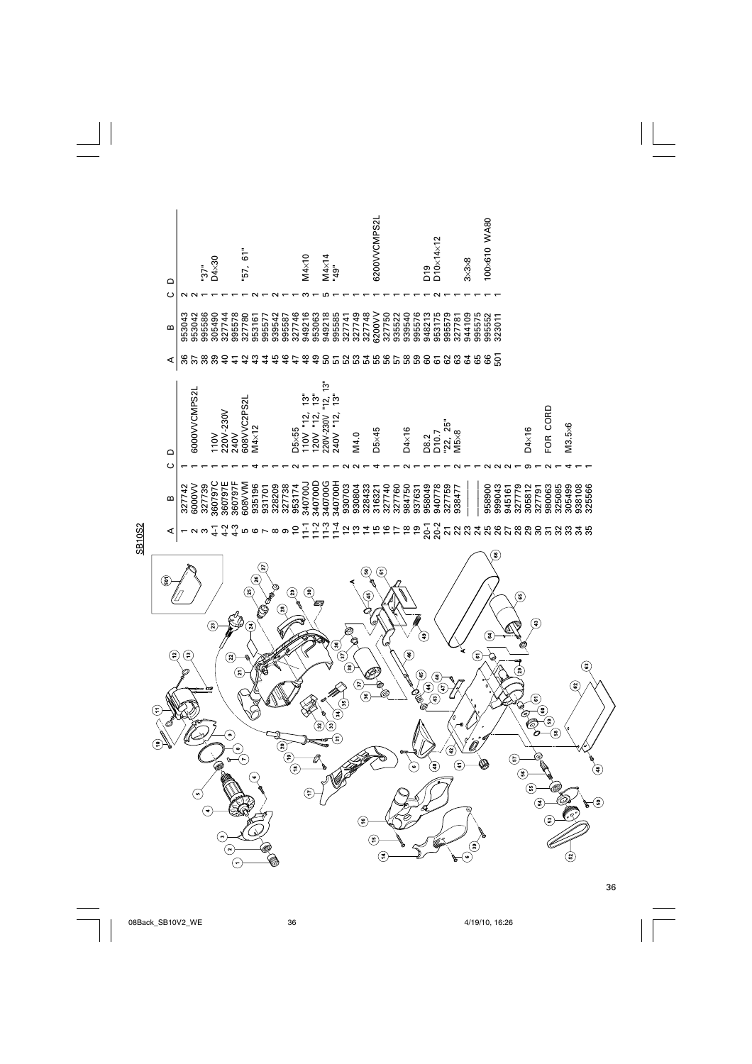## SB10S2

| A | B | C | D |
|---|---|---|---|
| 1 | 327742 | 1 | |
| 2 | 6000VV | 1 | 6000VVCMPS2L |
| 3 | 327739 | 1 | |
| 4-1 | 360797C | 1 | 110V |
| 4-2 | 360797E | 1 | 220V-230V |
| 4-3 | 360797F | 1 | 240V |
| 5 | 608VVM | 1 | 608VVC2PS2L |
| 6 | 935196 | 4 | M4×12 |
| 7 | 931701 | 1 | |
| 8 | 328209 | 1 | |
| 9 | 327738 | 1 | |
| 10 | 953174 | 2 | D5×55 |
| 11-1 | 340700J | 1 | 110V "12, 13" |
| 11-2 | 340700D | 1 | 120V "12, 13" |
| 11-3 | 340700G | 1 | 220V-230V "12, 13" |
| 11-4 | 340700H | 1 | 240V "12, 13" |
| 12 | 930703 | 2 | |
| 13 | 930804 | 2 | M4.0 |
| 14 | 328433 | 1 | |
| 15 | 316321 | 4 | D5×45 |
| 16 | 327740 | 1 | |
| 17 | 327760 | 1 | |
| 18 | 984750 | 2 | D4×16 |
| 19 | 937631 | 1 | |
| 20-1 | 958049 | 1 | D8.2 |
| 20-2 | 940778 | 1 | D10.7 |
| 21 | 327759 | 1 | "22, 25" |
| 22 | 938477 | 2 | M5×8 |
| 23 | | 1 | |
| 24 | | 1 | |
| 25 | 958900 | 2 | |
| 26 | 999043 | 2 | |
| 27 | 945161 | 2 | |
| 28 | 327779 | 1 | |
| 29 | 305812 | 9 | D4×16 |
| 30 | 327791 | 1 | |
| 31 | 980063 | 2 | FOR CORD |
| 32 | 325085 | 1 | |
| 33 | 305499 | 4 | M3.5×6 |
| 34 | 938108 | 1 | |
| 35 | 325566 | 1 | |
| 36 | 953043 | 2 | |
| 37 | 953042 | 2 | |
| 38 | 995586 | 1 | "37" |
| 39 | 305490 | 1 | D4×30 |
| 40 | 327744 | 1 | |
| 41 | 995578 | 1 | |
| 42 | 327780 | 1 | "57, 61" |
| 43 | 953161 | 2 | |
| 44 | 995577 | 1 | |
| 45 | 939542 | 2 | |
| 46 | 995587 | 1 | |
| 47 | 327746 | 1 | |
| 48 | 949216 | 3 | M4×10 |
| 49 | 953063 | 1 | |
| 50 | 949218 | 5 | M4×14 |
| 51 | 995585 | 1 | "49" |
| 52 | 327741 | 1 | |
| 53 | 327749 | 1 | |
| 54 | 327748 | 1 | |
| 55 | 6200VV | 1 | 6200VVCMPS2L |
| 56 | 327750 | 1 | |
| 57 | 935522 | 1 | |
| 58 | 939540 | 1 | |
| 59 | 995576 | 1 | |
| 60 | 948213 | 1 | D19 |
| 61 | 953175 | 2 | D10×14×12 |
| 62 | 995579 | 1 | |
| 63 | 327781 | 1 | |
| 64 | 944109 | 1 | 3×3×8 |
| 65 | 995575 | 1 | |
| 66 | 995552 | 1 | 100×610 WA80 |
| 501 | 323011 | 1 | |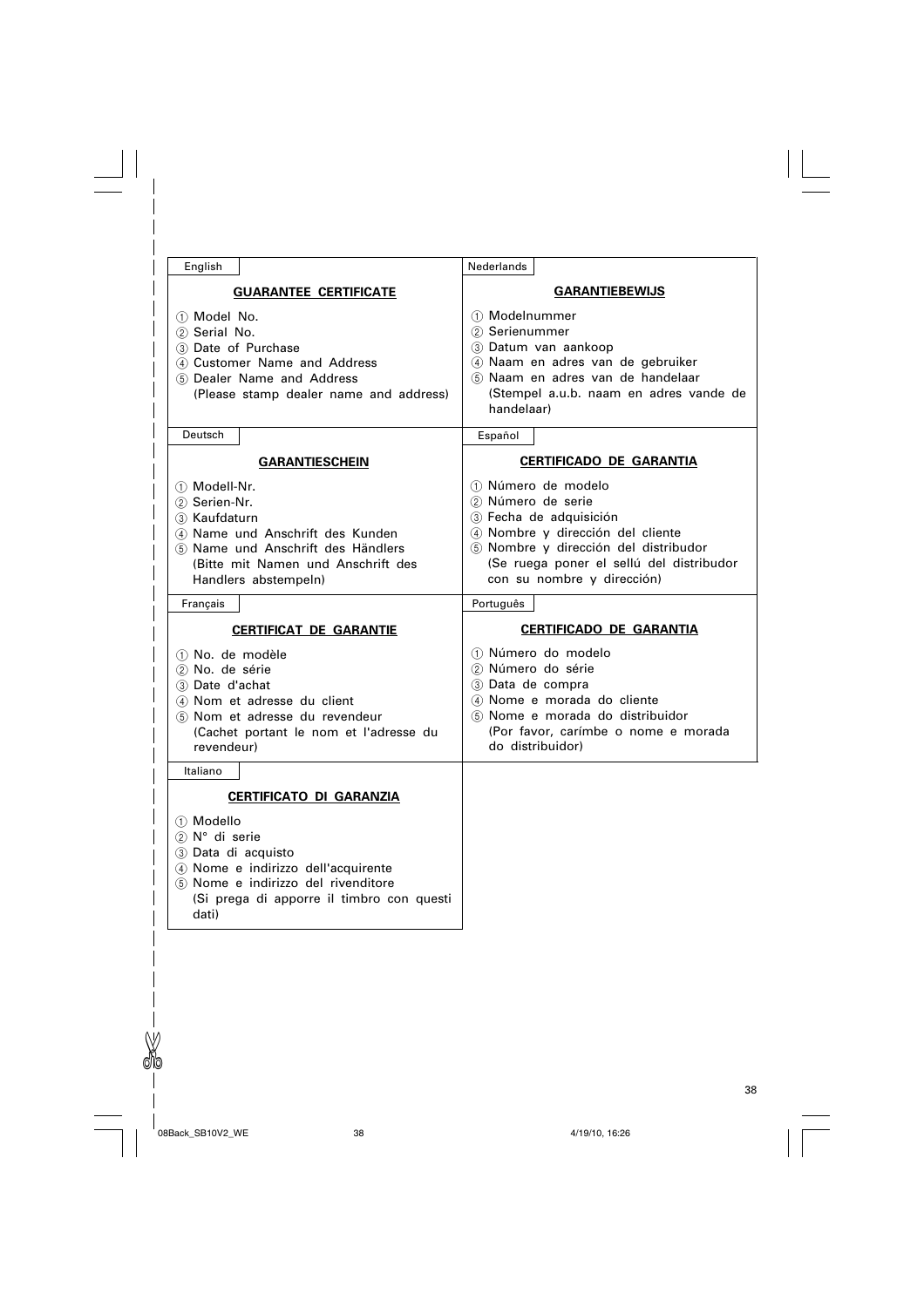English

## GUARANTEE CERTIFICATE

① Model No.
② Serial No.
③ Date of Purchase
④ Customer Name and Address
⑤ Dealer Name and Address
(Please stamp dealer name and address)

Nederlands

## GARANTIEBEWIJS

① Modelnummer
② Serienummer
③ Datum van aankoop
④ Naam en adres van de gebruiker
⑤ Naam en adres van de handelaar
(Stempel a.u.b. naam en adres vande de handelaar)

Deutsch

## GARANTIESCHEIN

① Modell-Nr.
② Serien-Nr.
③ Kaufdaturn
④ Name und Anschrift des Kunden
⑤ Name und Anschrift des Händlers
(Bitte mit Namen und Anschrift des Handlers abstempeln)

Español

## CERTIFICADO DE GARANTIA

① Número de modelo
② Número de serie
③ Fecha de adquisición
④ Nombre y dirección del cliente
⑤ Nombre y dirección del distribudor
(Se ruega poner el sellú del distribudor con su nombre y dirección)

Français

## CERTIFICAT DE GARANTIE

① No. de modèle
② No. de série
③ Date d'achat
④ Nom et adresse du client
⑤ Nom et adresse du revendeur
(Cachet portant le nom et l'adresse du revendeur)

Português

## CERTIFICADO DE GARANTIA

① Número do modelo
② Número do série
③ Data de compra
④ Nome e morada do cliente
⑤ Nome e morada do distribuidor
(Por favor, carímbe o nome e morada do distribuidor)

Italiano

## CERTIFICATO DI GARANZIA

① Modello
② N° di serie
③ Data di acquisto
④ Nome e indirizzo dell'acquirente
⑤ Nome e indirizzo del rivenditore
(Si prega di apporre il timbro con questi dati)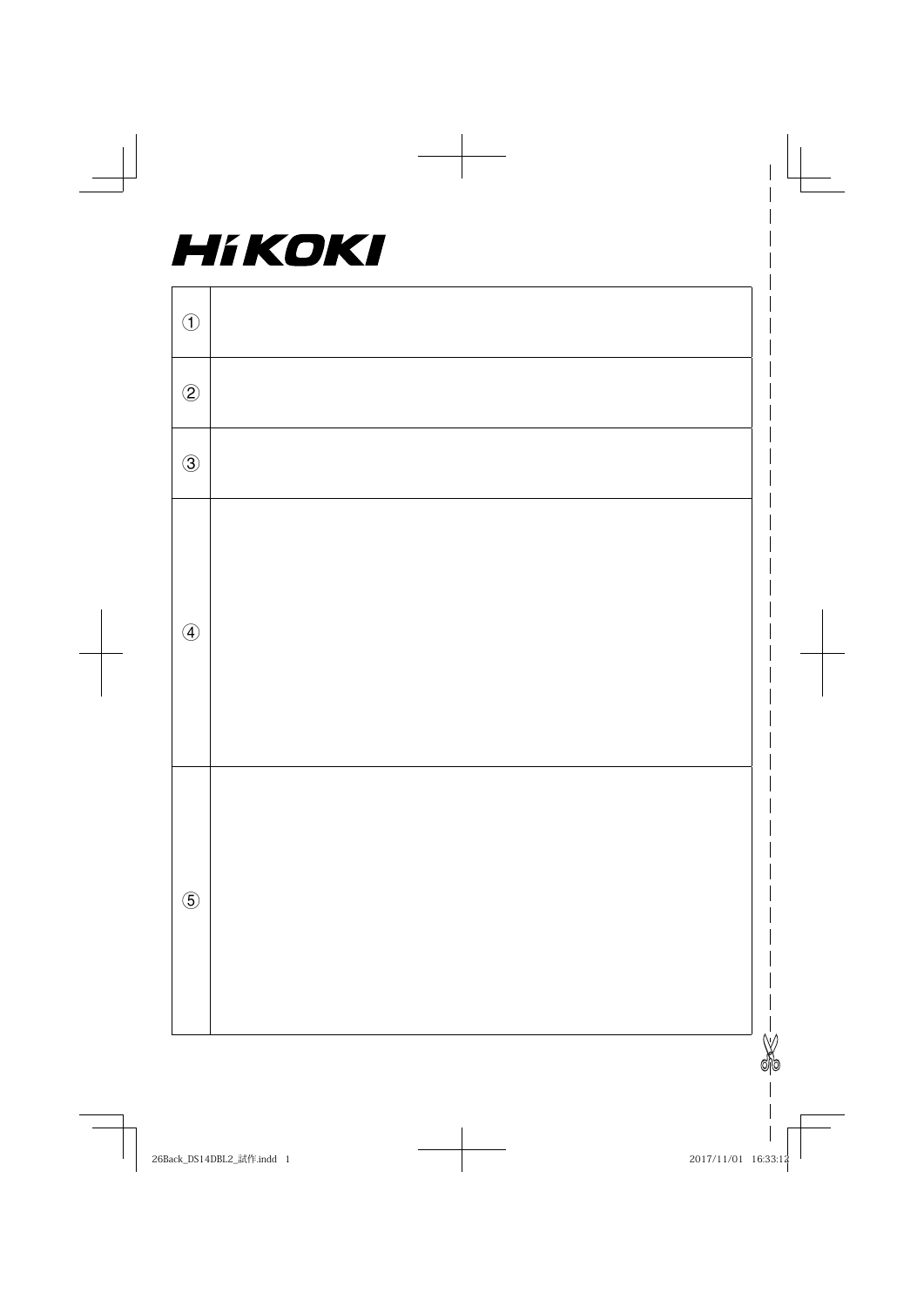HiKOKI

| | |
|---|---|
| ① | |
| ② | |
| ③ | |
| ④ | |
| ⑤ | |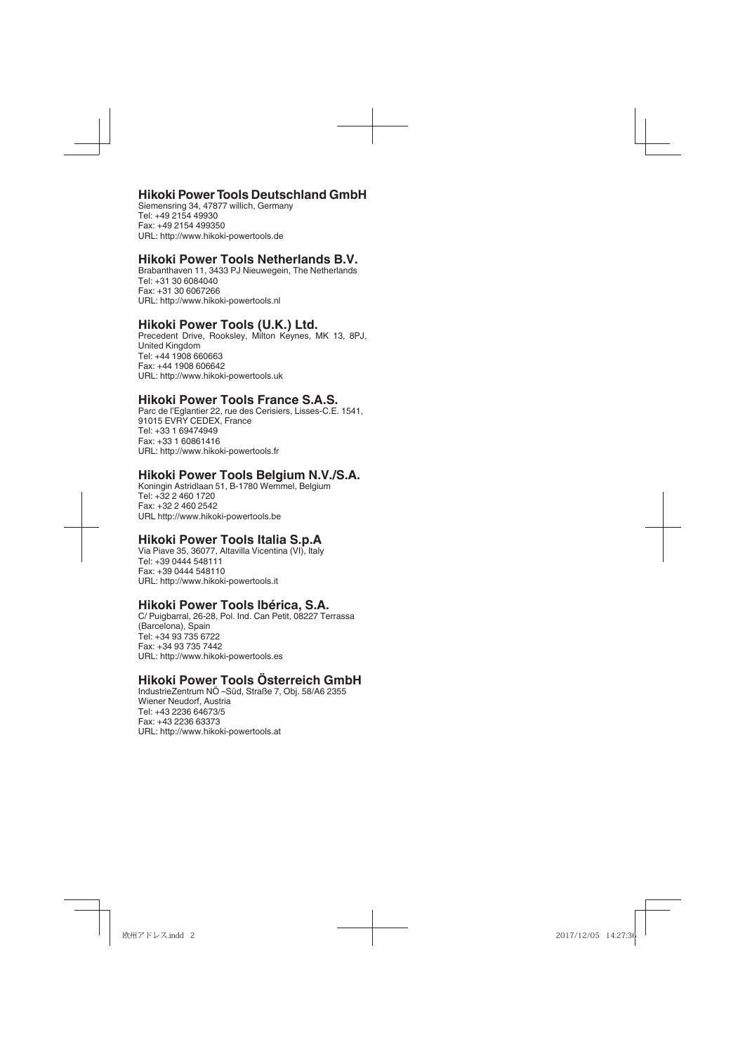## Hikoki Power Tools Deutschland GmbH

Siemensring 34, 47877 willich, Germany
Tel: +49 2154 49930
Fax: +49 2154 499350
URL: http://www.hikoki-powertools.de

## Hikoki Power Tools Netherlands B.V.

Brabanthaven 11, 3433 PJ Nieuwegein, The Netherlands
Tel: +31 30 6084040
Fax: +31 30 6067266
URL: http://www.hikoki-powertools.nl

## Hikoki Power Tools (U.K.) Ltd.

Precedent Drive, Rooksley, Milton Keynes, MK 13, 8PJ, United Kingdom
Tel: +44 1908 660663
Fax: +44 1908 606642
URL: http://www.hikoki-powertools.uk

## Hikoki Power Tools France S.A.S.

Parc de l'Eglantier 22, rue des Cerisiers, Lisses-C.E. 1541, 91015 EVRY CEDEX, France
Tel: +33 1 69474949
Fax: +33 1 60861416
URL: http://www.hikoki-powertools.fr

## Hikoki Power Tools Belgium N.V./S.A.

Koningin Astridlaan 51, B-1780 Wemmel, Belgium
Tel: +32 2 460 1720
Fax: +32 2 460 2542
URL http://www.hikoki-powertools.be

## Hikoki Power Tools Italia S.p.A

Via Piave 35, 36077, Altavilla Vicentina (VI), Italy
Tel: +39 0444 548111
Fax: +39 0444 548110
URL: http://www.hikoki-powertools.it

## Hikoki Power Tools Ibérica, S.A.

C/ Puigbarral, 26-28, Pol. Ind. Can Petit, 08227 Terrassa (Barcelona), Spain
Tel: +34 93 735 6722
Fax: +34 93 735 7442
URL: http://www.hikoki-powertools.es

## Hikoki Power Tools Österreich GmbH

IndustrieZentrum NÖ –Süd, Straße 7, Obj. 58/A6 2355 Wiener Neudorf, Austria
Tel: +43 2236 64673/5
Fax: +43 2236 63373
URL: http://www.hikoki-powertools.at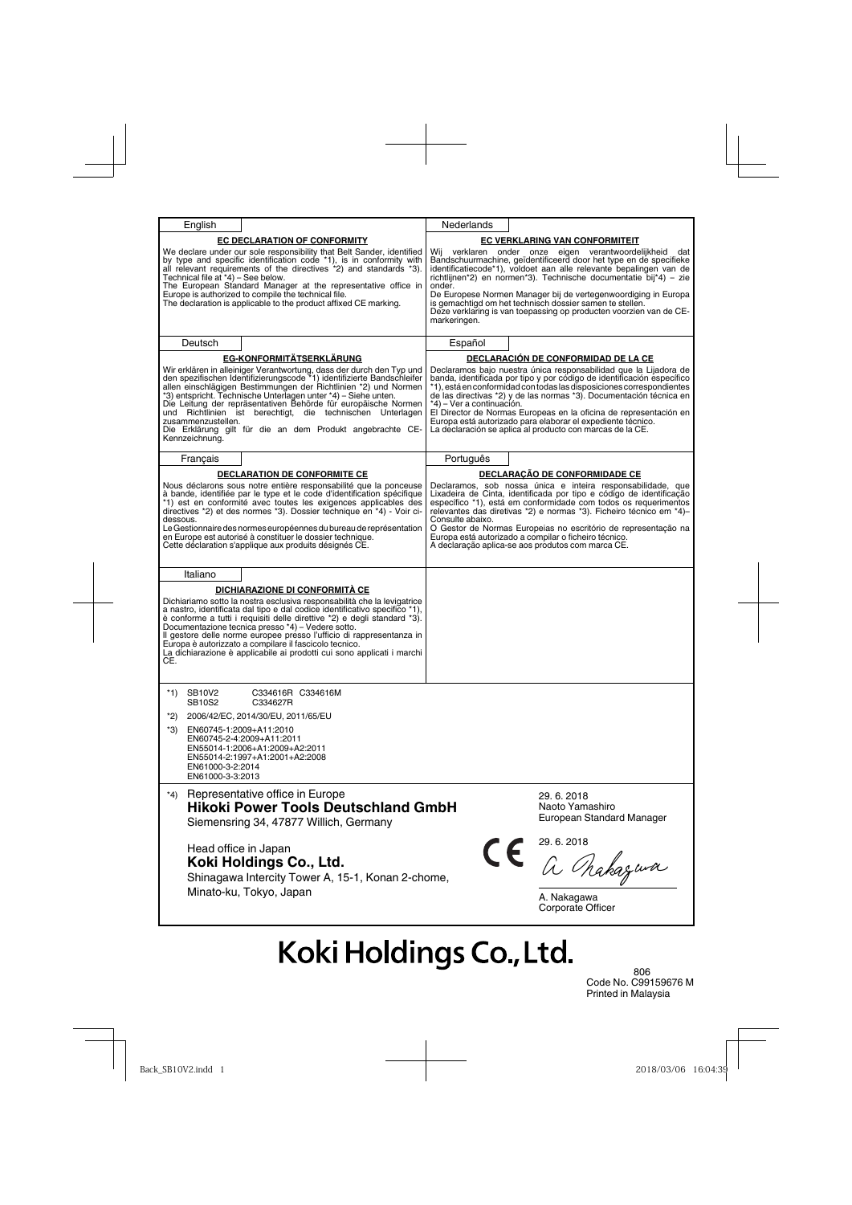## English

**EC DECLARATION OF CONFORMITY**

We declare under our sole responsibility that Belt Sander, identified by type and specific identification code *1), is in conformity with all relevant requirements of the directives *2) and standards *3). Technical file at *4) – See below.
The European Standard Manager at the representative office in Europe is authorized to compile the technical file.
The declaration is applicable to the product affixed CE marking.

## Nederlands

**EC VERKLARING VAN CONFORMITEIT**

Wij verklaren onder onze eigen verantwoordelijkheid dat Bandschuurmachine, geïdentificeerd door het type en de specifieke identificatiecode*1), voldoet aan alle relevante bepalingen van de richtlijnen*2) en normen*3). Technische documentatie bij*4) – zie onder.
De Europese Normen Manager bij de vertegenwoordiging in Europa is gemachtigd om het technisch dossier samen te stellen.
Deze verklaring is van toepassing op producten voorzien van de CE-markeringen.

## Deutsch

**EG-KONFORMITÄTSERKLÄRUNG**

Wir erklären in alleiniger Verantwortung, dass der durch den Typ und den spezifischen Identifizierungscode *1) identifizierte Bandschleifer allen einschlägigen Bestimmungen der Richtlinien *2) und Normen *3) entspricht. Technische Unterlagen unter *4) – Siehe unten.
Die Leitung der repräsentativen Behörde für europäische Normen und Richtlinien ist berechtigt, die technischen Unterlagen zusammenzustellen.
Die Erklärung gilt für die an dem Produkt angebrachte CE-Kennzeichnung.

## Español

**DECLARACIÓN DE CONFORMIDAD DE LA CE**

Declaramos bajo nuestra única responsabilidad que la Lijadora de banda, identificada por tipo y por código de identificación específico *1), está en conformidad con todas las disposiciones correspondientes de las directivas *2) y de las normas *3). Documentación técnica en *4) – Ver a continuación.
El Director de Normas Europeas en la oficina de representación en Europa está autorizado para elaborar el expediente técnico.
La declaración se aplica al producto con marcas de la CE.

## Français

**DECLARATION DE CONFORMITE CE**

Nous déclarons sous notre entière responsabilité que la ponceuse à bande, identifiée par le type et le code d'identification spécifique *1) est en conformité avec toutes les exigences applicables des directives *2) et des normes *3). Dossier technique en *4) - Voir ci-dessous.
Le Gestionnaire des normes européennes du bureau de représentation en Europe est autorisé à constituer le dossier technique.
Cette déclaration s'applique aux produits désignés CE.

## Português

**DECLARAÇÃO DE CONFORMIDADE CE**

Declaramos, sob nossa única e inteira responsabilidade, que Lixadeira de Cinta, identificada por tipo e código de identificação específico *1), está em conformidade com todos os requerimentos relevantes das diretivas *2) e normas *3). Ficheiro técnico em *4)– Consulte abaixo.
O Gestor de Normas Europeias no escritório de representação na Europa está autorizado a compilar o ficheiro técnico.
A declaração aplica-se aos produtos com marca CE.

## Italiano

**DICHIARAZIONE DI CONFORMITÀ CE**

Dichiariamo sotto la nostra esclusiva responsabilità che la levigatrice a nastro, identificata dal tipo e dal codice identificativo specifico *1), è conforme a tutti i requisiti delle direttive *2) e degli standard *3). Documentazione tecnica presso *4) – Vedere sotto.
Il gestore delle norme europee presso l'ufficio di rappresentanza in Europa è autorizzato a compilare il fascicolo tecnico.
La dichiarazione è applicabile ai prodotti cui sono applicati i marchi CE.

---

*1) SB10V2 C334616R C334616M
SB10S2 C334627R

*2) 2006/42/EC, 2014/30/EU, 2011/65/EU

*3) EN60745-1:2009+A11:2010
EN60745-2-4:2009+A11:2011
EN55014-1:2006+A1:2009+A2:2011
EN55014-2:1997+A1:2001+A2:2008
EN61000-3-2:2014
EN61000-3-3:2013

*4) Representative office in Europe
**Hikoki Power Tools Deutschland GmbH**
Siemensring 34, 47877 Willich, Germany

29. 6. 2018
Naoto Yamashiro
European Standard Manager

Head office in Japan
**Koki Holdings Co., Ltd.**
Shinagawa Intercity Tower A, 15-1, Konan 2-chome,
Minato-ku, Tokyo, Japan

CE

29. 6. 2018

A. Nakagawa
Corporate Officer

# Koki Holdings Co., Ltd.

806
Code No. C99159676 M
Printed in Malaysia